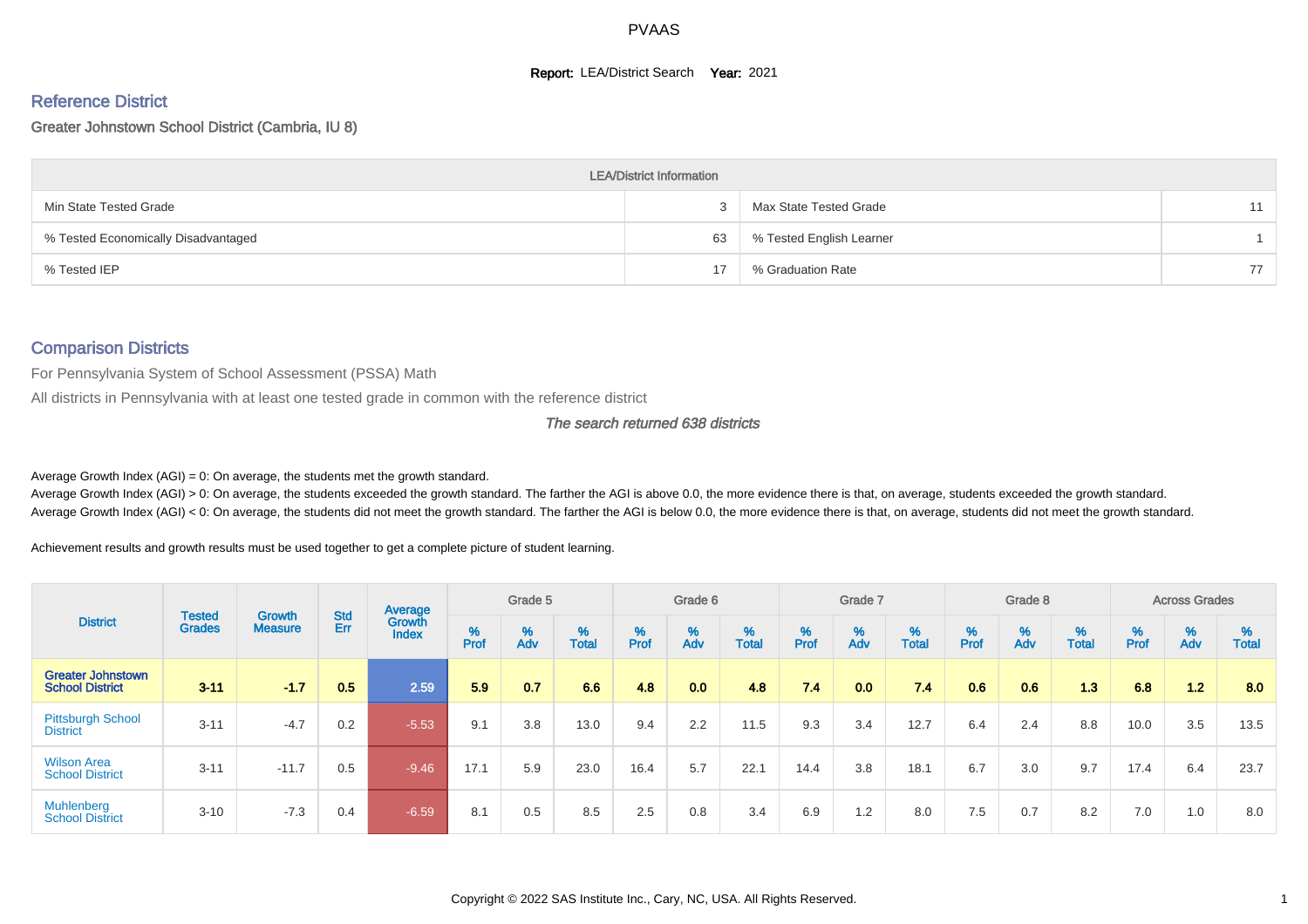PVAAS

**Report:** LEA/District Search **Year:** 2021

## Reference District

Greater Johnstown School District (Cambria, IU 8)

| LEA/District Information | | | |
|---|---|---|---|
| Min State Tested Grade | 3 | Max State Tested Grade | 11 |
| % Tested Economically Disadvantaged | 63 | % Tested English Learner | 1 |
| % Tested IEP | 17 | % Graduation Rate | 77 |

## Comparison Districts

For Pennsylvania System of School Assessment (PSSA) Math

All districts in Pennsylvania with at least one tested grade in common with the reference district

*The search returned 638 districts*

Average Growth Index (AGI) = 0: On average, the students met the growth standard.
Average Growth Index (AGI) > 0: On average, the students exceeded the growth standard. The farther the AGI is above 0.0, the more evidence there is that, on average, students exceeded the growth standard.
Average Growth Index (AGI) < 0: On average, the students did not meet the growth standard. The farther the AGI is below 0.0, the more evidence there is that, on average, students did not meet the growth standard.

Achievement results and growth results must be used together to get a complete picture of student learning.

| District | Tested Grades | Growth Measure | Std Err | Average Growth Index | Grade 5 | | | Grade 6 | | | Grade 7 | | | Grade 8 | | | Across Grades | | |
|---|---|---|---|---|---|---|---|---|---|---|---|---|---|---|---|---|---|---|---|
| | | | | | % Prof | % Adv | % Total | % Prof | % Adv | % Total | % Prof | % Adv | % Total | % Prof | % Adv | % Total | % Prof | % Adv | % Total |
| **Greater Johnstown School District** | **3-11** | **-1.7** | **0.5** | **2.59** | **5.9** | **0.7** | **6.6** | **4.8** | **0.0** | **4.8** | **7.4** | **0.0** | **7.4** | **0.6** | **0.6** | **1.3** | **6.8** | **1.2** | **8.0** |
| Pittsburgh School District | 3-11 | -4.7 | 0.2 | -5.53 | 9.1 | 3.8 | 13.0 | 9.4 | 2.2 | 11.5 | 9.3 | 3.4 | 12.7 | 6.4 | 2.4 | 8.8 | 10.0 | 3.5 | 13.5 |
| Wilson Area School District | 3-11 | -11.7 | 0.5 | -9.46 | 17.1 | 5.9 | 23.0 | 16.4 | 5.7 | 22.1 | 14.4 | 3.8 | 18.1 | 6.7 | 3.0 | 9.7 | 17.4 | 6.4 | 23.7 |
| Muhlenberg School District | 3-10 | -7.3 | 0.4 | -6.59 | 8.1 | 0.5 | 8.5 | 2.5 | 0.8 | 3.4 | 6.9 | 1.2 | 8.0 | 7.5 | 0.7 | 8.2 | 7.0 | 1.0 | 8.0 |

Copyright © 2022 SAS Institute Inc., Cary, NC, USA. All Rights Reserved.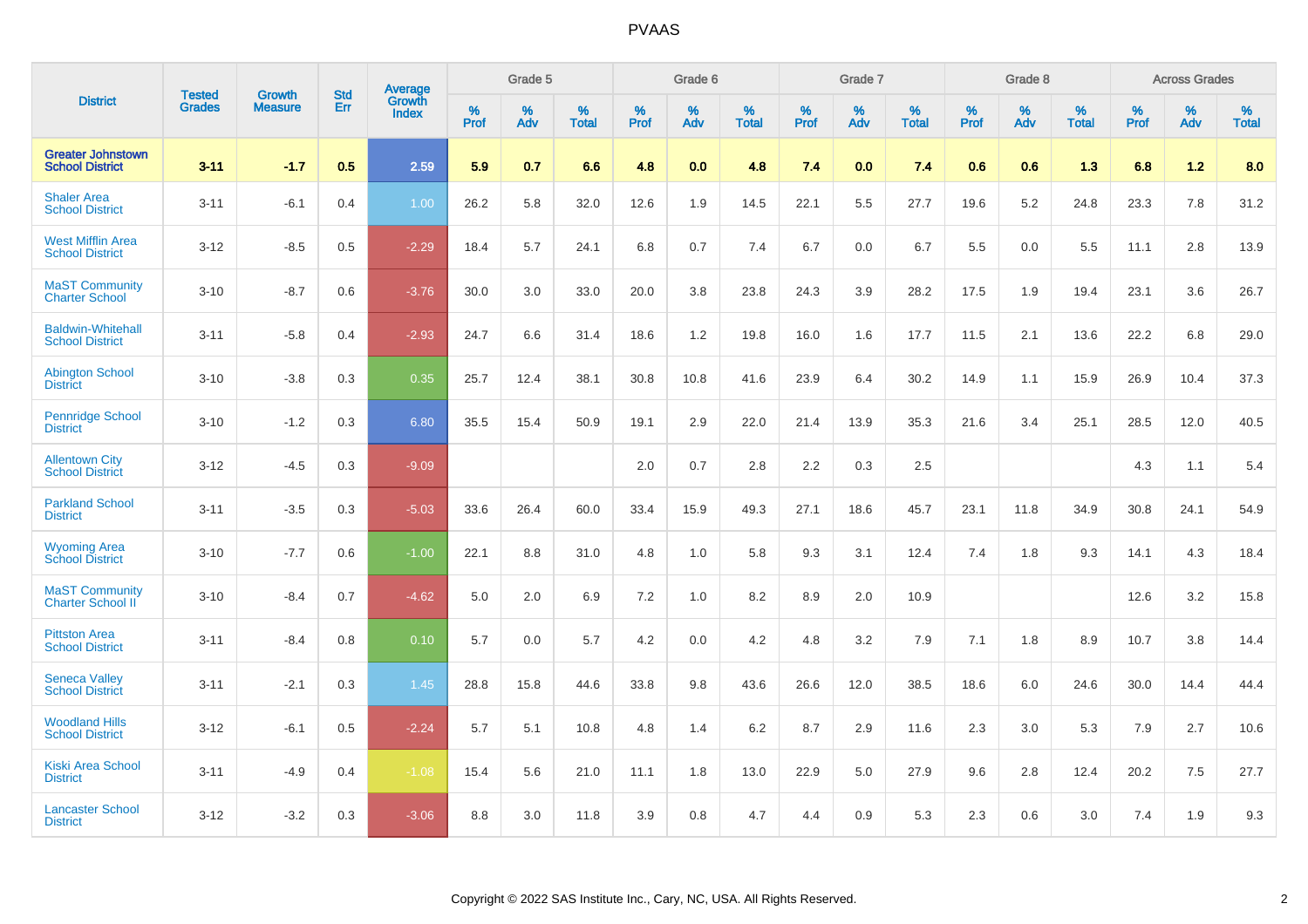# PVAAS

| District | Tested Grades | Growth Measure | Std Err | Average Growth Index | Grade 5 | | | Grade 6 | | | Grade 7 | | | Grade 8 | | | Across Grades | | |
|---|---|---|---|---|---|---|---|---|---|---|---|---|---|---|---|---|---|---|---|
| | | | | | % Prof | % Adv | % Total | % Prof | % Adv | % Total | % Prof | % Adv | % Total | % Prof | % Adv | % Total | % Prof | % Adv | % Total |
| **Greater Johnstown School District** | **3-11** | **-1.7** | **0.5** | **2.59** | **5.9** | **0.7** | **6.6** | **4.8** | **0.0** | **4.8** | **7.4** | **0.0** | **7.4** | **0.6** | **0.6** | **1.3** | **6.8** | **1.2** | **8.0** |
| Shaler Area School District | 3-11 | -6.1 | 0.4 | 1.00 | 26.2 | 5.8 | 32.0 | 12.6 | 1.9 | 14.5 | 22.1 | 5.5 | 27.7 | 19.6 | 5.2 | 24.8 | 23.3 | 7.8 | 31.2 |
| West Mifflin Area School District | 3-12 | -8.5 | 0.5 | -2.29 | 18.4 | 5.7 | 24.1 | 6.8 | 0.7 | 7.4 | 6.7 | 0.0 | 6.7 | 5.5 | 0.0 | 5.5 | 11.1 | 2.8 | 13.9 |
| MaST Community Charter School | 3-10 | -8.7 | 0.6 | -3.76 | 30.0 | 3.0 | 33.0 | 20.0 | 3.8 | 23.8 | 24.3 | 3.9 | 28.2 | 17.5 | 1.9 | 19.4 | 23.1 | 3.6 | 26.7 |
| Baldwin-Whitehall School District | 3-11 | -5.8 | 0.4 | -2.93 | 24.7 | 6.6 | 31.4 | 18.6 | 1.2 | 19.8 | 16.0 | 1.6 | 17.7 | 11.5 | 2.1 | 13.6 | 22.2 | 6.8 | 29.0 |
| Abington School District | 3-10 | -3.8 | 0.3 | 0.35 | 25.7 | 12.4 | 38.1 | 30.8 | 10.8 | 41.6 | 23.9 | 6.4 | 30.2 | 14.9 | 1.1 | 15.9 | 26.9 | 10.4 | 37.3 |
| Pennridge School District | 3-10 | -1.2 | 0.3 | 6.80 | 35.5 | 15.4 | 50.9 | 19.1 | 2.9 | 22.0 | 21.4 | 13.9 | 35.3 | 21.6 | 3.4 | 25.1 | 28.5 | 12.0 | 40.5 |
| Allentown City School District | 3-12 | -4.5 | 0.3 | -9.09 | | | | 2.0 | 0.7 | 2.8 | 2.2 | 0.3 | 2.5 | | | | 4.3 | 1.1 | 5.4 |
| Parkland School District | 3-11 | -3.5 | 0.3 | -5.03 | 33.6 | 26.4 | 60.0 | 33.4 | 15.9 | 49.3 | 27.1 | 18.6 | 45.7 | 23.1 | 11.8 | 34.9 | 30.8 | 24.1 | 54.9 |
| Wyoming Area School District | 3-10 | -7.7 | 0.6 | -1.00 | 22.1 | 8.8 | 31.0 | 4.8 | 1.0 | 5.8 | 9.3 | 3.1 | 12.4 | 7.4 | 1.8 | 9.3 | 14.1 | 4.3 | 18.4 |
| MaST Community Charter School II | 3-10 | -8.4 | 0.7 | -4.62 | 5.0 | 2.0 | 6.9 | 7.2 | 1.0 | 8.2 | 8.9 | 2.0 | 10.9 | | | | 12.6 | 3.2 | 15.8 |
| Pittston Area School District | 3-11 | -8.4 | 0.8 | 0.10 | 5.7 | 0.0 | 5.7 | 4.2 | 0.0 | 4.2 | 4.8 | 3.2 | 7.9 | 7.1 | 1.8 | 8.9 | 10.7 | 3.8 | 14.4 |
| Seneca Valley School District | 3-11 | -2.1 | 0.3 | 1.45 | 28.8 | 15.8 | 44.6 | 33.8 | 9.8 | 43.6 | 26.6 | 12.0 | 38.5 | 18.6 | 6.0 | 24.6 | 30.0 | 14.4 | 44.4 |
| Woodland Hills School District | 3-12 | -6.1 | 0.5 | -2.24 | 5.7 | 5.1 | 10.8 | 4.8 | 1.4 | 6.2 | 8.7 | 2.9 | 11.6 | 2.3 | 3.0 | 5.3 | 7.9 | 2.7 | 10.6 |
| Kiski Area School District | 3-11 | -4.9 | 0.4 | -1.08 | 15.4 | 5.6 | 21.0 | 11.1 | 1.8 | 13.0 | 22.9 | 5.0 | 27.9 | 9.6 | 2.8 | 12.4 | 20.2 | 7.5 | 27.7 |
| Lancaster School District | 3-12 | -3.2 | 0.3 | -3.06 | 8.8 | 3.0 | 11.8 | 3.9 | 0.8 | 4.7 | 4.4 | 0.9 | 5.3 | 2.3 | 0.6 | 3.0 | 7.4 | 1.9 | 9.3 |

Copyright © 2022 SAS Institute Inc., Cary, NC, USA. All Rights Reserved.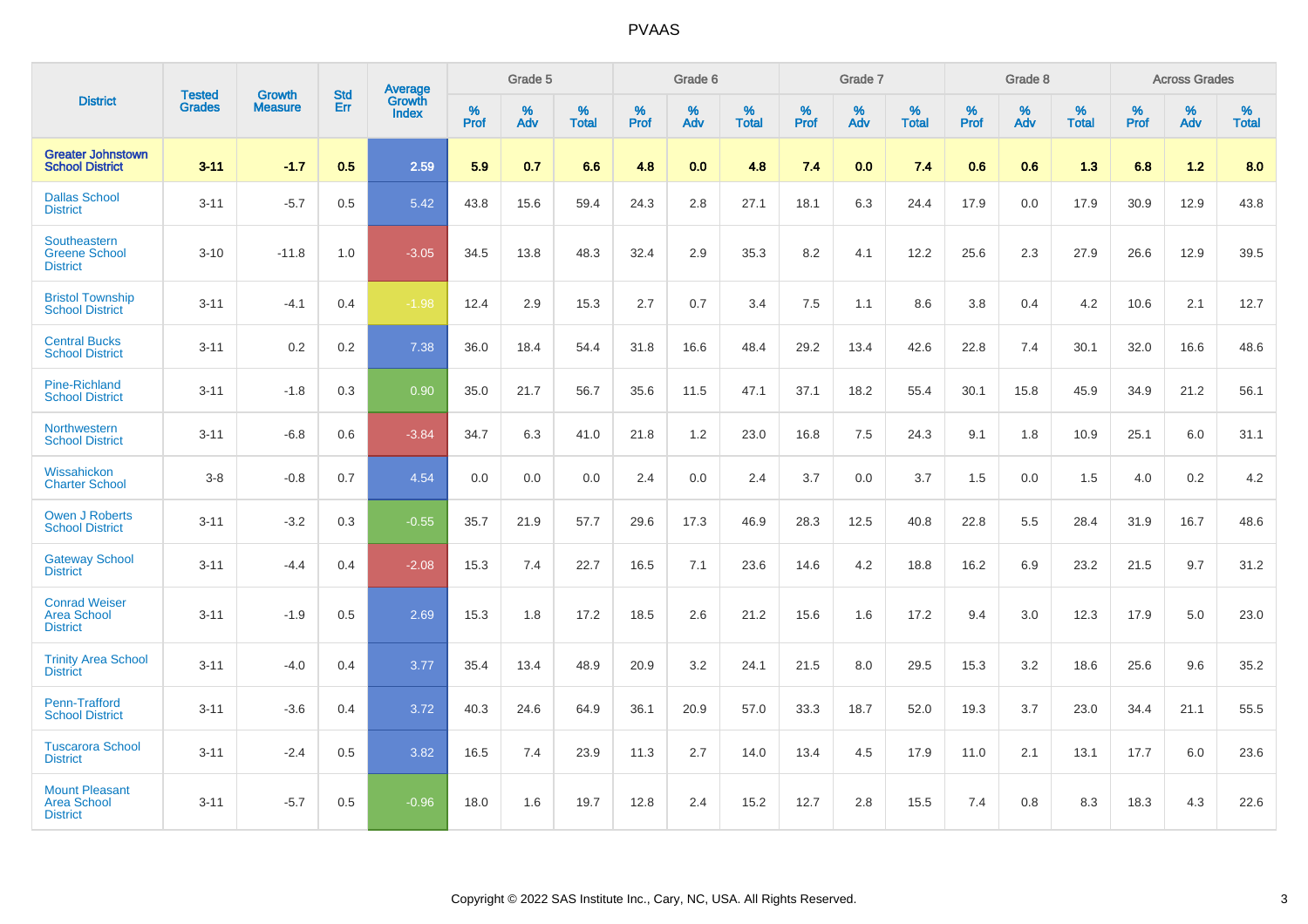# PVAAS

| District | Tested Grades | Growth Measure | Std Err | Average Growth Index | Grade 5 | | | Grade 6 | | | Grade 7 | | | Grade 8 | | | Across Grades | | |
|---|---|---|---|---|---|---|---|---|---|---|---|---|---|---|---|---|---|---|---|
| | | | | | % Prof | % Adv | % Total | % Prof | % Adv | % Total | % Prof | % Adv | % Total | % Prof | % Adv | % Total | % Prof | % Adv | % Total |
| **Greater Johnstown School District** | **3-11** | **-1.7** | **0.5** | **2.59** | **5.9** | **0.7** | **6.6** | **4.8** | **0.0** | **4.8** | **7.4** | **0.0** | **7.4** | **0.6** | **0.6** | **1.3** | **6.8** | **1.2** | **8.0** |
| Dallas School District | 3-11 | -5.7 | 0.5 | 5.42 | 43.8 | 15.6 | 59.4 | 24.3 | 2.8 | 27.1 | 18.1 | 6.3 | 24.4 | 17.9 | 0.0 | 17.9 | 30.9 | 12.9 | 43.8 |
| Southeastern Greene School District | 3-10 | -11.8 | 1.0 | -3.05 | 34.5 | 13.8 | 48.3 | 32.4 | 2.9 | 35.3 | 8.2 | 4.1 | 12.2 | 25.6 | 2.3 | 27.9 | 26.6 | 12.9 | 39.5 |
| Bristol Township School District | 3-11 | -4.1 | 0.4 | -1.98 | 12.4 | 2.9 | 15.3 | 2.7 | 0.7 | 3.4 | 7.5 | 1.1 | 8.6 | 3.8 | 0.4 | 4.2 | 10.6 | 2.1 | 12.7 |
| Central Bucks School District | 3-11 | 0.2 | 0.2 | 7.38 | 36.0 | 18.4 | 54.4 | 31.8 | 16.6 | 48.4 | 29.2 | 13.4 | 42.6 | 22.8 | 7.4 | 30.1 | 32.0 | 16.6 | 48.6 |
| Pine-Richland School District | 3-11 | -1.8 | 0.3 | 0.90 | 35.0 | 21.7 | 56.7 | 35.6 | 11.5 | 47.1 | 37.1 | 18.2 | 55.4 | 30.1 | 15.8 | 45.9 | 34.9 | 21.2 | 56.1 |
| Northwestern School District | 3-11 | -6.8 | 0.6 | -3.84 | 34.7 | 6.3 | 41.0 | 21.8 | 1.2 | 23.0 | 16.8 | 7.5 | 24.3 | 9.1 | 1.8 | 10.9 | 25.1 | 6.0 | 31.1 |
| Wissahickon Charter School | 3-8 | -0.8 | 0.7 | 4.54 | 0.0 | 0.0 | 0.0 | 2.4 | 0.0 | 2.4 | 3.7 | 0.0 | 3.7 | 1.5 | 0.0 | 1.5 | 4.0 | 0.2 | 4.2 |
| Owen J Roberts School District | 3-11 | -3.2 | 0.3 | -0.55 | 35.7 | 21.9 | 57.7 | 29.6 | 17.3 | 46.9 | 28.3 | 12.5 | 40.8 | 22.8 | 5.5 | 28.4 | 31.9 | 16.7 | 48.6 |
| Gateway School District | 3-11 | -4.4 | 0.4 | -2.08 | 15.3 | 7.4 | 22.7 | 16.5 | 7.1 | 23.6 | 14.6 | 4.2 | 18.8 | 16.2 | 6.9 | 23.2 | 21.5 | 9.7 | 31.2 |
| Conrad Weiser Area School District | 3-11 | -1.9 | 0.5 | 2.69 | 15.3 | 1.8 | 17.2 | 18.5 | 2.6 | 21.2 | 15.6 | 1.6 | 17.2 | 9.4 | 3.0 | 12.3 | 17.9 | 5.0 | 23.0 |
| Trinity Area School District | 3-11 | -4.0 | 0.4 | 3.77 | 35.4 | 13.4 | 48.9 | 20.9 | 3.2 | 24.1 | 21.5 | 8.0 | 29.5 | 15.3 | 3.2 | 18.6 | 25.6 | 9.6 | 35.2 |
| Penn-Trafford School District | 3-11 | -3.6 | 0.4 | 3.72 | 40.3 | 24.6 | 64.9 | 36.1 | 20.9 | 57.0 | 33.3 | 18.7 | 52.0 | 19.3 | 3.7 | 23.0 | 34.4 | 21.1 | 55.5 |
| Tuscarora School District | 3-11 | -2.4 | 0.5 | 3.82 | 16.5 | 7.4 | 23.9 | 11.3 | 2.7 | 14.0 | 13.4 | 4.5 | 17.9 | 11.0 | 2.1 | 13.1 | 17.7 | 6.0 | 23.6 |
| Mount Pleasant Area School District | 3-11 | -5.7 | 0.5 | -0.96 | 18.0 | 1.6 | 19.7 | 12.8 | 2.4 | 15.2 | 12.7 | 2.8 | 15.5 | 7.4 | 0.8 | 8.3 | 18.3 | 4.3 | 22.6 |

Copyright © 2022 SAS Institute Inc., Cary, NC, USA. All Rights Reserved.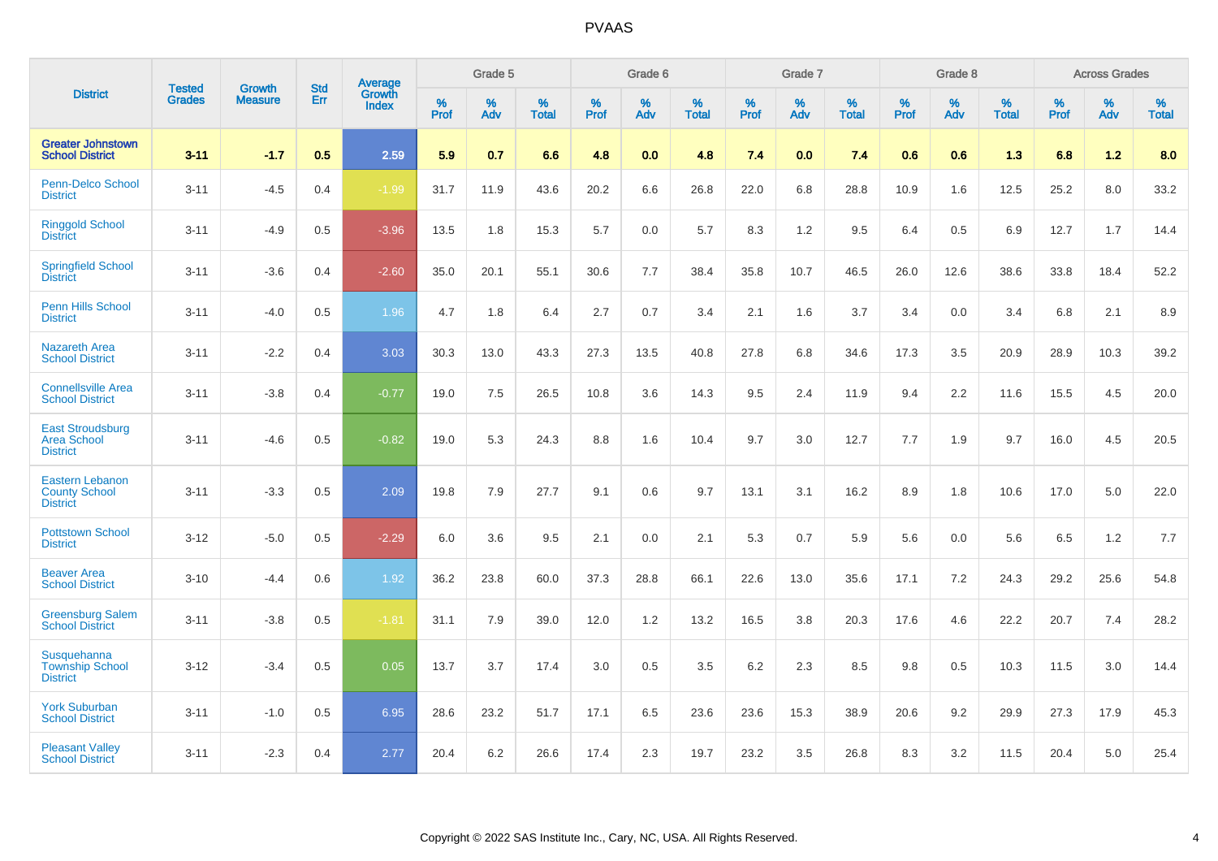# PVAAS

| District | Tested Grades | Growth Measure | Std Err | Average Growth Index | Grade 5 | | | Grade 6 | | | Grade 7 | | | Grade 8 | | | Across Grades | | |
|---|---|---|---|---|---|---|---|---|---|---|---|---|---|---|---|---|---|---|---|
| | | | | | % Prof | % Adv | % Total | % Prof | % Adv | % Total | % Prof | % Adv | % Total | % Prof | % Adv | % Total | % Prof | % Adv | % Total |
| **Greater Johnstown School District** | **3-11** | **-1.7** | **0.5** | **2.59** | **5.9** | **0.7** | **6.6** | **4.8** | **0.0** | **4.8** | **7.4** | **0.0** | **7.4** | **0.6** | **0.6** | **1.3** | **6.8** | **1.2** | **8.0** |
| Penn-Delco School District | 3-11 | -4.5 | 0.4 | -1.99 | 31.7 | 11.9 | 43.6 | 20.2 | 6.6 | 26.8 | 22.0 | 6.8 | 28.8 | 10.9 | 1.6 | 12.5 | 25.2 | 8.0 | 33.2 |
| Ringgold School District | 3-11 | -4.9 | 0.5 | -3.96 | 13.5 | 1.8 | 15.3 | 5.7 | 0.0 | 5.7 | 8.3 | 1.2 | 9.5 | 6.4 | 0.5 | 6.9 | 12.7 | 1.7 | 14.4 |
| Springfield School District | 3-11 | -3.6 | 0.4 | -2.60 | 35.0 | 20.1 | 55.1 | 30.6 | 7.7 | 38.4 | 35.8 | 10.7 | 46.5 | 26.0 | 12.6 | 38.6 | 33.8 | 18.4 | 52.2 |
| Penn Hills School District | 3-11 | -4.0 | 0.5 | 1.96 | 4.7 | 1.8 | 6.4 | 2.7 | 0.7 | 3.4 | 2.1 | 1.6 | 3.7 | 3.4 | 0.0 | 3.4 | 6.8 | 2.1 | 8.9 |
| Nazareth Area School District | 3-11 | -2.2 | 0.4 | 3.03 | 30.3 | 13.0 | 43.3 | 27.3 | 13.5 | 40.8 | 27.8 | 6.8 | 34.6 | 17.3 | 3.5 | 20.9 | 28.9 | 10.3 | 39.2 |
| Connellsville Area School District | 3-11 | -3.8 | 0.4 | -0.77 | 19.0 | 7.5 | 26.5 | 10.8 | 3.6 | 14.3 | 9.5 | 2.4 | 11.9 | 9.4 | 2.2 | 11.6 | 15.5 | 4.5 | 20.0 |
| East Stroudsburg Area School District | 3-11 | -4.6 | 0.5 | -0.82 | 19.0 | 5.3 | 24.3 | 8.8 | 1.6 | 10.4 | 9.7 | 3.0 | 12.7 | 7.7 | 1.9 | 9.7 | 16.0 | 4.5 | 20.5 |
| Eastern Lebanon County School District | 3-11 | -3.3 | 0.5 | 2.09 | 19.8 | 7.9 | 27.7 | 9.1 | 0.6 | 9.7 | 13.1 | 3.1 | 16.2 | 8.9 | 1.8 | 10.6 | 17.0 | 5.0 | 22.0 |
| Pottstown School District | 3-12 | -5.0 | 0.5 | -2.29 | 6.0 | 3.6 | 9.5 | 2.1 | 0.0 | 2.1 | 5.3 | 0.7 | 5.9 | 5.6 | 0.0 | 5.6 | 6.5 | 1.2 | 7.7 |
| Beaver Area School District | 3-10 | -4.4 | 0.6 | 1.92 | 36.2 | 23.8 | 60.0 | 37.3 | 28.8 | 66.1 | 22.6 | 13.0 | 35.6 | 17.1 | 7.2 | 24.3 | 29.2 | 25.6 | 54.8 |
| Greensburg Salem School District | 3-11 | -3.8 | 0.5 | -1.81 | 31.1 | 7.9 | 39.0 | 12.0 | 1.2 | 13.2 | 16.5 | 3.8 | 20.3 | 17.6 | 4.6 | 22.2 | 20.7 | 7.4 | 28.2 |
| Susquehanna Township School District | 3-12 | -3.4 | 0.5 | 0.05 | 13.7 | 3.7 | 17.4 | 3.0 | 0.5 | 3.5 | 6.2 | 2.3 | 8.5 | 9.8 | 0.5 | 10.3 | 11.5 | 3.0 | 14.4 |
| York Suburban School District | 3-11 | -1.0 | 0.5 | 6.95 | 28.6 | 23.2 | 51.7 | 17.1 | 6.5 | 23.6 | 23.6 | 15.3 | 38.9 | 20.6 | 9.2 | 29.9 | 27.3 | 17.9 | 45.3 |
| Pleasant Valley School District | 3-11 | -2.3 | 0.4 | 2.77 | 20.4 | 6.2 | 26.6 | 17.4 | 2.3 | 19.7 | 23.2 | 3.5 | 26.8 | 8.3 | 3.2 | 11.5 | 20.4 | 5.0 | 25.4 |

Copyright © 2022 SAS Institute Inc., Cary, NC, USA. All Rights Reserved.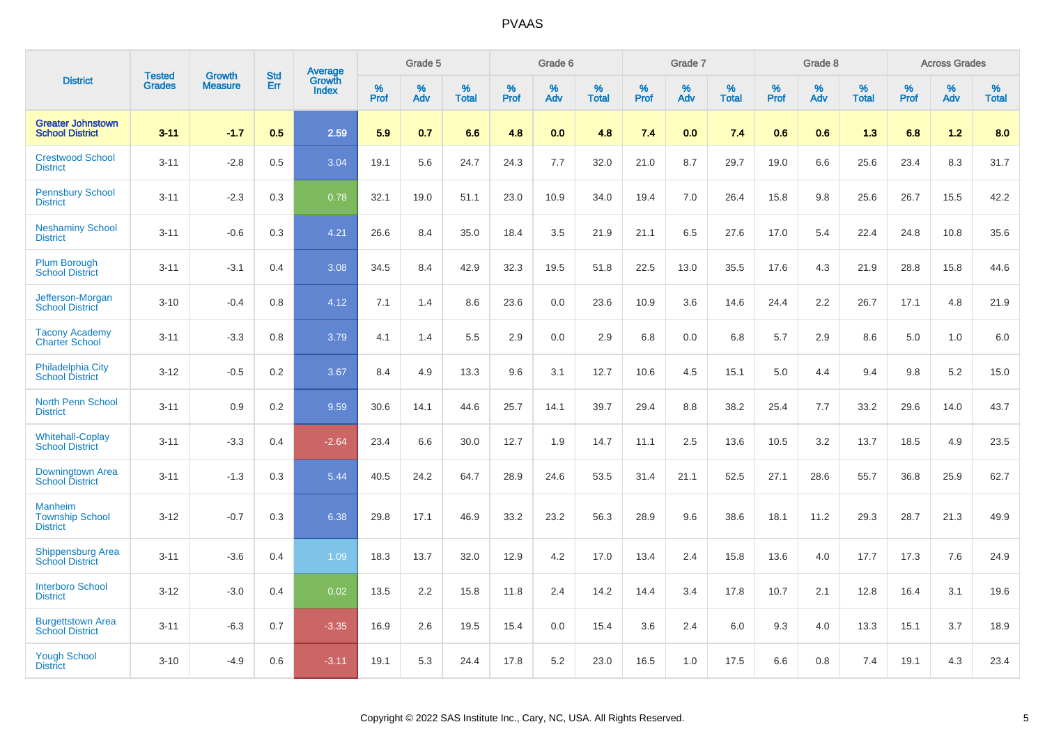# PVAAS

| District | Tested Grades | Growth Measure | Std Err | Average Growth Index | Grade 5 | | | Grade 6 | | | Grade 7 | | | Grade 8 | | | Across Grades | | |
|---|---|---|---|---|---|---|---|---|---|---|---|---|---|---|---|---|---|---|---|
| | | | | | % Prof | % Adv | % Total | % Prof | % Adv | % Total | % Prof | % Adv | % Total | % Prof | % Adv | % Total | % Prof | % Adv | % Total |
| **Greater Johnstown School District** | **3-11** | **-1.7** | **0.5** | **2.59** | **5.9** | **0.7** | **6.6** | **4.8** | **0.0** | **4.8** | **7.4** | **0.0** | **7.4** | **0.6** | **0.6** | **1.3** | **6.8** | **1.2** | **8.0** |
| Crestwood School District | 3-11 | -2.8 | 0.5 | 3.04 | 19.1 | 5.6 | 24.7 | 24.3 | 7.7 | 32.0 | 21.0 | 8.7 | 29.7 | 19.0 | 6.6 | 25.6 | 23.4 | 8.3 | 31.7 |
| Pennsbury School District | 3-11 | -2.3 | 0.3 | 0.78 | 32.1 | 19.0 | 51.1 | 23.0 | 10.9 | 34.0 | 19.4 | 7.0 | 26.4 | 15.8 | 9.8 | 25.6 | 26.7 | 15.5 | 42.2 |
| Neshaminy School District | 3-11 | -0.6 | 0.3 | 4.21 | 26.6 | 8.4 | 35.0 | 18.4 | 3.5 | 21.9 | 21.1 | 6.5 | 27.6 | 17.0 | 5.4 | 22.4 | 24.8 | 10.8 | 35.6 |
| Plum Borough School District | 3-11 | -3.1 | 0.4 | 3.08 | 34.5 | 8.4 | 42.9 | 32.3 | 19.5 | 51.8 | 22.5 | 13.0 | 35.5 | 17.6 | 4.3 | 21.9 | 28.8 | 15.8 | 44.6 |
| Jefferson-Morgan School District | 3-10 | -0.4 | 0.8 | 4.12 | 7.1 | 1.4 | 8.6 | 23.6 | 0.0 | 23.6 | 10.9 | 3.6 | 14.6 | 24.4 | 2.2 | 26.7 | 17.1 | 4.8 | 21.9 |
| Tacony Academy Charter School | 3-11 | -3.3 | 0.8 | 3.79 | 4.1 | 1.4 | 5.5 | 2.9 | 0.0 | 2.9 | 6.8 | 0.0 | 6.8 | 5.7 | 2.9 | 8.6 | 5.0 | 1.0 | 6.0 |
| Philadelphia City School District | 3-12 | -0.5 | 0.2 | 3.67 | 8.4 | 4.9 | 13.3 | 9.6 | 3.1 | 12.7 | 10.6 | 4.5 | 15.1 | 5.0 | 4.4 | 9.4 | 9.8 | 5.2 | 15.0 |
| North Penn School District | 3-11 | 0.9 | 0.2 | 9.59 | 30.6 | 14.1 | 44.6 | 25.7 | 14.1 | 39.7 | 29.4 | 8.8 | 38.2 | 25.4 | 7.7 | 33.2 | 29.6 | 14.0 | 43.7 |
| Whitehall-Coplay School District | 3-11 | -3.3 | 0.4 | -2.64 | 23.4 | 6.6 | 30.0 | 12.7 | 1.9 | 14.7 | 11.1 | 2.5 | 13.6 | 10.5 | 3.2 | 13.7 | 18.5 | 4.9 | 23.5 |
| Downingtown Area School District | 3-11 | -1.3 | 0.3 | 5.44 | 40.5 | 24.2 | 64.7 | 28.9 | 24.6 | 53.5 | 31.4 | 21.1 | 52.5 | 27.1 | 28.6 | 55.7 | 36.8 | 25.9 | 62.7 |
| Manheim Township School District | 3-12 | -0.7 | 0.3 | 6.38 | 29.8 | 17.1 | 46.9 | 33.2 | 23.2 | 56.3 | 28.9 | 9.6 | 38.6 | 18.1 | 11.2 | 29.3 | 28.7 | 21.3 | 49.9 |
| Shippensburg Area School District | 3-11 | -3.6 | 0.4 | 1.09 | 18.3 | 13.7 | 32.0 | 12.9 | 4.2 | 17.0 | 13.4 | 2.4 | 15.8 | 13.6 | 4.0 | 17.7 | 17.3 | 7.6 | 24.9 |
| Interboro School District | 3-12 | -3.0 | 0.4 | 0.02 | 13.5 | 2.2 | 15.8 | 11.8 | 2.4 | 14.2 | 14.4 | 3.4 | 17.8 | 10.7 | 2.1 | 12.8 | 16.4 | 3.1 | 19.6 |
| Burgettstown Area School District | 3-11 | -6.3 | 0.7 | -3.35 | 16.9 | 2.6 | 19.5 | 15.4 | 0.0 | 15.4 | 3.6 | 2.4 | 6.0 | 9.3 | 4.0 | 13.3 | 15.1 | 3.7 | 18.9 |
| Yough School District | 3-10 | -4.9 | 0.6 | -3.11 | 19.1 | 5.3 | 24.4 | 17.8 | 5.2 | 23.0 | 16.5 | 1.0 | 17.5 | 6.6 | 0.8 | 7.4 | 19.1 | 4.3 | 23.4 |

Copyright © 2022 SAS Institute Inc., Cary, NC, USA. All Rights Reserved.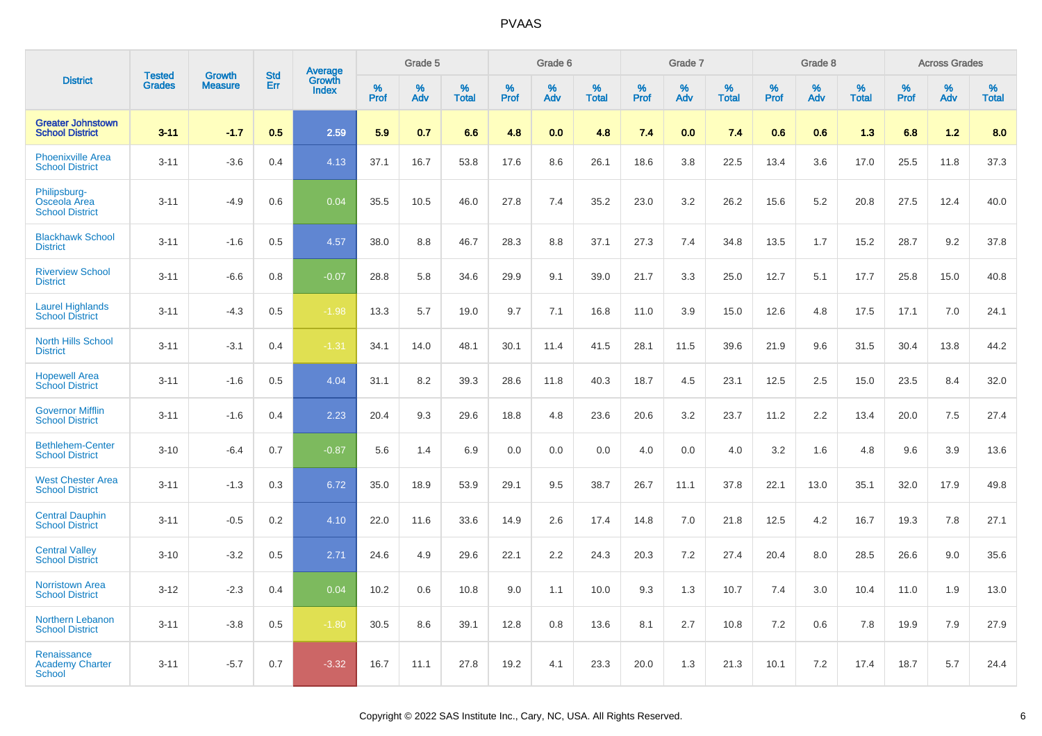# PVAAS

| District | Tested Grades | Growth Measure | Std Err | Average Growth Index | Grade 5 | | | Grade 6 | | | Grade 7 | | | Grade 8 | | | Across Grades | | |
|---|---|---|---|---|---|---|---|---|---|---|---|---|---|---|---|---|---|---|---|
| | | | | | % Prof | % Adv | % Total | % Prof | % Adv | % Total | % Prof | % Adv | % Total | % Prof | % Adv | % Total | % Prof | % Adv | % Total |
| **Greater Johnstown School District** | **3-11** | **-1.7** | **0.5** | **2.59** | **5.9** | **0.7** | **6.6** | **4.8** | **0.0** | **4.8** | **7.4** | **0.0** | **7.4** | **0.6** | **0.6** | **1.3** | **6.8** | **1.2** | **8.0** |
| Phoenixville Area School District | 3-11 | -3.6 | 0.4 | 4.13 | 37.1 | 16.7 | 53.8 | 17.6 | 8.6 | 26.1 | 18.6 | 3.8 | 22.5 | 13.4 | 3.6 | 17.0 | 25.5 | 11.8 | 37.3 |
| Philipsburg-Osceola Area School District | 3-11 | -4.9 | 0.6 | 0.04 | 35.5 | 10.5 | 46.0 | 27.8 | 7.4 | 35.2 | 23.0 | 3.2 | 26.2 | 15.6 | 5.2 | 20.8 | 27.5 | 12.4 | 40.0 |
| Blackhawk School District | 3-11 | -1.6 | 0.5 | 4.57 | 38.0 | 8.8 | 46.7 | 28.3 | 8.8 | 37.1 | 27.3 | 7.4 | 34.8 | 13.5 | 1.7 | 15.2 | 28.7 | 9.2 | 37.8 |
| Riverview School District | 3-11 | -6.6 | 0.8 | -0.07 | 28.8 | 5.8 | 34.6 | 29.9 | 9.1 | 39.0 | 21.7 | 3.3 | 25.0 | 12.7 | 5.1 | 17.7 | 25.8 | 15.0 | 40.8 |
| Laurel Highlands School District | 3-11 | -4.3 | 0.5 | -1.98 | 13.3 | 5.7 | 19.0 | 9.7 | 7.1 | 16.8 | 11.0 | 3.9 | 15.0 | 12.6 | 4.8 | 17.5 | 17.1 | 7.0 | 24.1 |
| North Hills School District | 3-11 | -3.1 | 0.4 | -1.31 | 34.1 | 14.0 | 48.1 | 30.1 | 11.4 | 41.5 | 28.1 | 11.5 | 39.6 | 21.9 | 9.6 | 31.5 | 30.4 | 13.8 | 44.2 |
| Hopewell Area School District | 3-11 | -1.6 | 0.5 | 4.04 | 31.1 | 8.2 | 39.3 | 28.6 | 11.8 | 40.3 | 18.7 | 4.5 | 23.1 | 12.5 | 2.5 | 15.0 | 23.5 | 8.4 | 32.0 |
| Governor Mifflin School District | 3-11 | -1.6 | 0.4 | 2.23 | 20.4 | 9.3 | 29.6 | 18.8 | 4.8 | 23.6 | 20.6 | 3.2 | 23.7 | 11.2 | 2.2 | 13.4 | 20.0 | 7.5 | 27.4 |
| Bethlehem-Center School District | 3-10 | -6.4 | 0.7 | -0.87 | 5.6 | 1.4 | 6.9 | 0.0 | 0.0 | 0.0 | 4.0 | 0.0 | 4.0 | 3.2 | 1.6 | 4.8 | 9.6 | 3.9 | 13.6 |
| West Chester Area School District | 3-11 | -1.3 | 0.3 | 6.72 | 35.0 | 18.9 | 53.9 | 29.1 | 9.5 | 38.7 | 26.7 | 11.1 | 37.8 | 22.1 | 13.0 | 35.1 | 32.0 | 17.9 | 49.8 |
| Central Dauphin School District | 3-11 | -0.5 | 0.2 | 4.10 | 22.0 | 11.6 | 33.6 | 14.9 | 2.6 | 17.4 | 14.8 | 7.0 | 21.8 | 12.5 | 4.2 | 16.7 | 19.3 | 7.8 | 27.1 |
| Central Valley School District | 3-10 | -3.2 | 0.5 | 2.71 | 24.6 | 4.9 | 29.6 | 22.1 | 2.2 | 24.3 | 20.3 | 7.2 | 27.4 | 20.4 | 8.0 | 28.5 | 26.6 | 9.0 | 35.6 |
| Norristown Area School District | 3-12 | -2.3 | 0.4 | 0.04 | 10.2 | 0.6 | 10.8 | 9.0 | 1.1 | 10.0 | 9.3 | 1.3 | 10.7 | 7.4 | 3.0 | 10.4 | 11.0 | 1.9 | 13.0 |
| Northern Lebanon School District | 3-11 | -3.8 | 0.5 | -1.80 | 30.5 | 8.6 | 39.1 | 12.8 | 0.8 | 13.6 | 8.1 | 2.7 | 10.8 | 7.2 | 0.6 | 7.8 | 19.9 | 7.9 | 27.9 |
| Renaissance Academy Charter School | 3-11 | -5.7 | 0.7 | -3.32 | 16.7 | 11.1 | 27.8 | 19.2 | 4.1 | 23.3 | 20.0 | 1.3 | 21.3 | 10.1 | 7.2 | 17.4 | 18.7 | 5.7 | 24.4 |

Copyright © 2022 SAS Institute Inc., Cary, NC, USA. All Rights Reserved.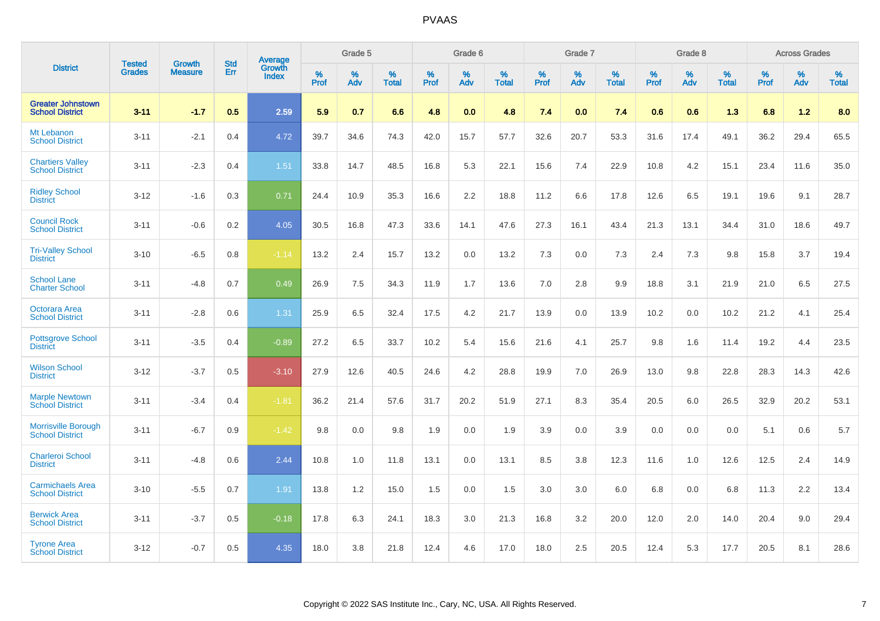# PVAAS

| District | Tested Grades | Growth Measure | Std Err | Average Growth Index | Grade 5 | | | Grade 6 | | | Grade 7 | | | Grade 8 | | | Across Grades | | |
|---|---|---|---|---|---|---|---|---|---|---|---|---|---|---|---|---|---|---|---|
| | | | | | % Prof | % Adv | % Total | % Prof | % Adv | % Total | % Prof | % Adv | % Total | % Prof | % Adv | % Total | % Prof | % Adv | % Total |
| **Greater Johnstown School District** | **3-11** | **-1.7** | **0.5** | **2.59** | **5.9** | **0.7** | **6.6** | **4.8** | **0.0** | **4.8** | **7.4** | **0.0** | **7.4** | **0.6** | **0.6** | **1.3** | **6.8** | **1.2** | **8.0** |
| Mt Lebanon School District | 3-11 | -2.1 | 0.4 | 4.72 | 39.7 | 34.6 | 74.3 | 42.0 | 15.7 | 57.7 | 32.6 | 20.7 | 53.3 | 31.6 | 17.4 | 49.1 | 36.2 | 29.4 | 65.5 |
| Chartiers Valley School District | 3-11 | -2.3 | 0.4 | 1.51 | 33.8 | 14.7 | 48.5 | 16.8 | 5.3 | 22.1 | 15.6 | 7.4 | 22.9 | 10.8 | 4.2 | 15.1 | 23.4 | 11.6 | 35.0 |
| Ridley School District | 3-12 | -1.6 | 0.3 | 0.71 | 24.4 | 10.9 | 35.3 | 16.6 | 2.2 | 18.8 | 11.2 | 6.6 | 17.8 | 12.6 | 6.5 | 19.1 | 19.6 | 9.1 | 28.7 |
| Council Rock School District | 3-11 | -0.6 | 0.2 | 4.05 | 30.5 | 16.8 | 47.3 | 33.6 | 14.1 | 47.6 | 27.3 | 16.1 | 43.4 | 21.3 | 13.1 | 34.4 | 31.0 | 18.6 | 49.7 |
| Tri-Valley School District | 3-10 | -6.5 | 0.8 | -1.14 | 13.2 | 2.4 | 15.7 | 13.2 | 0.0 | 13.2 | 7.3 | 0.0 | 7.3 | 2.4 | 7.3 | 9.8 | 15.8 | 3.7 | 19.4 |
| School Lane Charter School | 3-11 | -4.8 | 0.7 | 0.49 | 26.9 | 7.5 | 34.3 | 11.9 | 1.7 | 13.6 | 7.0 | 2.8 | 9.9 | 18.8 | 3.1 | 21.9 | 21.0 | 6.5 | 27.5 |
| Octorara Area School District | 3-11 | -2.8 | 0.6 | 1.31 | 25.9 | 6.5 | 32.4 | 17.5 | 4.2 | 21.7 | 13.9 | 0.0 | 13.9 | 10.2 | 0.0 | 10.2 | 21.2 | 4.1 | 25.4 |
| Pottsgrove School District | 3-11 | -3.5 | 0.4 | -0.89 | 27.2 | 6.5 | 33.7 | 10.2 | 5.4 | 15.6 | 21.6 | 4.1 | 25.7 | 9.8 | 1.6 | 11.4 | 19.2 | 4.4 | 23.5 |
| Wilson School District | 3-12 | -3.7 | 0.5 | -3.10 | 27.9 | 12.6 | 40.5 | 24.6 | 4.2 | 28.8 | 19.9 | 7.0 | 26.9 | 13.0 | 9.8 | 22.8 | 28.3 | 14.3 | 42.6 |
| Marple Newtown School District | 3-11 | -3.4 | 0.4 | -1.81 | 36.2 | 21.4 | 57.6 | 31.7 | 20.2 | 51.9 | 27.1 | 8.3 | 35.4 | 20.5 | 6.0 | 26.5 | 32.9 | 20.2 | 53.1 |
| Morrisville Borough School District | 3-11 | -6.7 | 0.9 | -1.42 | 9.8 | 0.0 | 9.8 | 1.9 | 0.0 | 1.9 | 3.9 | 0.0 | 3.9 | 0.0 | 0.0 | 0.0 | 5.1 | 0.6 | 5.7 |
| Charleroi School District | 3-11 | -4.8 | 0.6 | 2.44 | 10.8 | 1.0 | 11.8 | 13.1 | 0.0 | 13.1 | 8.5 | 3.8 | 12.3 | 11.6 | 1.0 | 12.6 | 12.5 | 2.4 | 14.9 |
| Carmichaels Area School District | 3-10 | -5.5 | 0.7 | 1.91 | 13.8 | 1.2 | 15.0 | 1.5 | 0.0 | 1.5 | 3.0 | 3.0 | 6.0 | 6.8 | 0.0 | 6.8 | 11.3 | 2.2 | 13.4 |
| Berwick Area School District | 3-11 | -3.7 | 0.5 | -0.18 | 17.8 | 6.3 | 24.1 | 18.3 | 3.0 | 21.3 | 16.8 | 3.2 | 20.0 | 12.0 | 2.0 | 14.0 | 20.4 | 9.0 | 29.4 |
| Tyrone Area School District | 3-12 | -0.7 | 0.5 | 4.35 | 18.0 | 3.8 | 21.8 | 12.4 | 4.6 | 17.0 | 18.0 | 2.5 | 20.5 | 12.4 | 5.3 | 17.7 | 20.5 | 8.1 | 28.6 |

Copyright © 2022 SAS Institute Inc., Cary, NC, USA. All Rights Reserved.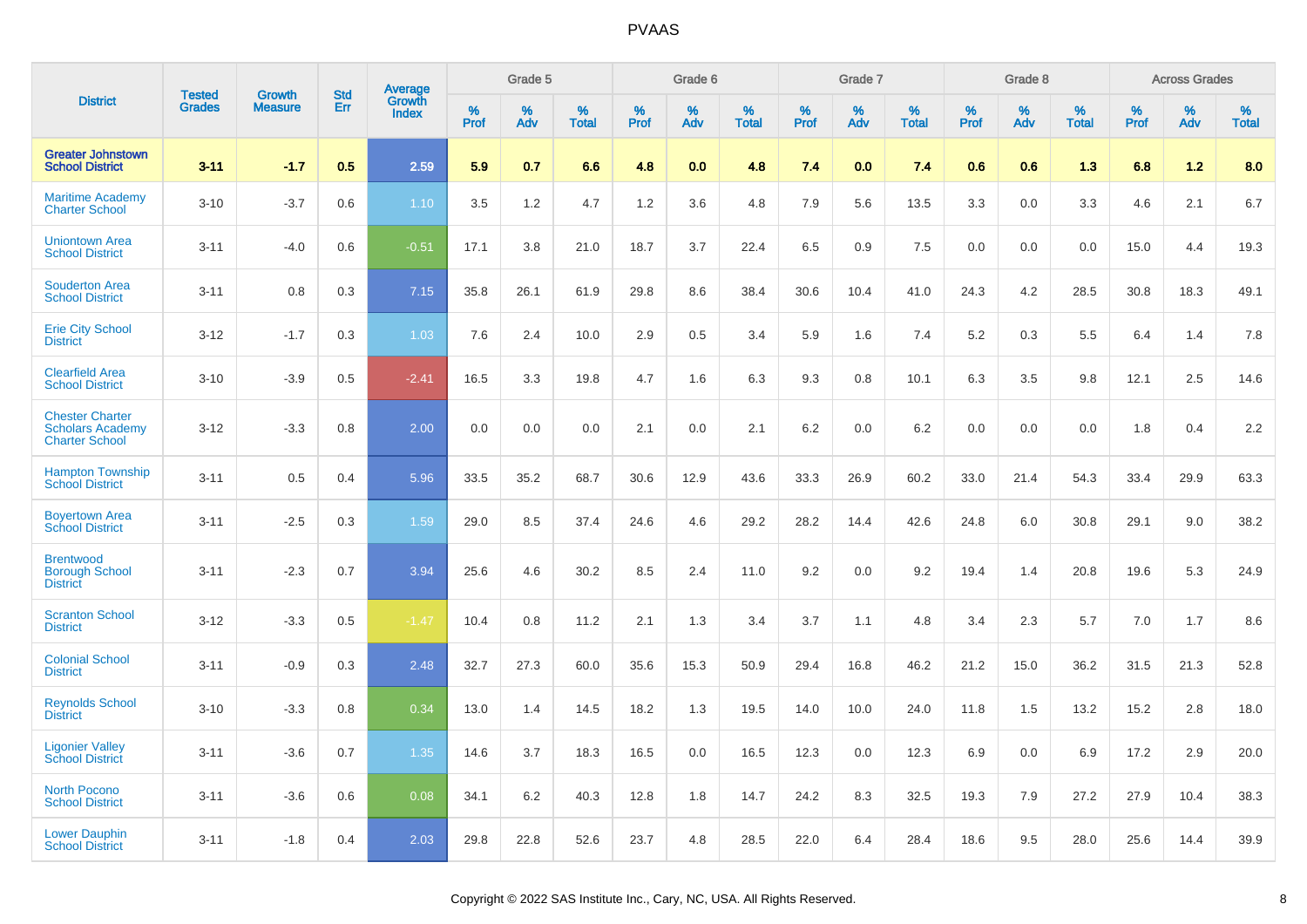# PVAAS

| District | Tested Grades | Growth Measure | Std Err | Average Growth Index | Grade 5 | | | Grade 6 | | | Grade 7 | | | Grade 8 | | | Across Grades | | |
|---|---|---|---|---|---|---|---|---|---|---|---|---|---|---|---|---|---|---|---|
| | | | | | % Prof | % Adv | % Total | % Prof | % Adv | % Total | % Prof | % Adv | % Total | % Prof | % Adv | % Total | % Prof | % Adv | % Total |
| **Greater Johnstown School District** | **3-11** | **-1.7** | **0.5** | **2.59** | **5.9** | **0.7** | **6.6** | **4.8** | **0.0** | **4.8** | **7.4** | **0.0** | **7.4** | **0.6** | **0.6** | **1.3** | **6.8** | **1.2** | **8.0** |
| Maritime Academy Charter School | 3-10 | -3.7 | 0.6 | 1.10 | 3.5 | 1.2 | 4.7 | 1.2 | 3.6 | 4.8 | 7.9 | 5.6 | 13.5 | 3.3 | 0.0 | 3.3 | 4.6 | 2.1 | 6.7 |
| Uniontown Area School District | 3-11 | -4.0 | 0.6 | -0.51 | 17.1 | 3.8 | 21.0 | 18.7 | 3.7 | 22.4 | 6.5 | 0.9 | 7.5 | 0.0 | 0.0 | 0.0 | 15.0 | 4.4 | 19.3 |
| Souderton Area School District | 3-11 | 0.8 | 0.3 | 7.15 | 35.8 | 26.1 | 61.9 | 29.8 | 8.6 | 38.4 | 30.6 | 10.4 | 41.0 | 24.3 | 4.2 | 28.5 | 30.8 | 18.3 | 49.1 |
| Erie City School District | 3-12 | -1.7 | 0.3 | 1.03 | 7.6 | 2.4 | 10.0 | 2.9 | 0.5 | 3.4 | 5.9 | 1.6 | 7.4 | 5.2 | 0.3 | 5.5 | 6.4 | 1.4 | 7.8 |
| Clearfield Area School District | 3-10 | -3.9 | 0.5 | -2.41 | 16.5 | 3.3 | 19.8 | 4.7 | 1.6 | 6.3 | 9.3 | 0.8 | 10.1 | 6.3 | 3.5 | 9.8 | 12.1 | 2.5 | 14.6 |
| Chester Charter Scholars Academy Charter School | 3-12 | -3.3 | 0.8 | 2.00 | 0.0 | 0.0 | 0.0 | 2.1 | 0.0 | 2.1 | 6.2 | 0.0 | 6.2 | 0.0 | 0.0 | 0.0 | 1.8 | 0.4 | 2.2 |
| Hampton Township School District | 3-11 | 0.5 | 0.4 | 5.96 | 33.5 | 35.2 | 68.7 | 30.6 | 12.9 | 43.6 | 33.3 | 26.9 | 60.2 | 33.0 | 21.4 | 54.3 | 33.4 | 29.9 | 63.3 |
| Boyertown Area School District | 3-11 | -2.5 | 0.3 | 1.59 | 29.0 | 8.5 | 37.4 | 24.6 | 4.6 | 29.2 | 28.2 | 14.4 | 42.6 | 24.8 | 6.0 | 30.8 | 29.1 | 9.0 | 38.2 |
| Brentwood Borough School District | 3-11 | -2.3 | 0.7 | 3.94 | 25.6 | 4.6 | 30.2 | 8.5 | 2.4 | 11.0 | 9.2 | 0.0 | 9.2 | 19.4 | 1.4 | 20.8 | 19.6 | 5.3 | 24.9 |
| Scranton School District | 3-12 | -3.3 | 0.5 | -1.47 | 10.4 | 0.8 | 11.2 | 2.1 | 1.3 | 3.4 | 3.7 | 1.1 | 4.8 | 3.4 | 2.3 | 5.7 | 7.0 | 1.7 | 8.6 |
| Colonial School District | 3-11 | -0.9 | 0.3 | 2.48 | 32.7 | 27.3 | 60.0 | 35.6 | 15.3 | 50.9 | 29.4 | 16.8 | 46.2 | 21.2 | 15.0 | 36.2 | 31.5 | 21.3 | 52.8 |
| Reynolds School District | 3-10 | -3.3 | 0.8 | 0.34 | 13.0 | 1.4 | 14.5 | 18.2 | 1.3 | 19.5 | 14.0 | 10.0 | 24.0 | 11.8 | 1.5 | 13.2 | 15.2 | 2.8 | 18.0 |
| Ligonier Valley School District | 3-11 | -3.6 | 0.7 | 1.35 | 14.6 | 3.7 | 18.3 | 16.5 | 0.0 | 16.5 | 12.3 | 0.0 | 12.3 | 6.9 | 0.0 | 6.9 | 17.2 | 2.9 | 20.0 |
| North Pocono School District | 3-11 | -3.6 | 0.6 | 0.08 | 34.1 | 6.2 | 40.3 | 12.8 | 1.8 | 14.7 | 24.2 | 8.3 | 32.5 | 19.3 | 7.9 | 27.2 | 27.9 | 10.4 | 38.3 |
| Lower Dauphin School District | 3-11 | -1.8 | 0.4 | 2.03 | 29.8 | 22.8 | 52.6 | 23.7 | 4.8 | 28.5 | 22.0 | 6.4 | 28.4 | 18.6 | 9.5 | 28.0 | 25.6 | 14.4 | 39.9 |

Copyright © 2022 SAS Institute Inc., Cary, NC, USA. All Rights Reserved.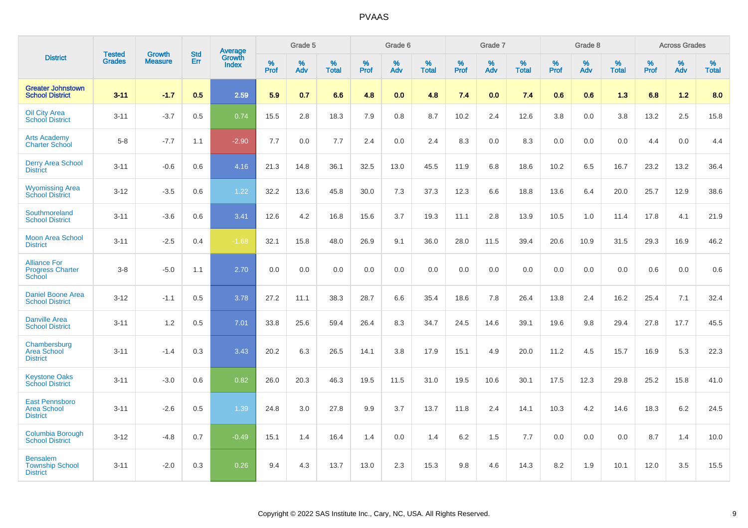| District | Tested Grades | Growth Measure | Std Err | Average Growth Index | Grade 5 | | | Grade 6 | | | Grade 7 | | | Grade 8 | | | Across Grades | | |
|---|---|---|---|---|---|---|---|---|---|---|---|---|---|---|---|---|---|---|---|
| | | | | | % Prof | % Adv | % Total | % Prof | % Adv | % Total | % Prof | % Adv | % Total | % Prof | % Adv | % Total | % Prof | % Adv | % Total |
| **Greater Johnstown School District** | **3-11** | **-1.7** | **0.5** | **2.59** | **5.9** | **0.7** | **6.6** | **4.8** | **0.0** | **4.8** | **7.4** | **0.0** | **7.4** | **0.6** | **0.6** | **1.3** | **6.8** | **1.2** | **8.0** |
| Oil City Area School District | 3-11 | -3.7 | 0.5 | 0.74 | 15.5 | 2.8 | 18.3 | 7.9 | 0.8 | 8.7 | 10.2 | 2.4 | 12.6 | 3.8 | 0.0 | 3.8 | 13.2 | 2.5 | 15.8 |
| Arts Academy Charter School | 5-8 | -7.7 | 1.1 | -2.90 | 7.7 | 0.0 | 7.7 | 2.4 | 0.0 | 2.4 | 8.3 | 0.0 | 8.3 | 0.0 | 0.0 | 0.0 | 4.4 | 0.0 | 4.4 |
| Derry Area School District | 3-11 | -0.6 | 0.6 | 4.16 | 21.3 | 14.8 | 36.1 | 32.5 | 13.0 | 45.5 | 11.9 | 6.8 | 18.6 | 10.2 | 6.5 | 16.7 | 23.2 | 13.2 | 36.4 |
| Wyomissing Area School District | 3-12 | -3.5 | 0.6 | 1.22 | 32.2 | 13.6 | 45.8 | 30.0 | 7.3 | 37.3 | 12.3 | 6.6 | 18.8 | 13.6 | 6.4 | 20.0 | 25.7 | 12.9 | 38.6 |
| Southmoreland School District | 3-11 | -3.6 | 0.6 | 3.41 | 12.6 | 4.2 | 16.8 | 15.6 | 3.7 | 19.3 | 11.1 | 2.8 | 13.9 | 10.5 | 1.0 | 11.4 | 17.8 | 4.1 | 21.9 |
| Moon Area School District | 3-11 | -2.5 | 0.4 | -1.68 | 32.1 | 15.8 | 48.0 | 26.9 | 9.1 | 36.0 | 28.0 | 11.5 | 39.4 | 20.6 | 10.9 | 31.5 | 29.3 | 16.9 | 46.2 |
| Alliance For Progress Charter School | 3-8 | -5.0 | 1.1 | 2.70 | 0.0 | 0.0 | 0.0 | 0.0 | 0.0 | 0.0 | 0.0 | 0.0 | 0.0 | 0.0 | 0.0 | 0.0 | 0.6 | 0.0 | 0.6 |
| Daniel Boone Area School District | 3-12 | -1.1 | 0.5 | 3.78 | 27.2 | 11.1 | 38.3 | 28.7 | 6.6 | 35.4 | 18.6 | 7.8 | 26.4 | 13.8 | 2.4 | 16.2 | 25.4 | 7.1 | 32.4 |
| Danville Area School District | 3-11 | 1.2 | 0.5 | 7.01 | 33.8 | 25.6 | 59.4 | 26.4 | 8.3 | 34.7 | 24.5 | 14.6 | 39.1 | 19.6 | 9.8 | 29.4 | 27.8 | 17.7 | 45.5 |
| Chambersburg Area School District | 3-11 | -1.4 | 0.3 | 3.43 | 20.2 | 6.3 | 26.5 | 14.1 | 3.8 | 17.9 | 15.1 | 4.9 | 20.0 | 11.2 | 4.5 | 15.7 | 16.9 | 5.3 | 22.3 |
| Keystone Oaks School District | 3-11 | -3.0 | 0.6 | 0.82 | 26.0 | 20.3 | 46.3 | 19.5 | 11.5 | 31.0 | 19.5 | 10.6 | 30.1 | 17.5 | 12.3 | 29.8 | 25.2 | 15.8 | 41.0 |
| East Pennsboro Area School District | 3-11 | -2.6 | 0.5 | 1.39 | 24.8 | 3.0 | 27.8 | 9.9 | 3.7 | 13.7 | 11.8 | 2.4 | 14.1 | 10.3 | 4.2 | 14.6 | 18.3 | 6.2 | 24.5 |
| Columbia Borough School District | 3-12 | -4.8 | 0.7 | -0.49 | 15.1 | 1.4 | 16.4 | 1.4 | 0.0 | 1.4 | 6.2 | 1.5 | 7.7 | 0.0 | 0.0 | 0.0 | 8.7 | 1.4 | 10.0 |
| Bensalem Township School District | 3-11 | -2.0 | 0.3 | 0.26 | 9.4 | 4.3 | 13.7 | 13.0 | 2.3 | 15.3 | 9.8 | 4.6 | 14.3 | 8.2 | 1.9 | 10.1 | 12.0 | 3.5 | 15.5 |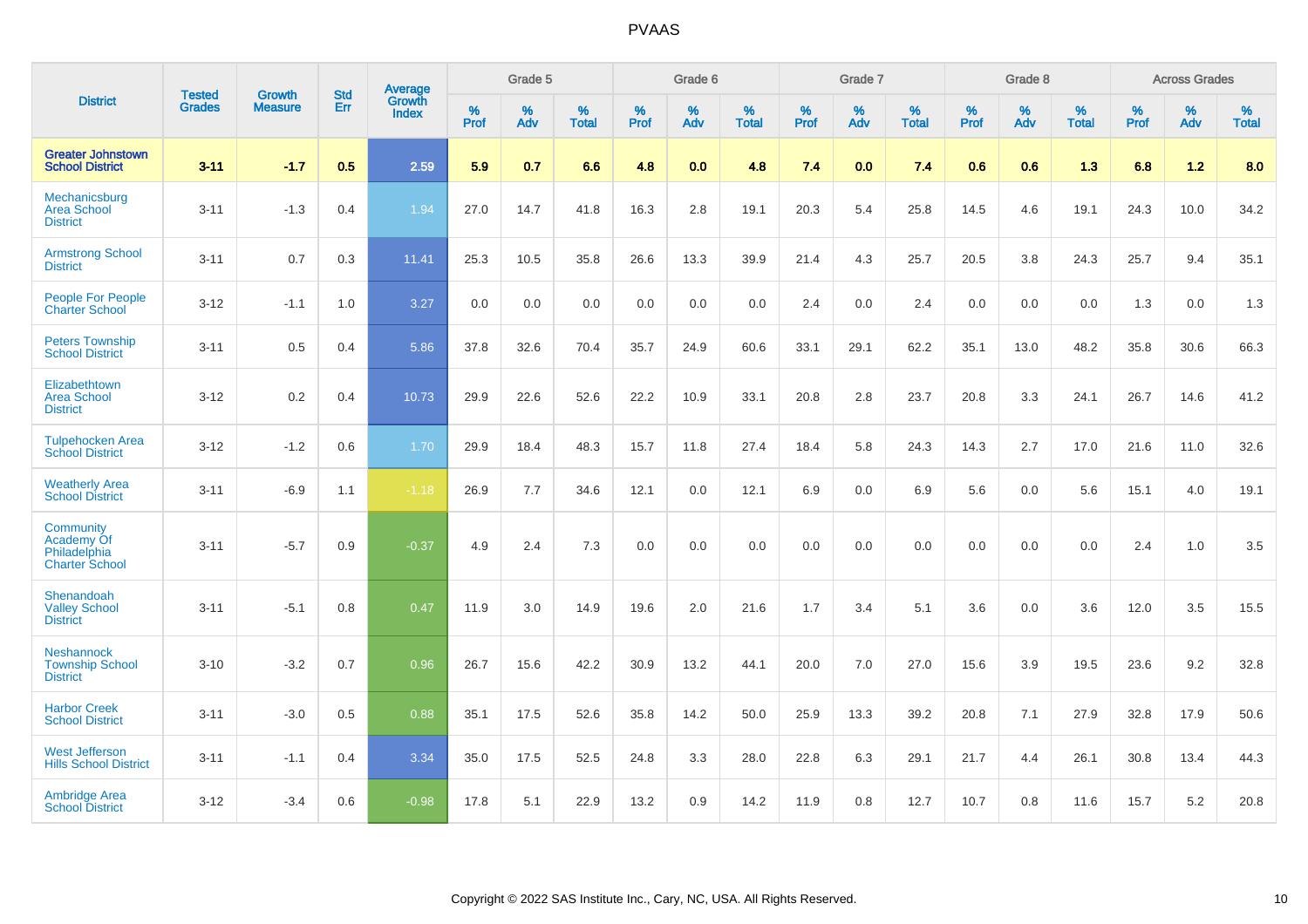# PVAAS

| District | Tested Grades | Growth Measure | Std Err | Average Growth Index | Grade 5 | | | Grade 6 | | | Grade 7 | | | Grade 8 | | | Across Grades | | |
|---|---|---|---|---|---|---|---|---|---|---|---|---|---|---|---|---|---|---|---|
| | | | | | % Prof | % Adv | % Total | % Prof | % Adv | % Total | % Prof | % Adv | % Total | % Prof | % Adv | % Total | % Prof | % Adv | % Total |
| **Greater Johnstown School District** | **3-11** | **-1.7** | **0.5** | **2.59** | **5.9** | **0.7** | **6.6** | **4.8** | **0.0** | **4.8** | **7.4** | **0.0** | **7.4** | **0.6** | **0.6** | **1.3** | **6.8** | **1.2** | **8.0** |
| Mechanicsburg Area School District | 3-11 | -1.3 | 0.4 | 1.94 | 27.0 | 14.7 | 41.8 | 16.3 | 2.8 | 19.1 | 20.3 | 5.4 | 25.8 | 14.5 | 4.6 | 19.1 | 24.3 | 10.0 | 34.2 |
| Armstrong School District | 3-11 | 0.7 | 0.3 | 11.41 | 25.3 | 10.5 | 35.8 | 26.6 | 13.3 | 39.9 | 21.4 | 4.3 | 25.7 | 20.5 | 3.8 | 24.3 | 25.7 | 9.4 | 35.1 |
| People For People Charter School | 3-12 | -1.1 | 1.0 | 3.27 | 0.0 | 0.0 | 0.0 | 0.0 | 0.0 | 0.0 | 2.4 | 0.0 | 2.4 | 0.0 | 0.0 | 0.0 | 1.3 | 0.0 | 1.3 |
| Peters Township School District | 3-11 | 0.5 | 0.4 | 5.86 | 37.8 | 32.6 | 70.4 | 35.7 | 24.9 | 60.6 | 33.1 | 29.1 | 62.2 | 35.1 | 13.0 | 48.2 | 35.8 | 30.6 | 66.3 |
| Elizabethtown Area School District | 3-12 | 0.2 | 0.4 | 10.73 | 29.9 | 22.6 | 52.6 | 22.2 | 10.9 | 33.1 | 20.8 | 2.8 | 23.7 | 20.8 | 3.3 | 24.1 | 26.7 | 14.6 | 41.2 |
| Tulpehocken Area School District | 3-12 | -1.2 | 0.6 | 1.70 | 29.9 | 18.4 | 48.3 | 15.7 | 11.8 | 27.4 | 18.4 | 5.8 | 24.3 | 14.3 | 2.7 | 17.0 | 21.6 | 11.0 | 32.6 |
| Weatherly Area School District | 3-11 | -6.9 | 1.1 | -1.18 | 26.9 | 7.7 | 34.6 | 12.1 | 0.0 | 12.1 | 6.9 | 0.0 | 6.9 | 5.6 | 0.0 | 5.6 | 15.1 | 4.0 | 19.1 |
| Community Academy Of Philadelphia Charter School | 3-11 | -5.7 | 0.9 | -0.37 | 4.9 | 2.4 | 7.3 | 0.0 | 0.0 | 0.0 | 0.0 | 0.0 | 0.0 | 0.0 | 0.0 | 0.0 | 2.4 | 1.0 | 3.5 |
| Shenandoah Valley School District | 3-11 | -5.1 | 0.8 | 0.47 | 11.9 | 3.0 | 14.9 | 19.6 | 2.0 | 21.6 | 1.7 | 3.4 | 5.1 | 3.6 | 0.0 | 3.6 | 12.0 | 3.5 | 15.5 |
| Neshannock Township School District | 3-10 | -3.2 | 0.7 | 0.96 | 26.7 | 15.6 | 42.2 | 30.9 | 13.2 | 44.1 | 20.0 | 7.0 | 27.0 | 15.6 | 3.9 | 19.5 | 23.6 | 9.2 | 32.8 |
| Harbor Creek School District | 3-11 | -3.0 | 0.5 | 0.88 | 35.1 | 17.5 | 52.6 | 35.8 | 14.2 | 50.0 | 25.9 | 13.3 | 39.2 | 20.8 | 7.1 | 27.9 | 32.8 | 17.9 | 50.6 |
| West Jefferson Hills School District | 3-11 | -1.1 | 0.4 | 3.34 | 35.0 | 17.5 | 52.5 | 24.8 | 3.3 | 28.0 | 22.8 | 6.3 | 29.1 | 21.7 | 4.4 | 26.1 | 30.8 | 13.4 | 44.3 |
| Ambridge Area School District | 3-12 | -3.4 | 0.6 | -0.98 | 17.8 | 5.1 | 22.9 | 13.2 | 0.9 | 14.2 | 11.9 | 0.8 | 12.7 | 10.7 | 0.8 | 11.6 | 15.7 | 5.2 | 20.8 |

Copyright © 2022 SAS Institute Inc., Cary, NC, USA. All Rights Reserved.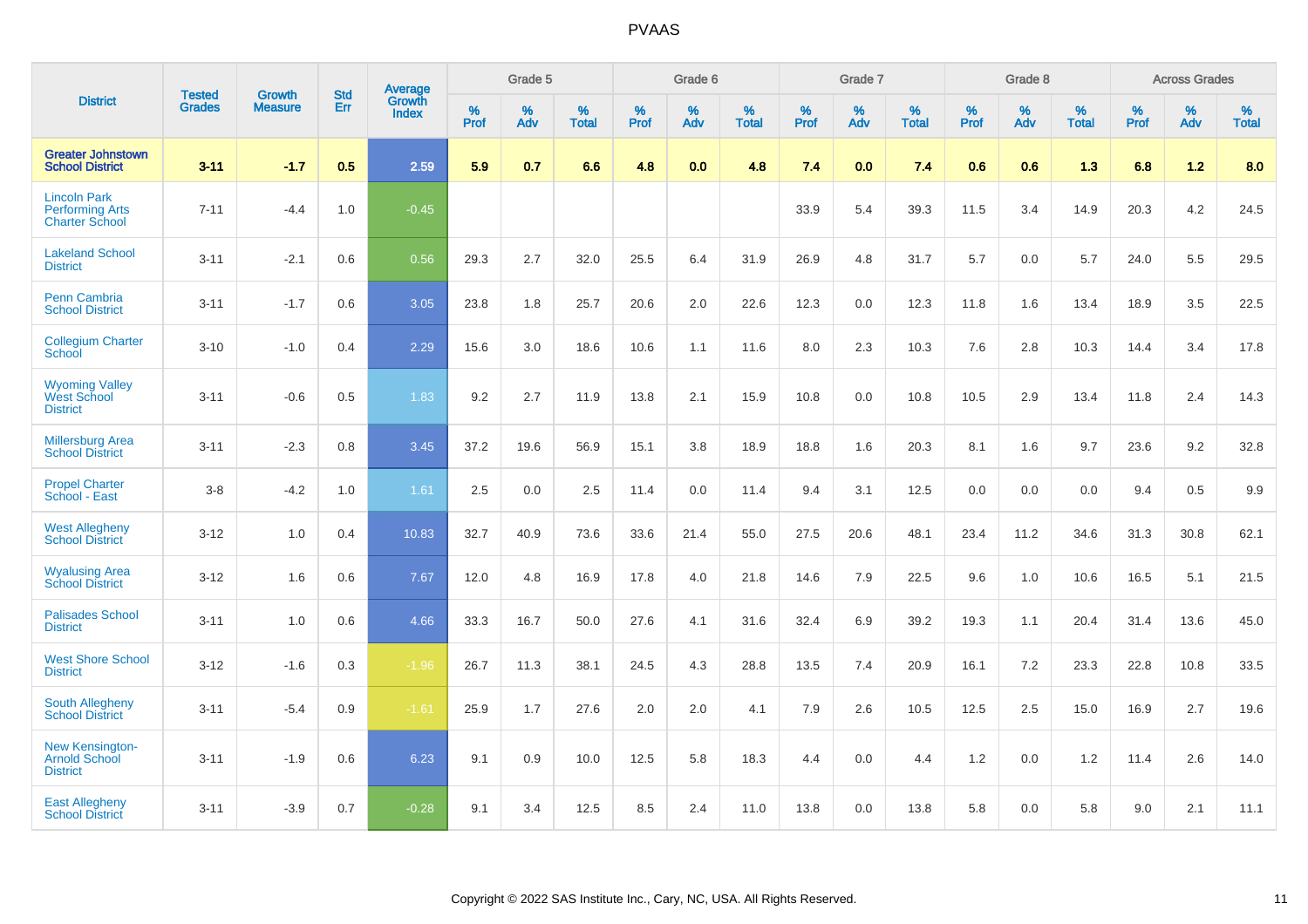| District | Tested Grades | Growth Measure | Std Err | Average Growth Index | Grade 5 | | | Grade 6 | | | Grade 7 | | | Grade 8 | | | Across Grades | | |
|---|---|---|---|---|---|---|---|---|---|---|---|---|---|---|---|---|---|---|---|
| | | | | | % Prof | % Adv | % Total | % Prof | % Adv | % Total | % Prof | % Adv | % Total | % Prof | % Adv | % Total | % Prof | % Adv | % Total |
| **Greater Johnstown School District** | **3-11** | **-1.7** | **0.5** | **2.59** | **5.9** | **0.7** | **6.6** | **4.8** | **0.0** | **4.8** | **7.4** | **0.0** | **7.4** | **0.6** | **0.6** | **1.3** | **6.8** | **1.2** | **8.0** |
| Lincoln Park Performing Arts Charter School | 7-11 | -4.4 | 1.0 | -0.45 | | | | | | | 33.9 | 5.4 | 39.3 | 11.5 | 3.4 | 14.9 | 20.3 | 4.2 | 24.5 |
| Lakeland School District | 3-11 | -2.1 | 0.6 | 0.56 | 29.3 | 2.7 | 32.0 | 25.5 | 6.4 | 31.9 | 26.9 | 4.8 | 31.7 | 5.7 | 0.0 | 5.7 | 24.0 | 5.5 | 29.5 |
| Penn Cambria School District | 3-11 | -1.7 | 0.6 | 3.05 | 23.8 | 1.8 | 25.7 | 20.6 | 2.0 | 22.6 | 12.3 | 0.0 | 12.3 | 11.8 | 1.6 | 13.4 | 18.9 | 3.5 | 22.5 |
| Collegium Charter School | 3-10 | -1.0 | 0.4 | 2.29 | 15.6 | 3.0 | 18.6 | 10.6 | 1.1 | 11.6 | 8.0 | 2.3 | 10.3 | 7.6 | 2.8 | 10.3 | 14.4 | 3.4 | 17.8 |
| Wyoming Valley West School District | 3-11 | -0.6 | 0.5 | 1.83 | 9.2 | 2.7 | 11.9 | 13.8 | 2.1 | 15.9 | 10.8 | 0.0 | 10.8 | 10.5 | 2.9 | 13.4 | 11.8 | 2.4 | 14.3 |
| Millersburg Area School District | 3-11 | -2.3 | 0.8 | 3.45 | 37.2 | 19.6 | 56.9 | 15.1 | 3.8 | 18.9 | 18.8 | 1.6 | 20.3 | 8.1 | 1.6 | 9.7 | 23.6 | 9.2 | 32.8 |
| Propel Charter School - East | 3-8 | -4.2 | 1.0 | 1.61 | 2.5 | 0.0 | 2.5 | 11.4 | 0.0 | 11.4 | 9.4 | 3.1 | 12.5 | 0.0 | 0.0 | 0.0 | 9.4 | 0.5 | 9.9 |
| West Allegheny School District | 3-12 | 1.0 | 0.4 | 10.83 | 32.7 | 40.9 | 73.6 | 33.6 | 21.4 | 55.0 | 27.5 | 20.6 | 48.1 | 23.4 | 11.2 | 34.6 | 31.3 | 30.8 | 62.1 |
| Wyalusing Area School District | 3-12 | 1.6 | 0.6 | 7.67 | 12.0 | 4.8 | 16.9 | 17.8 | 4.0 | 21.8 | 14.6 | 7.9 | 22.5 | 9.6 | 1.0 | 10.6 | 16.5 | 5.1 | 21.5 |
| Palisades School District | 3-11 | 1.0 | 0.6 | 4.66 | 33.3 | 16.7 | 50.0 | 27.6 | 4.1 | 31.6 | 32.4 | 6.9 | 39.2 | 19.3 | 1.1 | 20.4 | 31.4 | 13.6 | 45.0 |
| West Shore School District | 3-12 | -1.6 | 0.3 | -1.96 | 26.7 | 11.3 | 38.1 | 24.5 | 4.3 | 28.8 | 13.5 | 7.4 | 20.9 | 16.1 | 7.2 | 23.3 | 22.8 | 10.8 | 33.5 |
| South Allegheny School District | 3-11 | -5.4 | 0.9 | -1.61 | 25.9 | 1.7 | 27.6 | 2.0 | 2.0 | 4.1 | 7.9 | 2.6 | 10.5 | 12.5 | 2.5 | 15.0 | 16.9 | 2.7 | 19.6 |
| New Kensington-Arnold School District | 3-11 | -1.9 | 0.6 | 6.23 | 9.1 | 0.9 | 10.0 | 12.5 | 5.8 | 18.3 | 4.4 | 0.0 | 4.4 | 1.2 | 0.0 | 1.2 | 11.4 | 2.6 | 14.0 |
| East Allegheny School District | 3-11 | -3.9 | 0.7 | -0.28 | 9.1 | 3.4 | 12.5 | 8.5 | 2.4 | 11.0 | 13.8 | 0.0 | 13.8 | 5.8 | 0.0 | 5.8 | 9.0 | 2.1 | 11.1 |

Copyright © 2022 SAS Institute Inc., Cary, NC, USA. All Rights Reserved.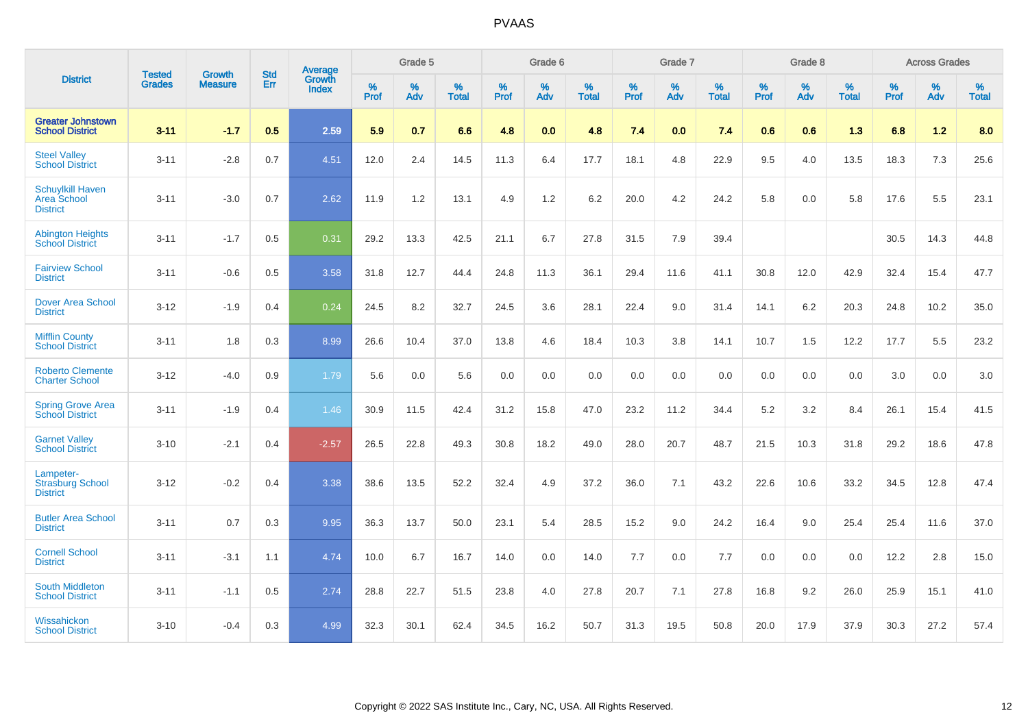# PVAAS

| District | Tested Grades | Growth Measure | Std Err | Average Growth Index | Grade 5 | | | Grade 6 | | | Grade 7 | | | Grade 8 | | | Across Grades | | |
|---|---|---|---|---|---|---|---|---|---|---|---|---|---|---|---|---|---|---|---|
| | | | | | % Prof | % Adv | % Total | % Prof | % Adv | % Total | % Prof | % Adv | % Total | % Prof | % Adv | % Total | % Prof | % Adv | % Total |
| **Greater Johnstown School District** | **3-11** | **-1.7** | **0.5** | **2.59** | **5.9** | **0.7** | **6.6** | **4.8** | **0.0** | **4.8** | **7.4** | **0.0** | **7.4** | **0.6** | **0.6** | **1.3** | **6.8** | **1.2** | **8.0** |
| Steel Valley School District | 3-11 | -2.8 | 0.7 | 4.51 | 12.0 | 2.4 | 14.5 | 11.3 | 6.4 | 17.7 | 18.1 | 4.8 | 22.9 | 9.5 | 4.0 | 13.5 | 18.3 | 7.3 | 25.6 |
| Schuylkill Haven Area School District | 3-11 | -3.0 | 0.7 | 2.62 | 11.9 | 1.2 | 13.1 | 4.9 | 1.2 | 6.2 | 20.0 | 4.2 | 24.2 | 5.8 | 0.0 | 5.8 | 17.6 | 5.5 | 23.1 |
| Abington Heights School District | 3-11 | -1.7 | 0.5 | 0.31 | 29.2 | 13.3 | 42.5 | 21.1 | 6.7 | 27.8 | 31.5 | 7.9 | 39.4 | | | | 30.5 | 14.3 | 44.8 |
| Fairview School District | 3-11 | -0.6 | 0.5 | 3.58 | 31.8 | 12.7 | 44.4 | 24.8 | 11.3 | 36.1 | 29.4 | 11.6 | 41.1 | 30.8 | 12.0 | 42.9 | 32.4 | 15.4 | 47.7 |
| Dover Area School District | 3-12 | -1.9 | 0.4 | 0.24 | 24.5 | 8.2 | 32.7 | 24.5 | 3.6 | 28.1 | 22.4 | 9.0 | 31.4 | 14.1 | 6.2 | 20.3 | 24.8 | 10.2 | 35.0 |
| Mifflin County School District | 3-11 | 1.8 | 0.3 | 8.99 | 26.6 | 10.4 | 37.0 | 13.8 | 4.6 | 18.4 | 10.3 | 3.8 | 14.1 | 10.7 | 1.5 | 12.2 | 17.7 | 5.5 | 23.2 |
| Roberto Clemente Charter School | 3-12 | -4.0 | 0.9 | 1.79 | 5.6 | 0.0 | 5.6 | 0.0 | 0.0 | 0.0 | 0.0 | 0.0 | 0.0 | 0.0 | 0.0 | 0.0 | 3.0 | 0.0 | 3.0 |
| Spring Grove Area School District | 3-11 | -1.9 | 0.4 | 1.46 | 30.9 | 11.5 | 42.4 | 31.2 | 15.8 | 47.0 | 23.2 | 11.2 | 34.4 | 5.2 | 3.2 | 8.4 | 26.1 | 15.4 | 41.5 |
| Garnet Valley School District | 3-10 | -2.1 | 0.4 | -2.57 | 26.5 | 22.8 | 49.3 | 30.8 | 18.2 | 49.0 | 28.0 | 20.7 | 48.7 | 21.5 | 10.3 | 31.8 | 29.2 | 18.6 | 47.8 |
| Lampeter-Strasburg School District | 3-12 | -0.2 | 0.4 | 3.38 | 38.6 | 13.5 | 52.2 | 32.4 | 4.9 | 37.2 | 36.0 | 7.1 | 43.2 | 22.6 | 10.6 | 33.2 | 34.5 | 12.8 | 47.4 |
| Butler Area School District | 3-11 | 0.7 | 0.3 | 9.95 | 36.3 | 13.7 | 50.0 | 23.1 | 5.4 | 28.5 | 15.2 | 9.0 | 24.2 | 16.4 | 9.0 | 25.4 | 25.4 | 11.6 | 37.0 |
| Cornell School District | 3-11 | -3.1 | 1.1 | 4.74 | 10.0 | 6.7 | 16.7 | 14.0 | 0.0 | 14.0 | 7.7 | 0.0 | 7.7 | 0.0 | 0.0 | 0.0 | 12.2 | 2.8 | 15.0 |
| South Middleton School District | 3-11 | -1.1 | 0.5 | 2.74 | 28.8 | 22.7 | 51.5 | 23.8 | 4.0 | 27.8 | 20.7 | 7.1 | 27.8 | 16.8 | 9.2 | 26.0 | 25.9 | 15.1 | 41.0 |
| Wissahickon School District | 3-10 | -0.4 | 0.3 | 4.99 | 32.3 | 30.1 | 62.4 | 34.5 | 16.2 | 50.7 | 31.3 | 19.5 | 50.8 | 20.0 | 17.9 | 37.9 | 30.3 | 27.2 | 57.4 |

Copyright © 2022 SAS Institute Inc., Cary, NC, USA. All Rights Reserved.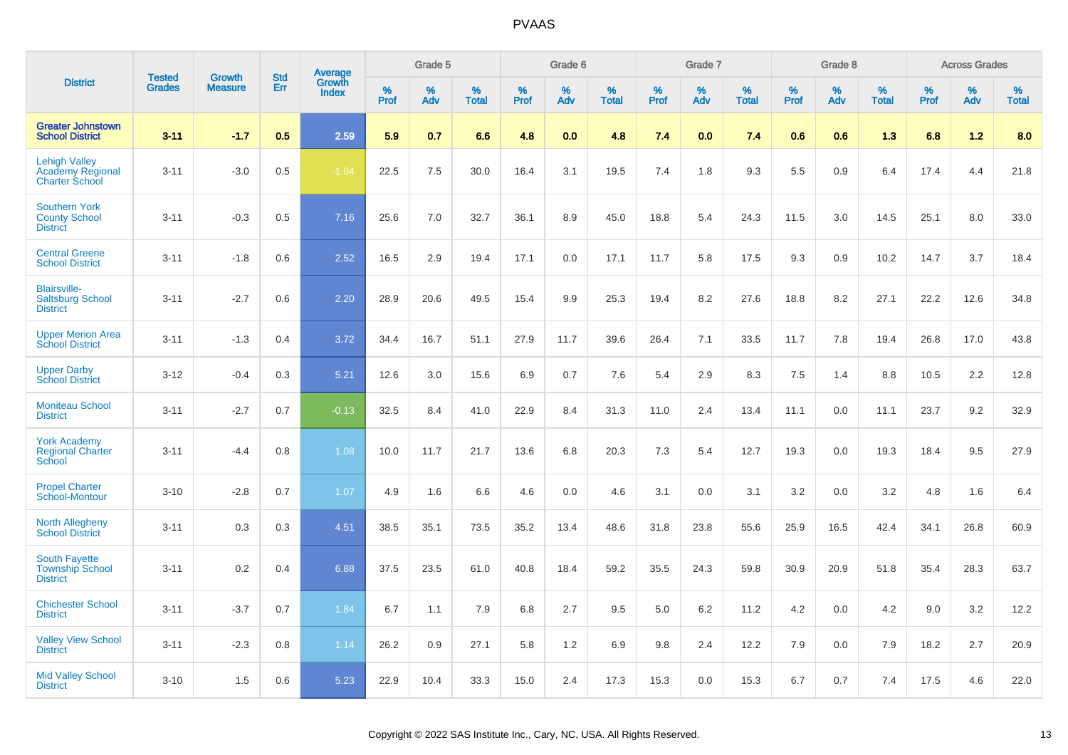# PVAAS

| District | Tested Grades | Growth Measure | Std Err | Average Growth Index | Grade 5 | | | Grade 6 | | | Grade 7 | | | Grade 8 | | | Across Grades | | |
|---|---|---|---|---|---|---|---|---|---|---|---|---|---|---|---|---|---|---|---|
| | | | | | % Prof | % Adv | % Total | % Prof | % Adv | % Total | % Prof | % Adv | % Total | % Prof | % Adv | % Total | % Prof | % Adv | % Total |
| **Greater Johnstown School District** | **3-11** | **-1.7** | **0.5** | **2.59** | **5.9** | **0.7** | **6.6** | **4.8** | **0.0** | **4.8** | **7.4** | **0.0** | **7.4** | **0.6** | **0.6** | **1.3** | **6.8** | **1.2** | **8.0** |
| Lehigh Valley Academy Regional Charter School | 3-11 | -3.0 | 0.5 | -1.04 | 22.5 | 7.5 | 30.0 | 16.4 | 3.1 | 19.5 | 7.4 | 1.8 | 9.3 | 5.5 | 0.9 | 6.4 | 17.4 | 4.4 | 21.8 |
| Southern York County School District | 3-11 | -0.3 | 0.5 | 7.16 | 25.6 | 7.0 | 32.7 | 36.1 | 8.9 | 45.0 | 18.8 | 5.4 | 24.3 | 11.5 | 3.0 | 14.5 | 25.1 | 8.0 | 33.0 |
| Central Greene School District | 3-11 | -1.8 | 0.6 | 2.52 | 16.5 | 2.9 | 19.4 | 17.1 | 0.0 | 17.1 | 11.7 | 5.8 | 17.5 | 9.3 | 0.9 | 10.2 | 14.7 | 3.7 | 18.4 |
| Blairsville-Saltsburg School District | 3-11 | -2.7 | 0.6 | 2.20 | 28.9 | 20.6 | 49.5 | 15.4 | 9.9 | 25.3 | 19.4 | 8.2 | 27.6 | 18.8 | 8.2 | 27.1 | 22.2 | 12.6 | 34.8 |
| Upper Merion Area School District | 3-11 | -1.3 | 0.4 | 3.72 | 34.4 | 16.7 | 51.1 | 27.9 | 11.7 | 39.6 | 26.4 | 7.1 | 33.5 | 11.7 | 7.8 | 19.4 | 26.8 | 17.0 | 43.8 |
| Upper Darby School District | 3-12 | -0.4 | 0.3 | 5.21 | 12.6 | 3.0 | 15.6 | 6.9 | 0.7 | 7.6 | 5.4 | 2.9 | 8.3 | 7.5 | 1.4 | 8.8 | 10.5 | 2.2 | 12.8 |
| Moniteau School District | 3-11 | -2.7 | 0.7 | -0.13 | 32.5 | 8.4 | 41.0 | 22.9 | 8.4 | 31.3 | 11.0 | 2.4 | 13.4 | 11.1 | 0.0 | 11.1 | 23.7 | 9.2 | 32.9 |
| York Academy Regional Charter School | 3-11 | -4.4 | 0.8 | 1.08 | 10.0 | 11.7 | 21.7 | 13.6 | 6.8 | 20.3 | 7.3 | 5.4 | 12.7 | 19.3 | 0.0 | 19.3 | 18.4 | 9.5 | 27.9 |
| Propel Charter School-Montour | 3-10 | -2.8 | 0.7 | 1.07 | 4.9 | 1.6 | 6.6 | 4.6 | 0.0 | 4.6 | 3.1 | 0.0 | 3.1 | 3.2 | 0.0 | 3.2 | 4.8 | 1.6 | 6.4 |
| North Allegheny School District | 3-11 | 0.3 | 0.3 | 4.51 | 38.5 | 35.1 | 73.5 | 35.2 | 13.4 | 48.6 | 31.8 | 23.8 | 55.6 | 25.9 | 16.5 | 42.4 | 34.1 | 26.8 | 60.9 |
| South Fayette Township School District | 3-11 | 0.2 | 0.4 | 6.88 | 37.5 | 23.5 | 61.0 | 40.8 | 18.4 | 59.2 | 35.5 | 24.3 | 59.8 | 30.9 | 20.9 | 51.8 | 35.4 | 28.3 | 63.7 |
| Chichester School District | 3-11 | -3.7 | 0.7 | 1.84 | 6.7 | 1.1 | 7.9 | 6.8 | 2.7 | 9.5 | 5.0 | 6.2 | 11.2 | 4.2 | 0.0 | 4.2 | 9.0 | 3.2 | 12.2 |
| Valley View School District | 3-11 | -2.3 | 0.8 | 1.14 | 26.2 | 0.9 | 27.1 | 5.8 | 1.2 | 6.9 | 9.8 | 2.4 | 12.2 | 7.9 | 0.0 | 7.9 | 18.2 | 2.7 | 20.9 |
| Mid Valley School District | 3-10 | 1.5 | 0.6 | 5.23 | 22.9 | 10.4 | 33.3 | 15.0 | 2.4 | 17.3 | 15.3 | 0.0 | 15.3 | 6.7 | 0.7 | 7.4 | 17.5 | 4.6 | 22.0 |

Copyright © 2022 SAS Institute Inc., Cary, NC, USA. All Rights Reserved.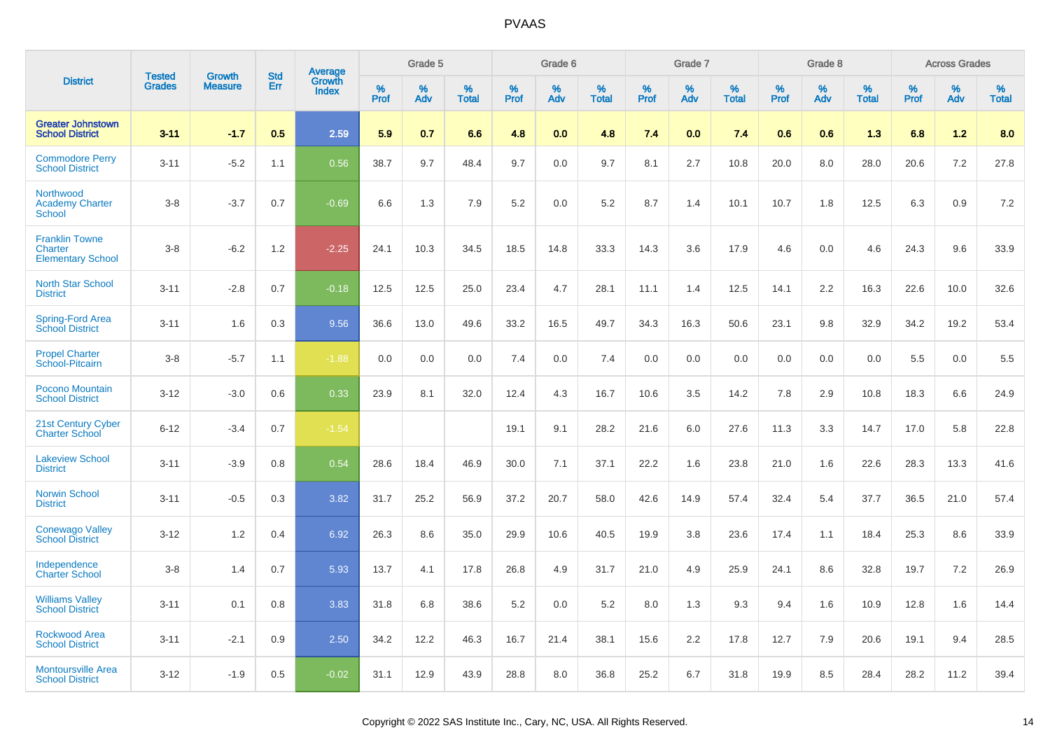# PVAAS

| District | Tested Grades | Growth Measure | Std Err | Average Growth Index | Grade 5 | | | Grade 6 | | | Grade 7 | | | Grade 8 | | | Across Grades | | |
|---|---|---|---|---|---|---|---|---|---|---|---|---|---|---|---|---|---|---|---|
| | | | | | % Prof | % Adv | % Total | % Prof | % Adv | % Total | % Prof | % Adv | % Total | % Prof | % Adv | % Total | % Prof | % Adv | % Total |
| **Greater Johnstown School District** | **3-11** | **-1.7** | **0.5** | **2.59** | **5.9** | **0.7** | **6.6** | **4.8** | **0.0** | **4.8** | **7.4** | **0.0** | **7.4** | **0.6** | **0.6** | **1.3** | **6.8** | **1.2** | **8.0** |
| Commodore Perry School District | 3-11 | -5.2 | 1.1 | 0.56 | 38.7 | 9.7 | 48.4 | 9.7 | 0.0 | 9.7 | 8.1 | 2.7 | 10.8 | 20.0 | 8.0 | 28.0 | 20.6 | 7.2 | 27.8 |
| Northwood Academy Charter School | 3-8 | -3.7 | 0.7 | -0.69 | 6.6 | 1.3 | 7.9 | 5.2 | 0.0 | 5.2 | 8.7 | 1.4 | 10.1 | 10.7 | 1.8 | 12.5 | 6.3 | 0.9 | 7.2 |
| Franklin Towne Charter Elementary School | 3-8 | -6.2 | 1.2 | -2.25 | 24.1 | 10.3 | 34.5 | 18.5 | 14.8 | 33.3 | 14.3 | 3.6 | 17.9 | 4.6 | 0.0 | 4.6 | 24.3 | 9.6 | 33.9 |
| North Star School District | 3-11 | -2.8 | 0.7 | -0.18 | 12.5 | 12.5 | 25.0 | 23.4 | 4.7 | 28.1 | 11.1 | 1.4 | 12.5 | 14.1 | 2.2 | 16.3 | 22.6 | 10.0 | 32.6 |
| Spring-Ford Area School District | 3-11 | 1.6 | 0.3 | 9.56 | 36.6 | 13.0 | 49.6 | 33.2 | 16.5 | 49.7 | 34.3 | 16.3 | 50.6 | 23.1 | 9.8 | 32.9 | 34.2 | 19.2 | 53.4 |
| Propel Charter School-Pitcairn | 3-8 | -5.7 | 1.1 | -1.88 | 0.0 | 0.0 | 0.0 | 7.4 | 0.0 | 7.4 | 0.0 | 0.0 | 0.0 | 0.0 | 0.0 | 0.0 | 5.5 | 0.0 | 5.5 |
| Pocono Mountain School District | 3-12 | -3.0 | 0.6 | 0.33 | 23.9 | 8.1 | 32.0 | 12.4 | 4.3 | 16.7 | 10.6 | 3.5 | 14.2 | 7.8 | 2.9 | 10.8 | 18.3 | 6.6 | 24.9 |
| 21st Century Cyber Charter School | 6-12 | -3.4 | 0.7 | -1.54 | | | | 19.1 | 9.1 | 28.2 | 21.6 | 6.0 | 27.6 | 11.3 | 3.3 | 14.7 | 17.0 | 5.8 | 22.8 |
| Lakeview School District | 3-11 | -3.9 | 0.8 | 0.54 | 28.6 | 18.4 | 46.9 | 30.0 | 7.1 | 37.1 | 22.2 | 1.6 | 23.8 | 21.0 | 1.6 | 22.6 | 28.3 | 13.3 | 41.6 |
| Norwin School District | 3-11 | -0.5 | 0.3 | 3.82 | 31.7 | 25.2 | 56.9 | 37.2 | 20.7 | 58.0 | 42.6 | 14.9 | 57.4 | 32.4 | 5.4 | 37.7 | 36.5 | 21.0 | 57.4 |
| Conewago Valley School District | 3-12 | 1.2 | 0.4 | 6.92 | 26.3 | 8.6 | 35.0 | 29.9 | 10.6 | 40.5 | 19.9 | 3.8 | 23.6 | 17.4 | 1.1 | 18.4 | 25.3 | 8.6 | 33.9 |
| Independence Charter School | 3-8 | 1.4 | 0.7 | 5.93 | 13.7 | 4.1 | 17.8 | 26.8 | 4.9 | 31.7 | 21.0 | 4.9 | 25.9 | 24.1 | 8.6 | 32.8 | 19.7 | 7.2 | 26.9 |
| Williams Valley School District | 3-11 | 0.1 | 0.8 | 3.83 | 31.8 | 6.8 | 38.6 | 5.2 | 0.0 | 5.2 | 8.0 | 1.3 | 9.3 | 9.4 | 1.6 | 10.9 | 12.8 | 1.6 | 14.4 |
| Rockwood Area School District | 3-11 | -2.1 | 0.9 | 2.50 | 34.2 | 12.2 | 46.3 | 16.7 | 21.4 | 38.1 | 15.6 | 2.2 | 17.8 | 12.7 | 7.9 | 20.6 | 19.1 | 9.4 | 28.5 |
| Montoursville Area School District | 3-12 | -1.9 | 0.5 | -0.02 | 31.1 | 12.9 | 43.9 | 28.8 | 8.0 | 36.8 | 25.2 | 6.7 | 31.8 | 19.9 | 8.5 | 28.4 | 28.2 | 11.2 | 39.4 |

Copyright © 2022 SAS Institute Inc., Cary, NC, USA. All Rights Reserved.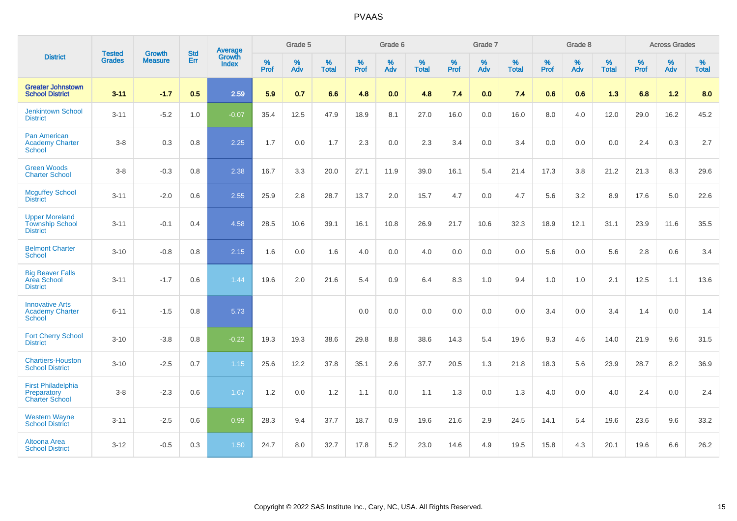# PVAAS

| District | Tested Grades | Growth Measure | Std Err | Average Growth Index | Grade 5 | | | Grade 6 | | | Grade 7 | | | Grade 8 | | | Across Grades | | |
|---|---|---|---|---|---|---|---|---|---|---|---|---|---|---|---|---|---|---|---|
| | | | | | % Prof | % Adv | % Total | % Prof | % Adv | % Total | % Prof | % Adv | % Total | % Prof | % Adv | % Total | % Prof | % Adv | % Total |
| **Greater Johnstown School District** | **3-11** | **-1.7** | **0.5** | **2.59** | **5.9** | **0.7** | **6.6** | **4.8** | **0.0** | **4.8** | **7.4** | **0.0** | **7.4** | **0.6** | **0.6** | **1.3** | **6.8** | **1.2** | **8.0** |
| Jenkintown School District | 3-11 | -5.2 | 1.0 | -0.07 | 35.4 | 12.5 | 47.9 | 18.9 | 8.1 | 27.0 | 16.0 | 0.0 | 16.0 | 8.0 | 4.0 | 12.0 | 29.0 | 16.2 | 45.2 |
| Pan American Academy Charter School | 3-8 | 0.3 | 0.8 | 2.25 | 1.7 | 0.0 | 1.7 | 2.3 | 0.0 | 2.3 | 3.4 | 0.0 | 3.4 | 0.0 | 0.0 | 0.0 | 2.4 | 0.3 | 2.7 |
| Green Woods Charter School | 3-8 | -0.3 | 0.8 | 2.38 | 16.7 | 3.3 | 20.0 | 27.1 | 11.9 | 39.0 | 16.1 | 5.4 | 21.4 | 17.3 | 3.8 | 21.2 | 21.3 | 8.3 | 29.6 |
| Mcguffey School District | 3-11 | -2.0 | 0.6 | 2.55 | 25.9 | 2.8 | 28.7 | 13.7 | 2.0 | 15.7 | 4.7 | 0.0 | 4.7 | 5.6 | 3.2 | 8.9 | 17.6 | 5.0 | 22.6 |
| Upper Moreland Township School District | 3-11 | -0.1 | 0.4 | 4.58 | 28.5 | 10.6 | 39.1 | 16.1 | 10.8 | 26.9 | 21.7 | 10.6 | 32.3 | 18.9 | 12.1 | 31.1 | 23.9 | 11.6 | 35.5 |
| Belmont Charter School | 3-10 | -0.8 | 0.8 | 2.15 | 1.6 | 0.0 | 1.6 | 4.0 | 0.0 | 4.0 | 0.0 | 0.0 | 0.0 | 5.6 | 0.0 | 5.6 | 2.8 | 0.6 | 3.4 |
| Big Beaver Falls Area School District | 3-11 | -1.7 | 0.6 | 1.44 | 19.6 | 2.0 | 21.6 | 5.4 | 0.9 | 6.4 | 8.3 | 1.0 | 9.4 | 1.0 | 1.0 | 2.1 | 12.5 | 1.1 | 13.6 |
| Innovative Arts Academy Charter School | 6-11 | -1.5 | 0.8 | 5.73 | | | | 0.0 | 0.0 | 0.0 | 0.0 | 0.0 | 0.0 | 3.4 | 0.0 | 3.4 | 1.4 | 0.0 | 1.4 |
| Fort Cherry School District | 3-10 | -3.8 | 0.8 | -0.22 | 19.3 | 19.3 | 38.6 | 29.8 | 8.8 | 38.6 | 14.3 | 5.4 | 19.6 | 9.3 | 4.6 | 14.0 | 21.9 | 9.6 | 31.5 |
| Chartiers-Houston School District | 3-10 | -2.5 | 0.7 | 1.15 | 25.6 | 12.2 | 37.8 | 35.1 | 2.6 | 37.7 | 20.5 | 1.3 | 21.8 | 18.3 | 5.6 | 23.9 | 28.7 | 8.2 | 36.9 |
| First Philadelphia Preparatory Charter School | 3-8 | -2.3 | 0.6 | 1.67 | 1.2 | 0.0 | 1.2 | 1.1 | 0.0 | 1.1 | 1.3 | 0.0 | 1.3 | 4.0 | 0.0 | 4.0 | 2.4 | 0.0 | 2.4 |
| Western Wayne School District | 3-11 | -2.5 | 0.6 | 0.99 | 28.3 | 9.4 | 37.7 | 18.7 | 0.9 | 19.6 | 21.6 | 2.9 | 24.5 | 14.1 | 5.4 | 19.6 | 23.6 | 9.6 | 33.2 |
| Altoona Area School District | 3-12 | -0.5 | 0.3 | 1.50 | 24.7 | 8.0 | 32.7 | 17.8 | 5.2 | 23.0 | 14.6 | 4.9 | 19.5 | 15.8 | 4.3 | 20.1 | 19.6 | 6.6 | 26.2 |

Copyright © 2022 SAS Institute Inc., Cary, NC, USA. All Rights Reserved.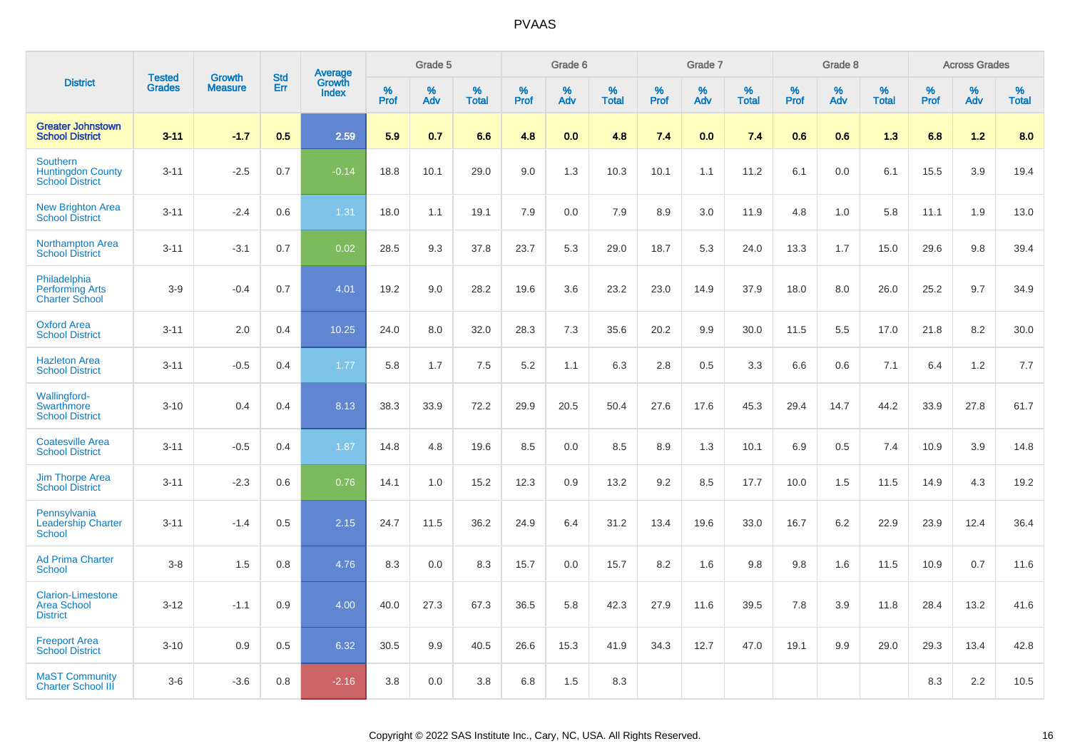| District | Tested Grades | Growth Measure | Std Err | Average Growth Index | Grade 5 | | | Grade 6 | | | Grade 7 | | | Grade 8 | | | Across Grades | | |
|---|---|---|---|---|---|---|---|---|---|---|---|---|---|---|---|---|---|---|---|
| | | | | | % Prof | % Adv | % Total | % Prof | % Adv | % Total | % Prof | % Adv | % Total | % Prof | % Adv | % Total | % Prof | % Adv | % Total |
| **Greater Johnstown School District** | **3-11** | **-1.7** | **0.5** | **2.59** | **5.9** | **0.7** | **6.6** | **4.8** | **0.0** | **4.8** | **7.4** | **0.0** | **7.4** | **0.6** | **0.6** | **1.3** | **6.8** | **1.2** | **8.0** |
| Southern Huntingdon County School District | 3-11 | -2.5 | 0.7 | -0.14 | 18.8 | 10.1 | 29.0 | 9.0 | 1.3 | 10.3 | 10.1 | 1.1 | 11.2 | 6.1 | 0.0 | 6.1 | 15.5 | 3.9 | 19.4 |
| New Brighton Area School District | 3-11 | -2.4 | 0.6 | 1.31 | 18.0 | 1.1 | 19.1 | 7.9 | 0.0 | 7.9 | 8.9 | 3.0 | 11.9 | 4.8 | 1.0 | 5.8 | 11.1 | 1.9 | 13.0 |
| Northampton Area School District | 3-11 | -3.1 | 0.7 | 0.02 | 28.5 | 9.3 | 37.8 | 23.7 | 5.3 | 29.0 | 18.7 | 5.3 | 24.0 | 13.3 | 1.7 | 15.0 | 29.6 | 9.8 | 39.4 |
| Philadelphia Performing Arts Charter School | 3-9 | -0.4 | 0.7 | 4.01 | 19.2 | 9.0 | 28.2 | 19.6 | 3.6 | 23.2 | 23.0 | 14.9 | 37.9 | 18.0 | 8.0 | 26.0 | 25.2 | 9.7 | 34.9 |
| Oxford Area School District | 3-11 | 2.0 | 0.4 | 10.25 | 24.0 | 8.0 | 32.0 | 28.3 | 7.3 | 35.6 | 20.2 | 9.9 | 30.0 | 11.5 | 5.5 | 17.0 | 21.8 | 8.2 | 30.0 |
| Hazleton Area School District | 3-11 | -0.5 | 0.4 | 1.77 | 5.8 | 1.7 | 7.5 | 5.2 | 1.1 | 6.3 | 2.8 | 0.5 | 3.3 | 6.6 | 0.6 | 7.1 | 6.4 | 1.2 | 7.7 |
| Wallingford-Swarthmore School District | 3-10 | 0.4 | 0.4 | 8.13 | 38.3 | 33.9 | 72.2 | 29.9 | 20.5 | 50.4 | 27.6 | 17.6 | 45.3 | 29.4 | 14.7 | 44.2 | 33.9 | 27.8 | 61.7 |
| Coatesville Area School District | 3-11 | -0.5 | 0.4 | 1.87 | 14.8 | 4.8 | 19.6 | 8.5 | 0.0 | 8.5 | 8.9 | 1.3 | 10.1 | 6.9 | 0.5 | 7.4 | 10.9 | 3.9 | 14.8 |
| Jim Thorpe Area School District | 3-11 | -2.3 | 0.6 | 0.76 | 14.1 | 1.0 | 15.2 | 12.3 | 0.9 | 13.2 | 9.2 | 8.5 | 17.7 | 10.0 | 1.5 | 11.5 | 14.9 | 4.3 | 19.2 |
| Pennsylvania Leadership Charter School | 3-11 | -1.4 | 0.5 | 2.15 | 24.7 | 11.5 | 36.2 | 24.9 | 6.4 | 31.2 | 13.4 | 19.6 | 33.0 | 16.7 | 6.2 | 22.9 | 23.9 | 12.4 | 36.4 |
| Ad Prima Charter School | 3-8 | 1.5 | 0.8 | 4.76 | 8.3 | 0.0 | 8.3 | 15.7 | 0.0 | 15.7 | 8.2 | 1.6 | 9.8 | 9.8 | 1.6 | 11.5 | 10.9 | 0.7 | 11.6 |
| Clarion-Limestone Area School District | 3-12 | -1.1 | 0.9 | 4.00 | 40.0 | 27.3 | 67.3 | 36.5 | 5.8 | 42.3 | 27.9 | 11.6 | 39.5 | 7.8 | 3.9 | 11.8 | 28.4 | 13.2 | 41.6 |
| Freeport Area School District | 3-10 | 0.9 | 0.5 | 6.32 | 30.5 | 9.9 | 40.5 | 26.6 | 15.3 | 41.9 | 34.3 | 12.7 | 47.0 | 19.1 | 9.9 | 29.0 | 29.3 | 13.4 | 42.8 |
| MaST Community Charter School III | 3-6 | -3.6 | 0.8 | -2.16 | 3.8 | 0.0 | 3.8 | 6.8 | 1.5 | 8.3 | | | | | | | 8.3 | 2.2 | 10.5 |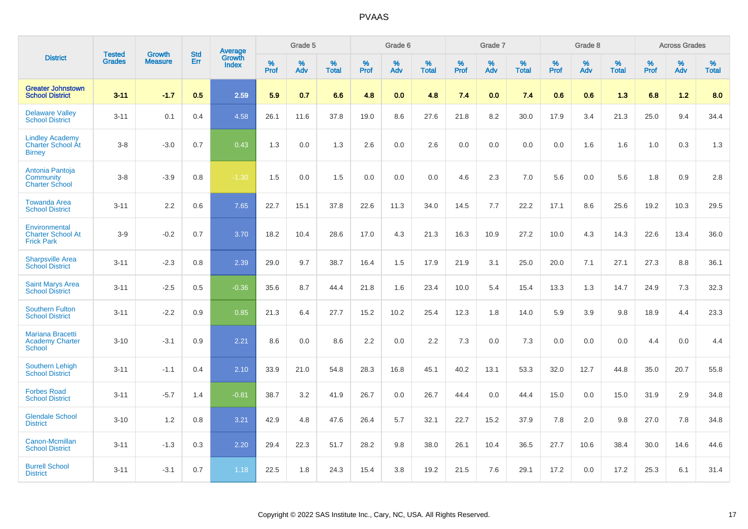# PVAAS

| District | Tested Grades | Growth Measure | Std Err | Average Growth Index | Grade 5 | | | Grade 6 | | | Grade 7 | | | Grade 8 | | | Across Grades | | |
|---|---|---|---|---|---|---|---|---|---|---|---|---|---|---|---|---|---|---|---|
| | | | | | % Prof | % Adv | % Total | % Prof | % Adv | % Total | % Prof | % Adv | % Total | % Prof | % Adv | % Total | % Prof | % Adv | % Total |
| **Greater Johnstown School District** | **3-11** | **-1.7** | **0.5** | **2.59** | **5.9** | **0.7** | **6.6** | **4.8** | **0.0** | **4.8** | **7.4** | **0.0** | **7.4** | **0.6** | **0.6** | **1.3** | **6.8** | **1.2** | **8.0** |
| Delaware Valley School District | 3-11 | 0.1 | 0.4 | 4.58 | 26.1 | 11.6 | 37.8 | 19.0 | 8.6 | 27.6 | 21.8 | 8.2 | 30.0 | 17.9 | 3.4 | 21.3 | 25.0 | 9.4 | 34.4 |
| Lindley Academy Charter School At Birney | 3-8 | -3.0 | 0.7 | 0.43 | 1.3 | 0.0 | 1.3 | 2.6 | 0.0 | 2.6 | 0.0 | 0.0 | 0.0 | 0.0 | 1.6 | 1.6 | 1.0 | 0.3 | 1.3 |
| Antonia Pantoja Community Charter School | 3-8 | -3.9 | 0.8 | -1.30 | 1.5 | 0.0 | 1.5 | 0.0 | 0.0 | 0.0 | 4.6 | 2.3 | 7.0 | 5.6 | 0.0 | 5.6 | 1.8 | 0.9 | 2.8 |
| Towanda Area School District | 3-11 | 2.2 | 0.6 | 7.65 | 22.7 | 15.1 | 37.8 | 22.6 | 11.3 | 34.0 | 14.5 | 7.7 | 22.2 | 17.1 | 8.6 | 25.6 | 19.2 | 10.3 | 29.5 |
| Environmental Charter School At Frick Park | 3-9 | -0.2 | 0.7 | 3.70 | 18.2 | 10.4 | 28.6 | 17.0 | 4.3 | 21.3 | 16.3 | 10.9 | 27.2 | 10.0 | 4.3 | 14.3 | 22.6 | 13.4 | 36.0 |
| Sharpsville Area School District | 3-11 | -2.3 | 0.8 | 2.39 | 29.0 | 9.7 | 38.7 | 16.4 | 1.5 | 17.9 | 21.9 | 3.1 | 25.0 | 20.0 | 7.1 | 27.1 | 27.3 | 8.8 | 36.1 |
| Saint Marys Area School District | 3-11 | -2.5 | 0.5 | -0.36 | 35.6 | 8.7 | 44.4 | 21.8 | 1.6 | 23.4 | 10.0 | 5.4 | 15.4 | 13.3 | 1.3 | 14.7 | 24.9 | 7.3 | 32.3 |
| Southern Fulton School District | 3-11 | -2.2 | 0.9 | 0.85 | 21.3 | 6.4 | 27.7 | 15.2 | 10.2 | 25.4 | 12.3 | 1.8 | 14.0 | 5.9 | 3.9 | 9.8 | 18.9 | 4.4 | 23.3 |
| Mariana Bracetti Academy Charter School | 3-10 | -3.1 | 0.9 | 2.21 | 8.6 | 0.0 | 8.6 | 2.2 | 0.0 | 2.2 | 7.3 | 0.0 | 7.3 | 0.0 | 0.0 | 0.0 | 4.4 | 0.0 | 4.4 |
| Southern Lehigh School District | 3-11 | -1.1 | 0.4 | 2.10 | 33.9 | 21.0 | 54.8 | 28.3 | 16.8 | 45.1 | 40.2 | 13.1 | 53.3 | 32.0 | 12.7 | 44.8 | 35.0 | 20.7 | 55.8 |
| Forbes Road School District | 3-11 | -5.7 | 1.4 | -0.81 | 38.7 | 3.2 | 41.9 | 26.7 | 0.0 | 26.7 | 44.4 | 0.0 | 44.4 | 15.0 | 0.0 | 15.0 | 31.9 | 2.9 | 34.8 |
| Glendale School District | 3-10 | 1.2 | 0.8 | 3.21 | 42.9 | 4.8 | 47.6 | 26.4 | 5.7 | 32.1 | 22.7 | 15.2 | 37.9 | 7.8 | 2.0 | 9.8 | 27.0 | 7.8 | 34.8 |
| Canon-Mcmillan School District | 3-11 | -1.3 | 0.3 | 2.20 | 29.4 | 22.3 | 51.7 | 28.2 | 9.8 | 38.0 | 26.1 | 10.4 | 36.5 | 27.7 | 10.6 | 38.4 | 30.0 | 14.6 | 44.6 |
| Burrell School District | 3-11 | -3.1 | 0.7 | 1.18 | 22.5 | 1.8 | 24.3 | 15.4 | 3.8 | 19.2 | 21.5 | 7.6 | 29.1 | 17.2 | 0.0 | 17.2 | 25.3 | 6.1 | 31.4 |

Copyright © 2022 SAS Institute Inc., Cary, NC, USA. All Rights Reserved.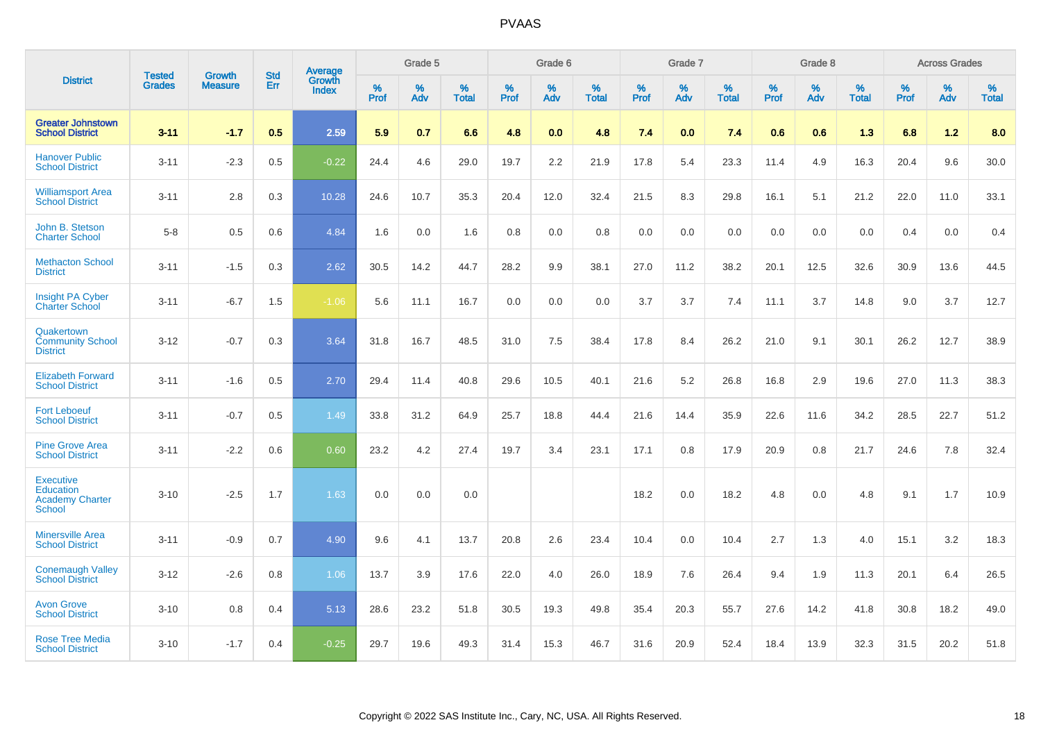# PVAAS

| District | Tested Grades | Growth Measure | Std Err | Average Growth Index | Grade 5 | | | Grade 6 | | | Grade 7 | | | Grade 8 | | | Across Grades | | |
|---|---|---|---|---|---|---|---|---|---|---|---|---|---|---|---|---|---|---|---|
| | | | | | % Prof | % Adv | % Total | % Prof | % Adv | % Total | % Prof | % Adv | % Total | % Prof | % Adv | % Total | % Prof | % Adv | % Total |
| **Greater Johnstown School District** | **3-11** | **-1.7** | **0.5** | **2.59** | **5.9** | **0.7** | **6.6** | **4.8** | **0.0** | **4.8** | **7.4** | **0.0** | **7.4** | **0.6** | **0.6** | **1.3** | **6.8** | **1.2** | **8.0** |
| Hanover Public School District | 3-11 | -2.3 | 0.5 | -0.22 | 24.4 | 4.6 | 29.0 | 19.7 | 2.2 | 21.9 | 17.8 | 5.4 | 23.3 | 11.4 | 4.9 | 16.3 | 20.4 | 9.6 | 30.0 |
| Williamsport Area School District | 3-11 | 2.8 | 0.3 | 10.28 | 24.6 | 10.7 | 35.3 | 20.4 | 12.0 | 32.4 | 21.5 | 8.3 | 29.8 | 16.1 | 5.1 | 21.2 | 22.0 | 11.0 | 33.1 |
| John B. Stetson Charter School | 5-8 | 0.5 | 0.6 | 4.84 | 1.6 | 0.0 | 1.6 | 0.8 | 0.0 | 0.8 | 0.0 | 0.0 | 0.0 | 0.0 | 0.0 | 0.0 | 0.4 | 0.0 | 0.4 |
| Methacton School District | 3-11 | -1.5 | 0.3 | 2.62 | 30.5 | 14.2 | 44.7 | 28.2 | 9.9 | 38.1 | 27.0 | 11.2 | 38.2 | 20.1 | 12.5 | 32.6 | 30.9 | 13.6 | 44.5 |
| Insight PA Cyber Charter School | 3-11 | -6.7 | 1.5 | -1.06 | 5.6 | 11.1 | 16.7 | 0.0 | 0.0 | 0.0 | 3.7 | 3.7 | 7.4 | 11.1 | 3.7 | 14.8 | 9.0 | 3.7 | 12.7 |
| Quakertown Community School District | 3-12 | -0.7 | 0.3 | 3.64 | 31.8 | 16.7 | 48.5 | 31.0 | 7.5 | 38.4 | 17.8 | 8.4 | 26.2 | 21.0 | 9.1 | 30.1 | 26.2 | 12.7 | 38.9 |
| Elizabeth Forward School District | 3-11 | -1.6 | 0.5 | 2.70 | 29.4 | 11.4 | 40.8 | 29.6 | 10.5 | 40.1 | 21.6 | 5.2 | 26.8 | 16.8 | 2.9 | 19.6 | 27.0 | 11.3 | 38.3 |
| Fort Leboeuf School District | 3-11 | -0.7 | 0.5 | 1.49 | 33.8 | 31.2 | 64.9 | 25.7 | 18.8 | 44.4 | 21.6 | 14.4 | 35.9 | 22.6 | 11.6 | 34.2 | 28.5 | 22.7 | 51.2 |
| Pine Grove Area School District | 3-11 | -2.2 | 0.6 | 0.60 | 23.2 | 4.2 | 27.4 | 19.7 | 3.4 | 23.1 | 17.1 | 0.8 | 17.9 | 20.9 | 0.8 | 21.7 | 24.6 | 7.8 | 32.4 |
| Executive Education Academy Charter School | 3-10 | -2.5 | 1.7 | 1.63 | 0.0 | 0.0 | 0.0 | | | | 18.2 | 0.0 | 18.2 | 4.8 | 0.0 | 4.8 | 9.1 | 1.7 | 10.9 |
| Minersville Area School District | 3-11 | -0.9 | 0.7 | 4.90 | 9.6 | 4.1 | 13.7 | 20.8 | 2.6 | 23.4 | 10.4 | 0.0 | 10.4 | 2.7 | 1.3 | 4.0 | 15.1 | 3.2 | 18.3 |
| Conemaugh Valley School District | 3-12 | -2.6 | 0.8 | 1.06 | 13.7 | 3.9 | 17.6 | 22.0 | 4.0 | 26.0 | 18.9 | 7.6 | 26.4 | 9.4 | 1.9 | 11.3 | 20.1 | 6.4 | 26.5 |
| Avon Grove School District | 3-10 | 0.8 | 0.4 | 5.13 | 28.6 | 23.2 | 51.8 | 30.5 | 19.3 | 49.8 | 35.4 | 20.3 | 55.7 | 27.6 | 14.2 | 41.8 | 30.8 | 18.2 | 49.0 |
| Rose Tree Media School District | 3-10 | -1.7 | 0.4 | -0.25 | 29.7 | 19.6 | 49.3 | 31.4 | 15.3 | 46.7 | 31.6 | 20.9 | 52.4 | 18.4 | 13.9 | 32.3 | 31.5 | 20.2 | 51.8 |

Copyright © 2022 SAS Institute Inc., Cary, NC, USA. All Rights Reserved.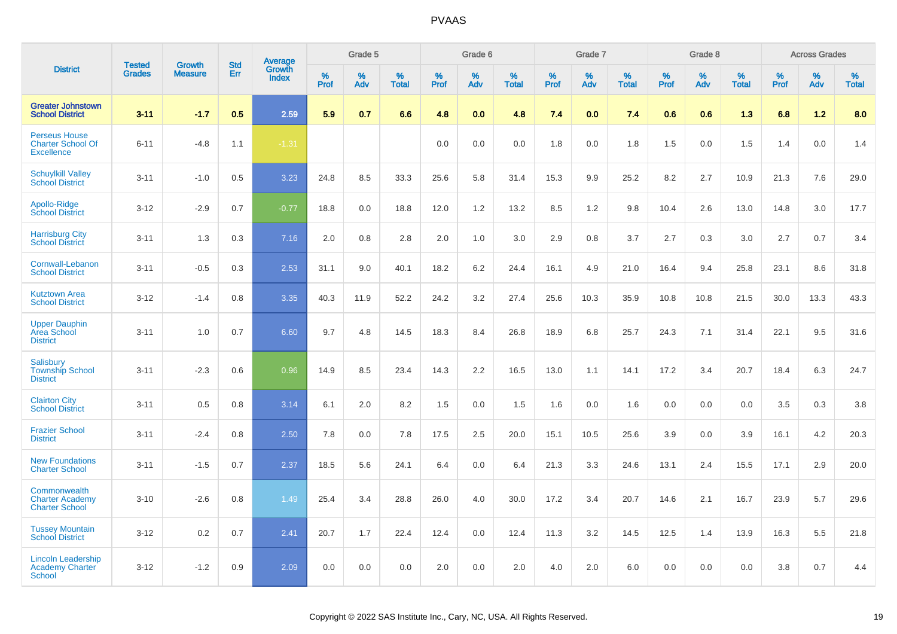| District | Tested Grades | Growth Measure | Std Err | Average Growth Index | Grade 5 | | | Grade 6 | | | Grade 7 | | | Grade 8 | | | Across Grades | | |
|---|---|---|---|---|---|---|---|---|---|---|---|---|---|---|---|---|---|---|---|
| | | | | | % Prof | % Adv | % Total | % Prof | % Adv | % Total | % Prof | % Adv | % Total | % Prof | % Adv | % Total | % Prof | % Adv | % Total |
| **Greater Johnstown School District** | **3-11** | **-1.7** | **0.5** | **2.59** | **5.9** | **0.7** | **6.6** | **4.8** | **0.0** | **4.8** | **7.4** | **0.0** | **7.4** | **0.6** | **0.6** | **1.3** | **6.8** | **1.2** | **8.0** |
| Perseus House Charter School Of Excellence | 6-11 | -4.8 | 1.1 | -1.31 | | | | 0.0 | 0.0 | 0.0 | 1.8 | 0.0 | 1.8 | 1.5 | 0.0 | 1.5 | 1.4 | 0.0 | 1.4 |
| Schuylkill Valley School District | 3-11 | -1.0 | 0.5 | 3.23 | 24.8 | 8.5 | 33.3 | 25.6 | 5.8 | 31.4 | 15.3 | 9.9 | 25.2 | 8.2 | 2.7 | 10.9 | 21.3 | 7.6 | 29.0 |
| Apollo-Ridge School District | 3-12 | -2.9 | 0.7 | -0.77 | 18.8 | 0.0 | 18.8 | 12.0 | 1.2 | 13.2 | 8.5 | 1.2 | 9.8 | 10.4 | 2.6 | 13.0 | 14.8 | 3.0 | 17.7 |
| Harrisburg City School District | 3-11 | 1.3 | 0.3 | 7.16 | 2.0 | 0.8 | 2.8 | 2.0 | 1.0 | 3.0 | 2.9 | 0.8 | 3.7 | 2.7 | 0.3 | 3.0 | 2.7 | 0.7 | 3.4 |
| Cornwall-Lebanon School District | 3-11 | -0.5 | 0.3 | 2.53 | 31.1 | 9.0 | 40.1 | 18.2 | 6.2 | 24.4 | 16.1 | 4.9 | 21.0 | 16.4 | 9.4 | 25.8 | 23.1 | 8.6 | 31.8 |
| Kutztown Area School District | 3-12 | -1.4 | 0.8 | 3.35 | 40.3 | 11.9 | 52.2 | 24.2 | 3.2 | 27.4 | 25.6 | 10.3 | 35.9 | 10.8 | 10.8 | 21.5 | 30.0 | 13.3 | 43.3 |
| Upper Dauphin Area School District | 3-11 | 1.0 | 0.7 | 6.60 | 9.7 | 4.8 | 14.5 | 18.3 | 8.4 | 26.8 | 18.9 | 6.8 | 25.7 | 24.3 | 7.1 | 31.4 | 22.1 | 9.5 | 31.6 |
| Salisbury Township School District | 3-11 | -2.3 | 0.6 | 0.96 | 14.9 | 8.5 | 23.4 | 14.3 | 2.2 | 16.5 | 13.0 | 1.1 | 14.1 | 17.2 | 3.4 | 20.7 | 18.4 | 6.3 | 24.7 |
| Clairton City School District | 3-11 | 0.5 | 0.8 | 3.14 | 6.1 | 2.0 | 8.2 | 1.5 | 0.0 | 1.5 | 1.6 | 0.0 | 1.6 | 0.0 | 0.0 | 0.0 | 3.5 | 0.3 | 3.8 |
| Frazier School District | 3-11 | -2.4 | 0.8 | 2.50 | 7.8 | 0.0 | 7.8 | 17.5 | 2.5 | 20.0 | 15.1 | 10.5 | 25.6 | 3.9 | 0.0 | 3.9 | 16.1 | 4.2 | 20.3 |
| New Foundations Charter School | 3-11 | -1.5 | 0.7 | 2.37 | 18.5 | 5.6 | 24.1 | 6.4 | 0.0 | 6.4 | 21.3 | 3.3 | 24.6 | 13.1 | 2.4 | 15.5 | 17.1 | 2.9 | 20.0 |
| Commonwealth Charter Academy Charter School | 3-10 | -2.6 | 0.8 | 1.49 | 25.4 | 3.4 | 28.8 | 26.0 | 4.0 | 30.0 | 17.2 | 3.4 | 20.7 | 14.6 | 2.1 | 16.7 | 23.9 | 5.7 | 29.6 |
| Tussey Mountain School District | 3-12 | 0.2 | 0.7 | 2.41 | 20.7 | 1.7 | 22.4 | 12.4 | 0.0 | 12.4 | 11.3 | 3.2 | 14.5 | 12.5 | 1.4 | 13.9 | 16.3 | 5.5 | 21.8 |
| Lincoln Leadership Academy Charter School | 3-12 | -1.2 | 0.9 | 2.09 | 0.0 | 0.0 | 0.0 | 2.0 | 0.0 | 2.0 | 4.0 | 2.0 | 6.0 | 0.0 | 0.0 | 0.0 | 3.8 | 0.7 | 4.4 |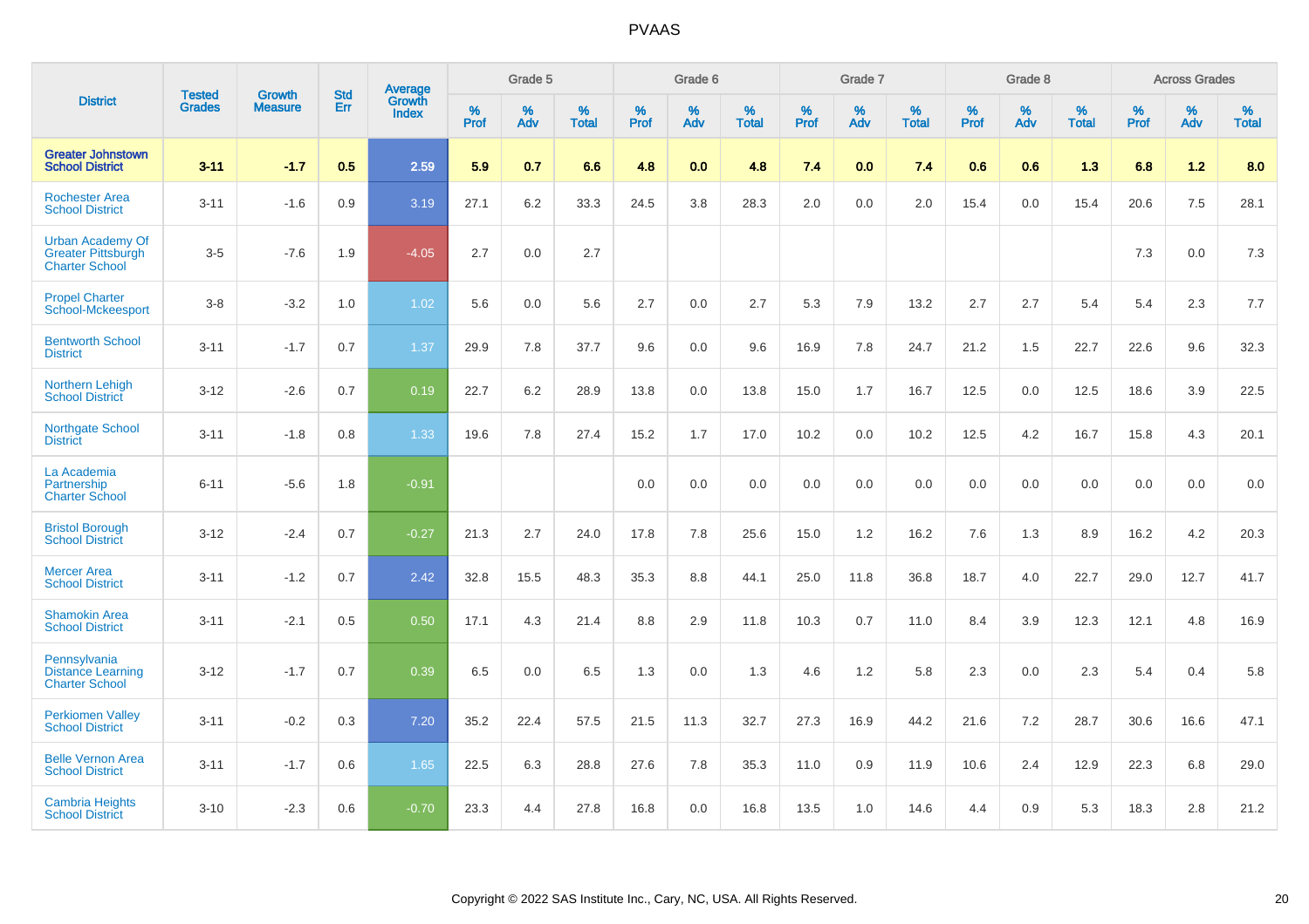| District | Tested Grades | Growth Measure | Std Err | Average Growth Index | Grade 5 | | | Grade 6 | | | Grade 7 | | | Grade 8 | | | Across Grades | | |
|---|---|---|---|---|---|---|---|---|---|---|---|---|---|---|---|---|---|---|---|
| | | | | | % Prof | % Adv | % Total | % Prof | % Adv | % Total | % Prof | % Adv | % Total | % Prof | % Adv | % Total | % Prof | % Adv | % Total |
| **Greater Johnstown School District** | **3-11** | **-1.7** | **0.5** | **2.59** | **5.9** | **0.7** | **6.6** | **4.8** | **0.0** | **4.8** | **7.4** | **0.0** | **7.4** | **0.6** | **0.6** | **1.3** | **6.8** | **1.2** | **8.0** |
| Rochester Area School District | 3-11 | -1.6 | 0.9 | 3.19 | 27.1 | 6.2 | 33.3 | 24.5 | 3.8 | 28.3 | 2.0 | 0.0 | 2.0 | 15.4 | 0.0 | 15.4 | 20.6 | 7.5 | 28.1 |
| Urban Academy Of Greater Pittsburgh Charter School | 3-5 | -7.6 | 1.9 | -4.05 | 2.7 | 0.0 | 2.7 | | | | | | | | | | 7.3 | 0.0 | 7.3 |
| Propel Charter School-Mckeesport | 3-8 | -3.2 | 1.0 | 1.02 | 5.6 | 0.0 | 5.6 | 2.7 | 0.0 | 2.7 | 5.3 | 7.9 | 13.2 | 2.7 | 2.7 | 5.4 | 5.4 | 2.3 | 7.7 |
| Bentworth School District | 3-11 | -1.7 | 0.7 | 1.37 | 29.9 | 7.8 | 37.7 | 9.6 | 0.0 | 9.6 | 16.9 | 7.8 | 24.7 | 21.2 | 1.5 | 22.7 | 22.6 | 9.6 | 32.3 |
| Northern Lehigh School District | 3-12 | -2.6 | 0.7 | 0.19 | 22.7 | 6.2 | 28.9 | 13.8 | 0.0 | 13.8 | 15.0 | 1.7 | 16.7 | 12.5 | 0.0 | 12.5 | 18.6 | 3.9 | 22.5 |
| Northgate School District | 3-11 | -1.8 | 0.8 | 1.33 | 19.6 | 7.8 | 27.4 | 15.2 | 1.7 | 17.0 | 10.2 | 0.0 | 10.2 | 12.5 | 4.2 | 16.7 | 15.8 | 4.3 | 20.1 |
| La Academia Partnership Charter School | 6-11 | -5.6 | 1.8 | -0.91 | | | | 0.0 | 0.0 | 0.0 | 0.0 | 0.0 | 0.0 | 0.0 | 0.0 | 0.0 | 0.0 | 0.0 | 0.0 |
| Bristol Borough School District | 3-12 | -2.4 | 0.7 | -0.27 | 21.3 | 2.7 | 24.0 | 17.8 | 7.8 | 25.6 | 15.0 | 1.2 | 16.2 | 7.6 | 1.3 | 8.9 | 16.2 | 4.2 | 20.3 |
| Mercer Area School District | 3-11 | -1.2 | 0.7 | 2.42 | 32.8 | 15.5 | 48.3 | 35.3 | 8.8 | 44.1 | 25.0 | 11.8 | 36.8 | 18.7 | 4.0 | 22.7 | 29.0 | 12.7 | 41.7 |
| Shamokin Area School District | 3-11 | -2.1 | 0.5 | 0.50 | 17.1 | 4.3 | 21.4 | 8.8 | 2.9 | 11.8 | 10.3 | 0.7 | 11.0 | 8.4 | 3.9 | 12.3 | 12.1 | 4.8 | 16.9 |
| Pennsylvania Distance Learning Charter School | 3-12 | -1.7 | 0.7 | 0.39 | 6.5 | 0.0 | 6.5 | 1.3 | 0.0 | 1.3 | 4.6 | 1.2 | 5.8 | 2.3 | 0.0 | 2.3 | 5.4 | 0.4 | 5.8 |
| Perkiomen Valley School District | 3-11 | -0.2 | 0.3 | 7.20 | 35.2 | 22.4 | 57.5 | 21.5 | 11.3 | 32.7 | 27.3 | 16.9 | 44.2 | 21.6 | 7.2 | 28.7 | 30.6 | 16.6 | 47.1 |
| Belle Vernon Area School District | 3-11 | -1.7 | 0.6 | 1.65 | 22.5 | 6.3 | 28.8 | 27.6 | 7.8 | 35.3 | 11.0 | 0.9 | 11.9 | 10.6 | 2.4 | 12.9 | 22.3 | 6.8 | 29.0 |
| Cambria Heights School District | 3-10 | -2.3 | 0.6 | -0.70 | 23.3 | 4.4 | 27.8 | 16.8 | 0.0 | 16.8 | 13.5 | 1.0 | 14.6 | 4.4 | 0.9 | 5.3 | 18.3 | 2.8 | 21.2 |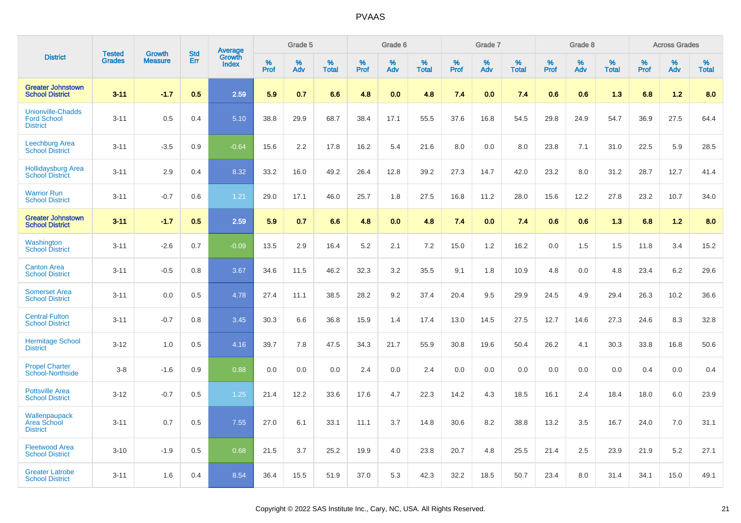# PVAAS

| District | Tested Grades | Growth Measure | Std Err | Average Growth Index | Grade 5 | | | Grade 6 | | | Grade 7 | | | Grade 8 | | | Across Grades | | |
|---|---|---|---|---|---|---|---|---|---|---|---|---|---|---|---|---|---|---|---|
| | | | | | % Prof | % Adv | % Total | % Prof | % Adv | % Total | % Prof | % Adv | % Total | % Prof | % Adv | % Total | % Prof | % Adv | % Total |
| **Greater Johnstown School District** | **3-11** | **-1.7** | **0.5** | **2.59** | **5.9** | **0.7** | **6.6** | **4.8** | **0.0** | **4.8** | **7.4** | **0.0** | **7.4** | **0.6** | **0.6** | **1.3** | **6.8** | **1.2** | **8.0** |
| Unionville-Chadds Ford School District | 3-11 | 0.5 | 0.4 | 5.10 | 38.8 | 29.9 | 68.7 | 38.4 | 17.1 | 55.5 | 37.6 | 16.8 | 54.5 | 29.8 | 24.9 | 54.7 | 36.9 | 27.5 | 64.4 |
| Leechburg Area School District | 3-11 | -3.5 | 0.9 | -0.64 | 15.6 | 2.2 | 17.8 | 16.2 | 5.4 | 21.6 | 8.0 | 0.0 | 8.0 | 23.8 | 7.1 | 31.0 | 22.5 | 5.9 | 28.5 |
| Hollidaysburg Area School District | 3-11 | 2.9 | 0.4 | 8.32 | 33.2 | 16.0 | 49.2 | 26.4 | 12.8 | 39.2 | 27.3 | 14.7 | 42.0 | 23.2 | 8.0 | 31.2 | 28.7 | 12.7 | 41.4 |
| Warrior Run School District | 3-11 | -0.7 | 0.6 | 1.21 | 29.0 | 17.1 | 46.0 | 25.7 | 1.8 | 27.5 | 16.8 | 11.2 | 28.0 | 15.6 | 12.2 | 27.8 | 23.2 | 10.7 | 34.0 |
| **Greater Johnstown School District** | **3-11** | **-1.7** | **0.5** | **2.59** | **5.9** | **0.7** | **6.6** | **4.8** | **0.0** | **4.8** | **7.4** | **0.0** | **7.4** | **0.6** | **0.6** | **1.3** | **6.8** | **1.2** | **8.0** |
| Washington School District | 3-11 | -2.6 | 0.7 | -0.09 | 13.5 | 2.9 | 16.4 | 5.2 | 2.1 | 7.2 | 15.0 | 1.2 | 16.2 | 0.0 | 1.5 | 1.5 | 11.8 | 3.4 | 15.2 |
| Canton Area School District | 3-11 | -0.5 | 0.8 | 3.67 | 34.6 | 11.5 | 46.2 | 32.3 | 3.2 | 35.5 | 9.1 | 1.8 | 10.9 | 4.8 | 0.0 | 4.8 | 23.4 | 6.2 | 29.6 |
| Somerset Area School District | 3-11 | 0.0 | 0.5 | 4.78 | 27.4 | 11.1 | 38.5 | 28.2 | 9.2 | 37.4 | 20.4 | 9.5 | 29.9 | 24.5 | 4.9 | 29.4 | 26.3 | 10.2 | 36.6 |
| Central Fulton School District | 3-11 | -0.7 | 0.8 | 3.45 | 30.3 | 6.6 | 36.8 | 15.9 | 1.4 | 17.4 | 13.0 | 14.5 | 27.5 | 12.7 | 14.6 | 27.3 | 24.6 | 8.3 | 32.8 |
| Hermitage School District | 3-12 | 1.0 | 0.5 | 4.16 | 39.7 | 7.8 | 47.5 | 34.3 | 21.7 | 55.9 | 30.8 | 19.6 | 50.4 | 26.2 | 4.1 | 30.3 | 33.8 | 16.8 | 50.6 |
| Propel Charter School-Northside | 3-8 | -1.6 | 0.9 | 0.88 | 0.0 | 0.0 | 0.0 | 2.4 | 0.0 | 2.4 | 0.0 | 0.0 | 0.0 | 0.0 | 0.0 | 0.0 | 0.4 | 0.0 | 0.4 |
| Pottsville Area School District | 3-12 | -0.7 | 0.5 | 1.25 | 21.4 | 12.2 | 33.6 | 17.6 | 4.7 | 22.3 | 14.2 | 4.3 | 18.5 | 16.1 | 2.4 | 18.4 | 18.0 | 6.0 | 23.9 |
| Wallenpaupack Area School District | 3-11 | 0.7 | 0.5 | 7.55 | 27.0 | 6.1 | 33.1 | 11.1 | 3.7 | 14.8 | 30.6 | 8.2 | 38.8 | 13.2 | 3.5 | 16.7 | 24.0 | 7.0 | 31.1 |
| Fleetwood Area School District | 3-10 | -1.9 | 0.5 | 0.68 | 21.5 | 3.7 | 25.2 | 19.9 | 4.0 | 23.8 | 20.7 | 4.8 | 25.5 | 21.4 | 2.5 | 23.9 | 21.9 | 5.2 | 27.1 |
| Greater Latrobe School District | 3-11 | 1.6 | 0.4 | 8.54 | 36.4 | 15.5 | 51.9 | 37.0 | 5.3 | 42.3 | 32.2 | 18.5 | 50.7 | 23.4 | 8.0 | 31.4 | 34.1 | 15.0 | 49.1 |

Copyright © 2022 SAS Institute Inc., Cary, NC, USA. All Rights Reserved.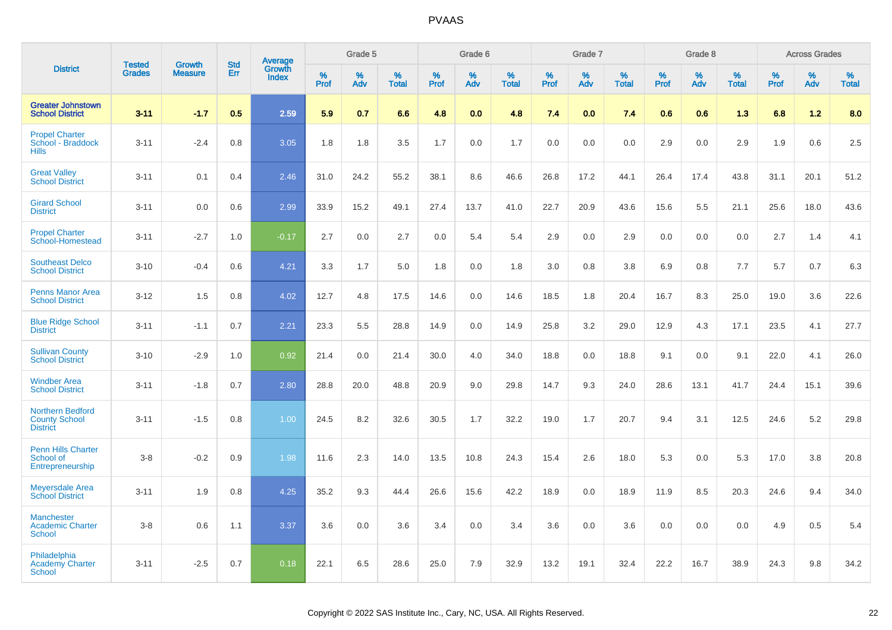# PVAAS

| District | Tested Grades | Growth Measure | Std Err | Average Growth Index | Grade 5 | | | Grade 6 | | | Grade 7 | | | Grade 8 | | | Across Grades | | |
|---|---|---|---|---|---|---|---|---|---|---|---|---|---|---|---|---|---|---|---|
| | | | | | % Prof | % Adv | % Total | % Prof | % Adv | % Total | % Prof | % Adv | % Total | % Prof | % Adv | % Total | % Prof | % Adv | % Total |
| **Greater Johnstown School District** | **3-11** | **-1.7** | **0.5** | **2.59** | **5.9** | **0.7** | **6.6** | **4.8** | **0.0** | **4.8** | **7.4** | **0.0** | **7.4** | **0.6** | **0.6** | **1.3** | **6.8** | **1.2** | **8.0** |
| Propel Charter School - Braddock Hills | 3-11 | -2.4 | 0.8 | 3.05 | 1.8 | 1.8 | 3.5 | 1.7 | 0.0 | 1.7 | 0.0 | 0.0 | 0.0 | 2.9 | 0.0 | 2.9 | 1.9 | 0.6 | 2.5 |
| Great Valley School District | 3-11 | 0.1 | 0.4 | 2.46 | 31.0 | 24.2 | 55.2 | 38.1 | 8.6 | 46.6 | 26.8 | 17.2 | 44.1 | 26.4 | 17.4 | 43.8 | 31.1 | 20.1 | 51.2 |
| Girard School District | 3-11 | 0.0 | 0.6 | 2.99 | 33.9 | 15.2 | 49.1 | 27.4 | 13.7 | 41.0 | 22.7 | 20.9 | 43.6 | 15.6 | 5.5 | 21.1 | 25.6 | 18.0 | 43.6 |
| Propel Charter School-Homestead | 3-11 | -2.7 | 1.0 | -0.17 | 2.7 | 0.0 | 2.7 | 0.0 | 5.4 | 5.4 | 2.9 | 0.0 | 2.9 | 0.0 | 0.0 | 0.0 | 2.7 | 1.4 | 4.1 |
| Southeast Delco School District | 3-10 | -0.4 | 0.6 | 4.21 | 3.3 | 1.7 | 5.0 | 1.8 | 0.0 | 1.8 | 3.0 | 0.8 | 3.8 | 6.9 | 0.8 | 7.7 | 5.7 | 0.7 | 6.3 |
| Penns Manor Area School District | 3-12 | 1.5 | 0.8 | 4.02 | 12.7 | 4.8 | 17.5 | 14.6 | 0.0 | 14.6 | 18.5 | 1.8 | 20.4 | 16.7 | 8.3 | 25.0 | 19.0 | 3.6 | 22.6 |
| Blue Ridge School District | 3-11 | -1.1 | 0.7 | 2.21 | 23.3 | 5.5 | 28.8 | 14.9 | 0.0 | 14.9 | 25.8 | 3.2 | 29.0 | 12.9 | 4.3 | 17.1 | 23.5 | 4.1 | 27.7 |
| Sullivan County School District | 3-10 | -2.9 | 1.0 | 0.92 | 21.4 | 0.0 | 21.4 | 30.0 | 4.0 | 34.0 | 18.8 | 0.0 | 18.8 | 9.1 | 0.0 | 9.1 | 22.0 | 4.1 | 26.0 |
| Windber Area School District | 3-11 | -1.8 | 0.7 | 2.80 | 28.8 | 20.0 | 48.8 | 20.9 | 9.0 | 29.8 | 14.7 | 9.3 | 24.0 | 28.6 | 13.1 | 41.7 | 24.4 | 15.1 | 39.6 |
| Northern Bedford County School District | 3-11 | -1.5 | 0.8 | 1.00 | 24.5 | 8.2 | 32.6 | 30.5 | 1.7 | 32.2 | 19.0 | 1.7 | 20.7 | 9.4 | 3.1 | 12.5 | 24.6 | 5.2 | 29.8 |
| Penn Hills Charter School of Entrepreneurship | 3-8 | -0.2 | 0.9 | 1.98 | 11.6 | 2.3 | 14.0 | 13.5 | 10.8 | 24.3 | 15.4 | 2.6 | 18.0 | 5.3 | 0.0 | 5.3 | 17.0 | 3.8 | 20.8 |
| Meyersdale Area School District | 3-11 | 1.9 | 0.8 | 4.25 | 35.2 | 9.3 | 44.4 | 26.6 | 15.6 | 42.2 | 18.9 | 0.0 | 18.9 | 11.9 | 8.5 | 20.3 | 24.6 | 9.4 | 34.0 |
| Manchester Academic Charter School | 3-8 | 0.6 | 1.1 | 3.37 | 3.6 | 0.0 | 3.6 | 3.4 | 0.0 | 3.4 | 3.6 | 0.0 | 3.6 | 0.0 | 0.0 | 0.0 | 4.9 | 0.5 | 5.4 |
| Philadelphia Academy Charter School | 3-11 | -2.5 | 0.7 | 0.18 | 22.1 | 6.5 | 28.6 | 25.0 | 7.9 | 32.9 | 13.2 | 19.1 | 32.4 | 22.2 | 16.7 | 38.9 | 24.3 | 9.8 | 34.2 |

Copyright © 2022 SAS Institute Inc., Cary, NC, USA. All Rights Reserved.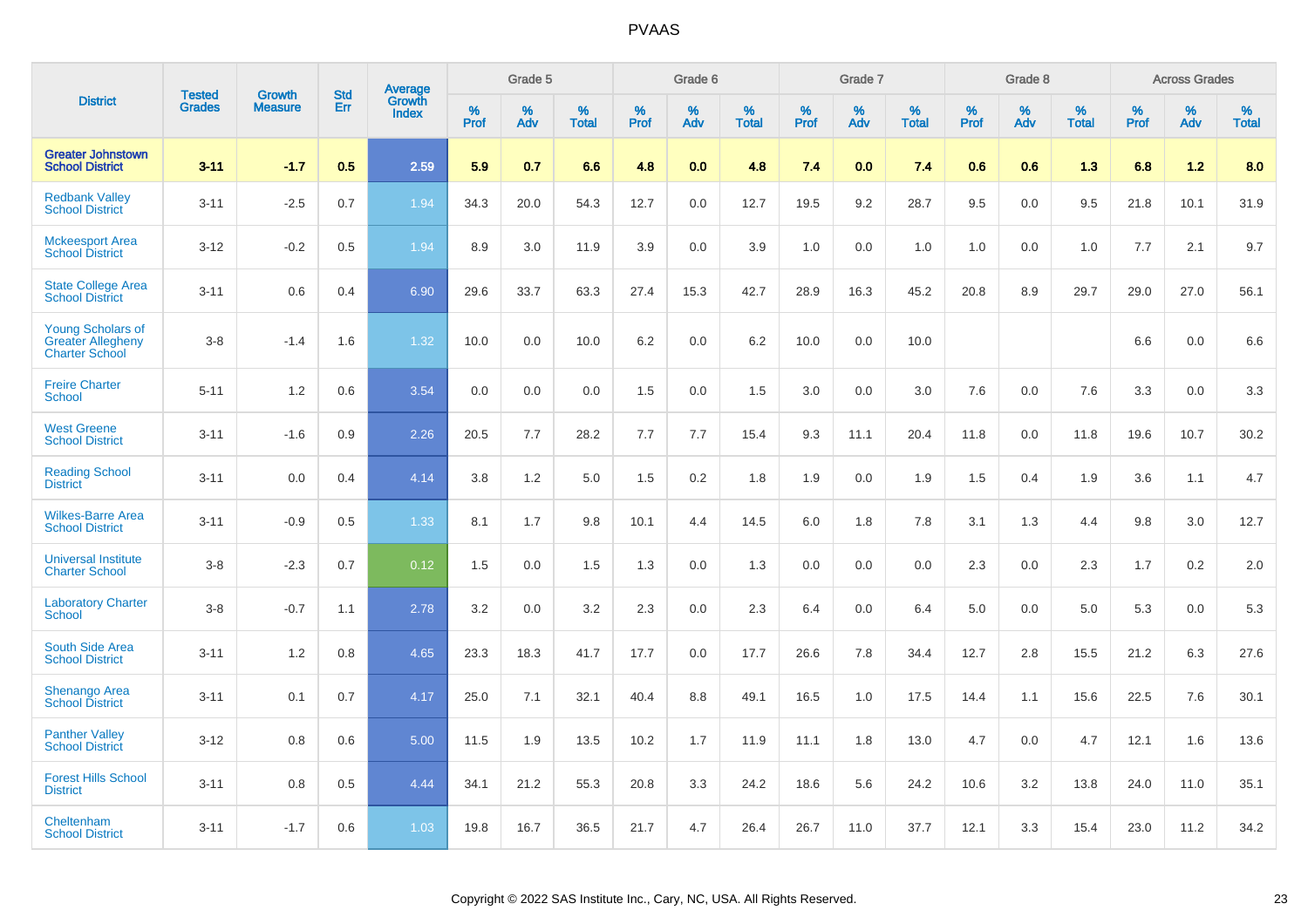# PVAAS

| District | Tested Grades | Growth Measure | Std Err | Average Growth Index | Grade 5 | | | Grade 6 | | | Grade 7 | | | Grade 8 | | | Across Grades | | |
|---|---|---|---|---|---|---|---|---|---|---|---|---|---|---|---|---|---|---|---|
| | | | | | % Prof | % Adv | % Total | % Prof | % Adv | % Total | % Prof | % Adv | % Total | % Prof | % Adv | % Total | % Prof | % Adv | % Total |
| **Greater Johnstown School District** | **3-11** | **-1.7** | **0.5** | **2.59** | **5.9** | **0.7** | **6.6** | **4.8** | **0.0** | **4.8** | **7.4** | **0.0** | **7.4** | **0.6** | **0.6** | **1.3** | **6.8** | **1.2** | **8.0** |
| Redbank Valley School District | 3-11 | -2.5 | 0.7 | 1.94 | 34.3 | 20.0 | 54.3 | 12.7 | 0.0 | 12.7 | 19.5 | 9.2 | 28.7 | 9.5 | 0.0 | 9.5 | 21.8 | 10.1 | 31.9 |
| Mckeesport Area School District | 3-12 | -0.2 | 0.5 | 1.94 | 8.9 | 3.0 | 11.9 | 3.9 | 0.0 | 3.9 | 1.0 | 0.0 | 1.0 | 1.0 | 0.0 | 1.0 | 7.7 | 2.1 | 9.7 |
| State College Area School District | 3-11 | 0.6 | 0.4 | 6.90 | 29.6 | 33.7 | 63.3 | 27.4 | 15.3 | 42.7 | 28.9 | 16.3 | 45.2 | 20.8 | 8.9 | 29.7 | 29.0 | 27.0 | 56.1 |
| Young Scholars of Greater Allegheny Charter School | 3-8 | -1.4 | 1.6 | 1.32 | 10.0 | 0.0 | 10.0 | 6.2 | 0.0 | 6.2 | 10.0 | 0.0 | 10.0 | | | | 6.6 | 0.0 | 6.6 |
| Freire Charter School | 5-11 | 1.2 | 0.6 | 3.54 | 0.0 | 0.0 | 0.0 | 1.5 | 0.0 | 1.5 | 3.0 | 0.0 | 3.0 | 7.6 | 0.0 | 7.6 | 3.3 | 0.0 | 3.3 |
| West Greene School District | 3-11 | -1.6 | 0.9 | 2.26 | 20.5 | 7.7 | 28.2 | 7.7 | 7.7 | 15.4 | 9.3 | 11.1 | 20.4 | 11.8 | 0.0 | 11.8 | 19.6 | 10.7 | 30.2 |
| Reading School District | 3-11 | 0.0 | 0.4 | 4.14 | 3.8 | 1.2 | 5.0 | 1.5 | 0.2 | 1.8 | 1.9 | 0.0 | 1.9 | 1.5 | 0.4 | 1.9 | 3.6 | 1.1 | 4.7 |
| Wilkes-Barre Area School District | 3-11 | -0.9 | 0.5 | 1.33 | 8.1 | 1.7 | 9.8 | 10.1 | 4.4 | 14.5 | 6.0 | 1.8 | 7.8 | 3.1 | 1.3 | 4.4 | 9.8 | 3.0 | 12.7 |
| Universal Institute Charter School | 3-8 | -2.3 | 0.7 | 0.12 | 1.5 | 0.0 | 1.5 | 1.3 | 0.0 | 1.3 | 0.0 | 0.0 | 0.0 | 2.3 | 0.0 | 2.3 | 1.7 | 0.2 | 2.0 |
| Laboratory Charter School | 3-8 | -0.7 | 1.1 | 2.78 | 3.2 | 0.0 | 3.2 | 2.3 | 0.0 | 2.3 | 6.4 | 0.0 | 6.4 | 5.0 | 0.0 | 5.0 | 5.3 | 0.0 | 5.3 |
| South Side Area School District | 3-11 | 1.2 | 0.8 | 4.65 | 23.3 | 18.3 | 41.7 | 17.7 | 0.0 | 17.7 | 26.6 | 7.8 | 34.4 | 12.7 | 2.8 | 15.5 | 21.2 | 6.3 | 27.6 |
| Shenango Area School District | 3-11 | 0.1 | 0.7 | 4.17 | 25.0 | 7.1 | 32.1 | 40.4 | 8.8 | 49.1 | 16.5 | 1.0 | 17.5 | 14.4 | 1.1 | 15.6 | 22.5 | 7.6 | 30.1 |
| Panther Valley School District | 3-12 | 0.8 | 0.6 | 5.00 | 11.5 | 1.9 | 13.5 | 10.2 | 1.7 | 11.9 | 11.1 | 1.8 | 13.0 | 4.7 | 0.0 | 4.7 | 12.1 | 1.6 | 13.6 |
| Forest Hills School District | 3-11 | 0.8 | 0.5 | 4.44 | 34.1 | 21.2 | 55.3 | 20.8 | 3.3 | 24.2 | 18.6 | 5.6 | 24.2 | 10.6 | 3.2 | 13.8 | 24.0 | 11.0 | 35.1 |
| Cheltenham School District | 3-11 | -1.7 | 0.6 | 1.03 | 19.8 | 16.7 | 36.5 | 21.7 | 4.7 | 26.4 | 26.7 | 11.0 | 37.7 | 12.1 | 3.3 | 15.4 | 23.0 | 11.2 | 34.2 |

Copyright © 2022 SAS Institute Inc., Cary, NC, USA. All Rights Reserved.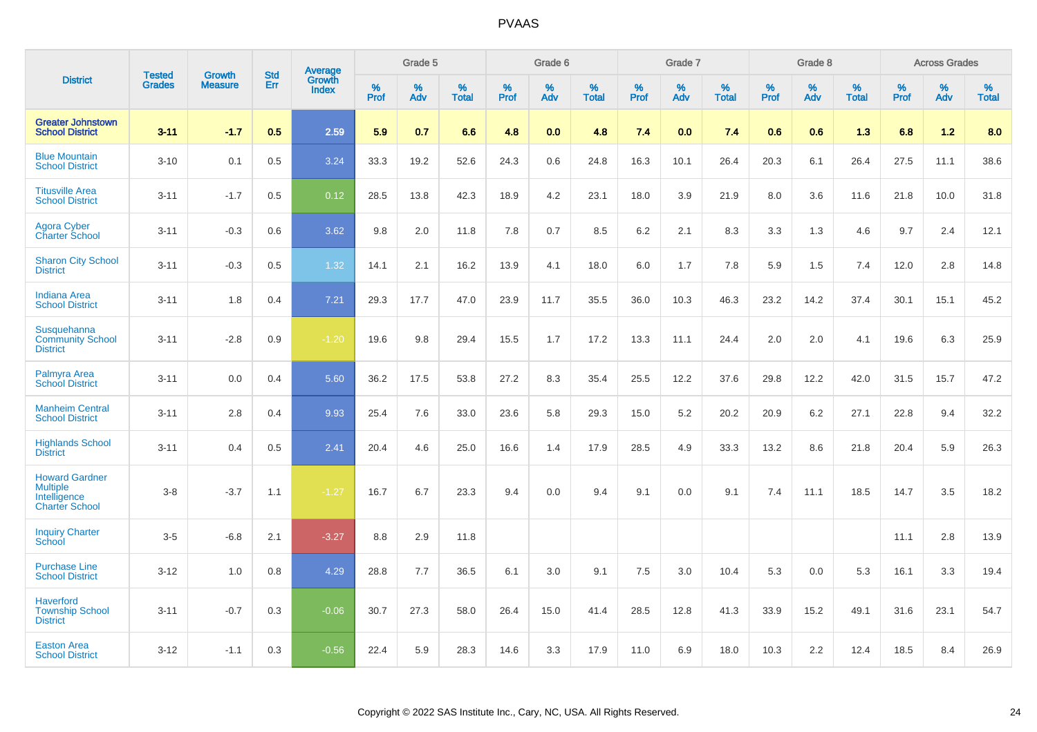# PVAAS

| District | Tested Grades | Growth Measure | Std Err | Average Growth Index | Grade 5 | | | Grade 6 | | | Grade 7 | | | Grade 8 | | | Across Grades | | |
|---|---|---|---|---|---|---|---|---|---|---|---|---|---|---|---|---|---|---|---|
| | | | | | % Prof | % Adv | % Total | % Prof | % Adv | % Total | % Prof | % Adv | % Total | % Prof | % Adv | % Total | % Prof | % Adv | % Total |
| **Greater Johnstown School District** | **3-11** | **-1.7** | **0.5** | **2.59** | **5.9** | **0.7** | **6.6** | **4.8** | **0.0** | **4.8** | **7.4** | **0.0** | **7.4** | **0.6** | **0.6** | **1.3** | **6.8** | **1.2** | **8.0** |
| Blue Mountain School District | 3-10 | 0.1 | 0.5 | 3.24 | 33.3 | 19.2 | 52.6 | 24.3 | 0.6 | 24.8 | 16.3 | 10.1 | 26.4 | 20.3 | 6.1 | 26.4 | 27.5 | 11.1 | 38.6 |
| Titusville Area School District | 3-11 | -1.7 | 0.5 | 0.12 | 28.5 | 13.8 | 42.3 | 18.9 | 4.2 | 23.1 | 18.0 | 3.9 | 21.9 | 8.0 | 3.6 | 11.6 | 21.8 | 10.0 | 31.8 |
| Agora Cyber Charter School | 3-11 | -0.3 | 0.6 | 3.62 | 9.8 | 2.0 | 11.8 | 7.8 | 0.7 | 8.5 | 6.2 | 2.1 | 8.3 | 3.3 | 1.3 | 4.6 | 9.7 | 2.4 | 12.1 |
| Sharon City School District | 3-11 | -0.3 | 0.5 | 1.32 | 14.1 | 2.1 | 16.2 | 13.9 | 4.1 | 18.0 | 6.0 | 1.7 | 7.8 | 5.9 | 1.5 | 7.4 | 12.0 | 2.8 | 14.8 |
| Indiana Area School District | 3-11 | 1.8 | 0.4 | 7.21 | 29.3 | 17.7 | 47.0 | 23.9 | 11.7 | 35.5 | 36.0 | 10.3 | 46.3 | 23.2 | 14.2 | 37.4 | 30.1 | 15.1 | 45.2 |
| Susquehanna Community School District | 3-11 | -2.8 | 0.9 | -1.20 | 19.6 | 9.8 | 29.4 | 15.5 | 1.7 | 17.2 | 13.3 | 11.1 | 24.4 | 2.0 | 2.0 | 4.1 | 19.6 | 6.3 | 25.9 |
| Palmyra Area School District | 3-11 | 0.0 | 0.4 | 5.60 | 36.2 | 17.5 | 53.8 | 27.2 | 8.3 | 35.4 | 25.5 | 12.2 | 37.6 | 29.8 | 12.2 | 42.0 | 31.5 | 15.7 | 47.2 |
| Manheim Central School District | 3-11 | 2.8 | 0.4 | 9.93 | 25.4 | 7.6 | 33.0 | 23.6 | 5.8 | 29.3 | 15.0 | 5.2 | 20.2 | 20.9 | 6.2 | 27.1 | 22.8 | 9.4 | 32.2 |
| Highlands School District | 3-11 | 0.4 | 0.5 | 2.41 | 20.4 | 4.6 | 25.0 | 16.6 | 1.4 | 17.9 | 28.5 | 4.9 | 33.3 | 13.2 | 8.6 | 21.8 | 20.4 | 5.9 | 26.3 |
| Howard Gardner Multiple Intelligence Charter School | 3-8 | -3.7 | 1.1 | -1.27 | 16.7 | 6.7 | 23.3 | 9.4 | 0.0 | 9.4 | 9.1 | 0.0 | 9.1 | 7.4 | 11.1 | 18.5 | 14.7 | 3.5 | 18.2 |
| Inquiry Charter School | 3-5 | -6.8 | 2.1 | -3.27 | 8.8 | 2.9 | 11.8 | | | | | | | | | | 11.1 | 2.8 | 13.9 |
| Purchase Line School District | 3-12 | 1.0 | 0.8 | 4.29 | 28.8 | 7.7 | 36.5 | 6.1 | 3.0 | 9.1 | 7.5 | 3.0 | 10.4 | 5.3 | 0.0 | 5.3 | 16.1 | 3.3 | 19.4 |
| Haverford Township School District | 3-11 | -0.7 | 0.3 | -0.06 | 30.7 | 27.3 | 58.0 | 26.4 | 15.0 | 41.4 | 28.5 | 12.8 | 41.3 | 33.9 | 15.2 | 49.1 | 31.6 | 23.1 | 54.7 |
| Easton Area School District | 3-12 | -1.1 | 0.3 | -0.56 | 22.4 | 5.9 | 28.3 | 14.6 | 3.3 | 17.9 | 11.0 | 6.9 | 18.0 | 10.3 | 2.2 | 12.4 | 18.5 | 8.4 | 26.9 |

Copyright © 2022 SAS Institute Inc., Cary, NC, USA. All Rights Reserved.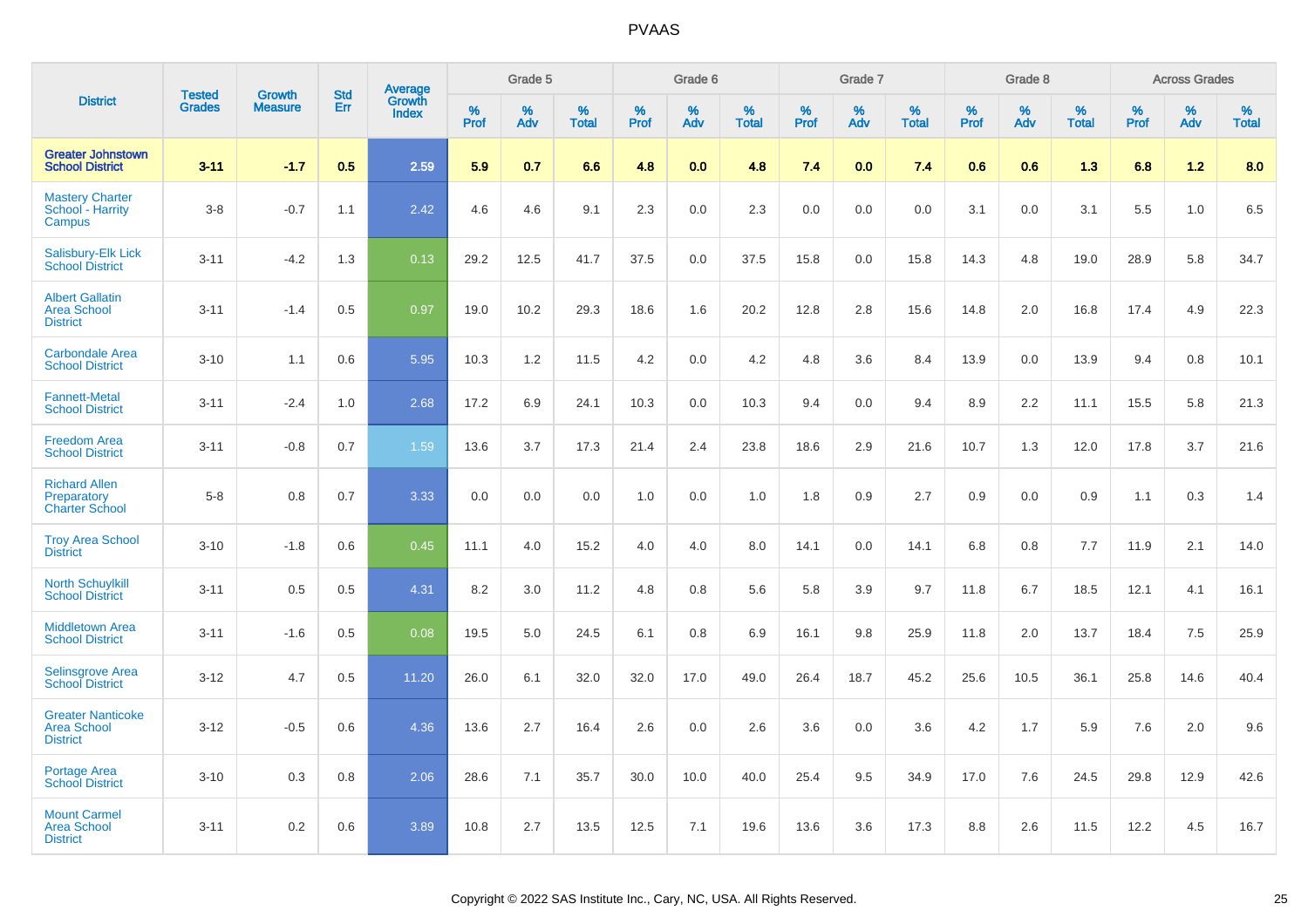# PVAAS

| District | Tested Grades | Growth Measure | Std Err | Average Growth Index | Grade 5 | | | Grade 6 | | | Grade 7 | | | Grade 8 | | | Across Grades | | |
|---|---|---|---|---|---|---|---|---|---|---|---|---|---|---|---|---|---|---|---|
| | | | | | % Prof | % Adv | % Total | % Prof | % Adv | % Total | % Prof | % Adv | % Total | % Prof | % Adv | % Total | % Prof | % Adv | % Total |
| **Greater Johnstown School District** | **3-11** | **-1.7** | **0.5** | **2.59** | **5.9** | **0.7** | **6.6** | **4.8** | **0.0** | **4.8** | **7.4** | **0.0** | **7.4** | **0.6** | **0.6** | **1.3** | **6.8** | **1.2** | **8.0** |
| Mastery Charter School - Harrity Campus | 3-8 | -0.7 | 1.1 | 2.42 | 4.6 | 4.6 | 9.1 | 2.3 | 0.0 | 2.3 | 0.0 | 0.0 | 0.0 | 3.1 | 0.0 | 3.1 | 5.5 | 1.0 | 6.5 |
| Salisbury-Elk Lick School District | 3-11 | -4.2 | 1.3 | 0.13 | 29.2 | 12.5 | 41.7 | 37.5 | 0.0 | 37.5 | 15.8 | 0.0 | 15.8 | 14.3 | 4.8 | 19.0 | 28.9 | 5.8 | 34.7 |
| Albert Gallatin Area School District | 3-11 | -1.4 | 0.5 | 0.97 | 19.0 | 10.2 | 29.3 | 18.6 | 1.6 | 20.2 | 12.8 | 2.8 | 15.6 | 14.8 | 2.0 | 16.8 | 17.4 | 4.9 | 22.3 |
| Carbondale Area School District | 3-10 | 1.1 | 0.6 | 5.95 | 10.3 | 1.2 | 11.5 | 4.2 | 0.0 | 4.2 | 4.8 | 3.6 | 8.4 | 13.9 | 0.0 | 13.9 | 9.4 | 0.8 | 10.1 |
| Fannett-Metal School District | 3-11 | -2.4 | 1.0 | 2.68 | 17.2 | 6.9 | 24.1 | 10.3 | 0.0 | 10.3 | 9.4 | 0.0 | 9.4 | 8.9 | 2.2 | 11.1 | 15.5 | 5.8 | 21.3 |
| Freedom Area School District | 3-11 | -0.8 | 0.7 | 1.59 | 13.6 | 3.7 | 17.3 | 21.4 | 2.4 | 23.8 | 18.6 | 2.9 | 21.6 | 10.7 | 1.3 | 12.0 | 17.8 | 3.7 | 21.6 |
| Richard Allen Preparatory Charter School | 5-8 | 0.8 | 0.7 | 3.33 | 0.0 | 0.0 | 0.0 | 1.0 | 0.0 | 1.0 | 1.8 | 0.9 | 2.7 | 0.9 | 0.0 | 0.9 | 1.1 | 0.3 | 1.4 |
| Troy Area School District | 3-10 | -1.8 | 0.6 | 0.45 | 11.1 | 4.0 | 15.2 | 4.0 | 4.0 | 8.0 | 14.1 | 0.0 | 14.1 | 6.8 | 0.8 | 7.7 | 11.9 | 2.1 | 14.0 |
| North Schuylkill School District | 3-11 | 0.5 | 0.5 | 4.31 | 8.2 | 3.0 | 11.2 | 4.8 | 0.8 | 5.6 | 5.8 | 3.9 | 9.7 | 11.8 | 6.7 | 18.5 | 12.1 | 4.1 | 16.1 |
| Middletown Area School District | 3-11 | -1.6 | 0.5 | 0.08 | 19.5 | 5.0 | 24.5 | 6.1 | 0.8 | 6.9 | 16.1 | 9.8 | 25.9 | 11.8 | 2.0 | 13.7 | 18.4 | 7.5 | 25.9 |
| Selinsgrove Area School District | 3-12 | 4.7 | 0.5 | 11.20 | 26.0 | 6.1 | 32.0 | 32.0 | 17.0 | 49.0 | 26.4 | 18.7 | 45.2 | 25.6 | 10.5 | 36.1 | 25.8 | 14.6 | 40.4 |
| Greater Nanticoke Area School District | 3-12 | -0.5 | 0.6 | 4.36 | 13.6 | 2.7 | 16.4 | 2.6 | 0.0 | 2.6 | 3.6 | 0.0 | 3.6 | 4.2 | 1.7 | 5.9 | 7.6 | 2.0 | 9.6 |
| Portage Area School District | 3-10 | 0.3 | 0.8 | 2.06 | 28.6 | 7.1 | 35.7 | 30.0 | 10.0 | 40.0 | 25.4 | 9.5 | 34.9 | 17.0 | 7.6 | 24.5 | 29.8 | 12.9 | 42.6 |
| Mount Carmel Area School District | 3-11 | 0.2 | 0.6 | 3.89 | 10.8 | 2.7 | 13.5 | 12.5 | 7.1 | 19.6 | 13.6 | 3.6 | 17.3 | 8.8 | 2.6 | 11.5 | 12.2 | 4.5 | 16.7 |

Copyright © 2022 SAS Institute Inc., Cary, NC, USA. All Rights Reserved.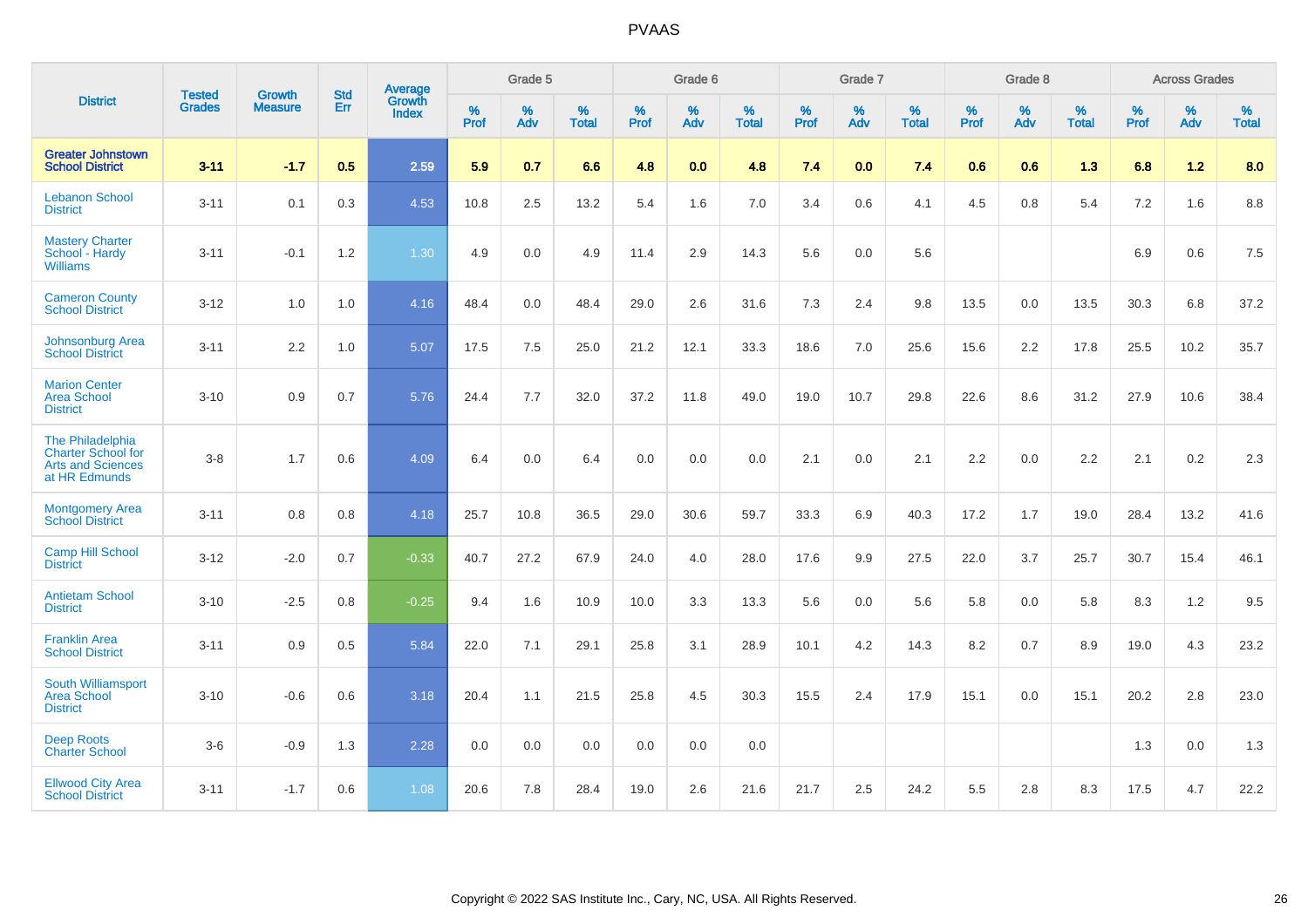| District | Tested Grades | Growth Measure | Std Err | Average Growth Index | Grade 5 | | | Grade 6 | | | Grade 7 | | | Grade 8 | | | Across Grades | | |
|---|---|---|---|---|---|---|---|---|---|---|---|---|---|---|---|---|---|---|---|
| | | | | | % Prof | % Adv | % Total | % Prof | % Adv | % Total | % Prof | % Adv | % Total | % Prof | % Adv | % Total | % Prof | % Adv | % Total |
| **Greater Johnstown School District** | **3-11** | **-1.7** | **0.5** | **2.59** | **5.9** | **0.7** | **6.6** | **4.8** | **0.0** | **4.8** | **7.4** | **0.0** | **7.4** | **0.6** | **0.6** | **1.3** | **6.8** | **1.2** | **8.0** |
| Lebanon School District | 3-11 | 0.1 | 0.3 | 4.53 | 10.8 | 2.5 | 13.2 | 5.4 | 1.6 | 7.0 | 3.4 | 0.6 | 4.1 | 4.5 | 0.8 | 5.4 | 7.2 | 1.6 | 8.8 |
| Mastery Charter School - Hardy Williams | 3-11 | -0.1 | 1.2 | 1.30 | 4.9 | 0.0 | 4.9 | 11.4 | 2.9 | 14.3 | 5.6 | 0.0 | 5.6 | | | | 6.9 | 0.6 | 7.5 |
| Cameron County School District | 3-12 | 1.0 | 1.0 | 4.16 | 48.4 | 0.0 | 48.4 | 29.0 | 2.6 | 31.6 | 7.3 | 2.4 | 9.8 | 13.5 | 0.0 | 13.5 | 30.3 | 6.8 | 37.2 |
| Johnsonburg Area School District | 3-11 | 2.2 | 1.0 | 5.07 | 17.5 | 7.5 | 25.0 | 21.2 | 12.1 | 33.3 | 18.6 | 7.0 | 25.6 | 15.6 | 2.2 | 17.8 | 25.5 | 10.2 | 35.7 |
| Marion Center Area School District | 3-10 | 0.9 | 0.7 | 5.76 | 24.4 | 7.7 | 32.0 | 37.2 | 11.8 | 49.0 | 19.0 | 10.7 | 29.8 | 22.6 | 8.6 | 31.2 | 27.9 | 10.6 | 38.4 |
| The Philadelphia Charter School for Arts and Sciences at HR Edmunds | 3-8 | 1.7 | 0.6 | 4.09 | 6.4 | 0.0 | 6.4 | 0.0 | 0.0 | 0.0 | 2.1 | 0.0 | 2.1 | 2.2 | 0.0 | 2.2 | 2.1 | 0.2 | 2.3 |
| Montgomery Area School District | 3-11 | 0.8 | 0.8 | 4.18 | 25.7 | 10.8 | 36.5 | 29.0 | 30.6 | 59.7 | 33.3 | 6.9 | 40.3 | 17.2 | 1.7 | 19.0 | 28.4 | 13.2 | 41.6 |
| Camp Hill School District | 3-12 | -2.0 | 0.7 | -0.33 | 40.7 | 27.2 | 67.9 | 24.0 | 4.0 | 28.0 | 17.6 | 9.9 | 27.5 | 22.0 | 3.7 | 25.7 | 30.7 | 15.4 | 46.1 |
| Antietam School District | 3-10 | -2.5 | 0.8 | -0.25 | 9.4 | 1.6 | 10.9 | 10.0 | 3.3 | 13.3 | 5.6 | 0.0 | 5.6 | 5.8 | 0.0 | 5.8 | 8.3 | 1.2 | 9.5 |
| Franklin Area School District | 3-11 | 0.9 | 0.5 | 5.84 | 22.0 | 7.1 | 29.1 | 25.8 | 3.1 | 28.9 | 10.1 | 4.2 | 14.3 | 8.2 | 0.7 | 8.9 | 19.0 | 4.3 | 23.2 |
| South Williamsport Area School District | 3-10 | -0.6 | 0.6 | 3.18 | 20.4 | 1.1 | 21.5 | 25.8 | 4.5 | 30.3 | 15.5 | 2.4 | 17.9 | 15.1 | 0.0 | 15.1 | 20.2 | 2.8 | 23.0 |
| Deep Roots Charter School | 3-6 | -0.9 | 1.3 | 2.28 | 0.0 | 0.0 | 0.0 | 0.0 | 0.0 | 0.0 | | | | | | | 1.3 | 0.0 | 1.3 |
| Ellwood City Area School District | 3-11 | -1.7 | 0.6 | 1.08 | 20.6 | 7.8 | 28.4 | 19.0 | 2.6 | 21.6 | 21.7 | 2.5 | 24.2 | 5.5 | 2.8 | 8.3 | 17.5 | 4.7 | 22.2 |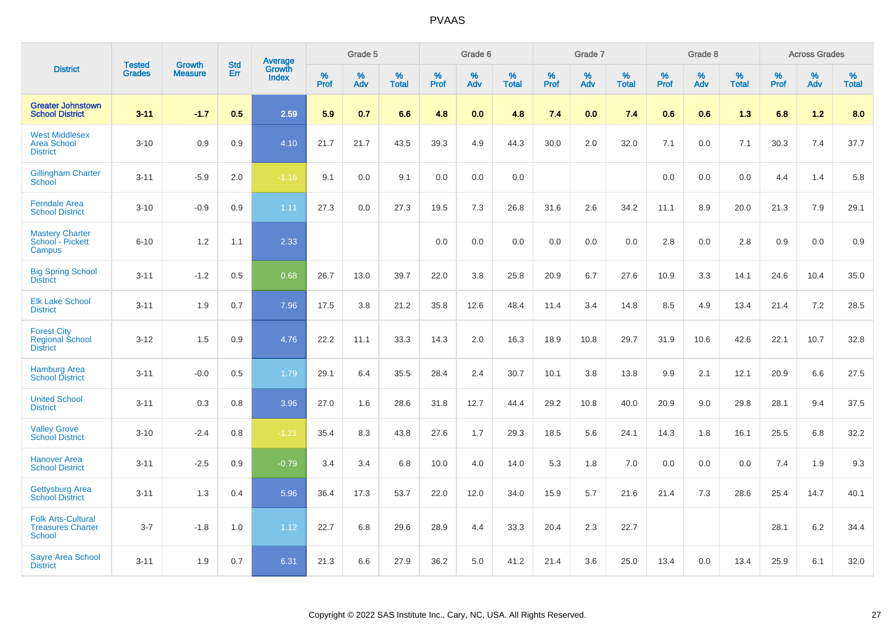| District | Tested Grades | Growth Measure | Std Err | Average Growth Index | Grade 5 | | | Grade 6 | | | Grade 7 | | | Grade 8 | | | Across Grades | | |
|---|---|---|---|---|---|---|---|---|---|---|---|---|---|---|---|---|---|---|---|
| | | | | | % Prof | % Adv | % Total | % Prof | % Adv | % Total | % Prof | % Adv | % Total | % Prof | % Adv | % Total | % Prof | % Adv | % Total |
| **Greater Johnstown School District** | **3-11** | **-1.7** | **0.5** | **2.59** | **5.9** | **0.7** | **6.6** | **4.8** | **0.0** | **4.8** | **7.4** | **0.0** | **7.4** | **0.6** | **0.6** | **1.3** | **6.8** | **1.2** | **8.0** |
| West Middlesex Area School District | 3-10 | 0.9 | 0.9 | 4.10 | 21.7 | 21.7 | 43.5 | 39.3 | 4.9 | 44.3 | 30.0 | 2.0 | 32.0 | 7.1 | 0.0 | 7.1 | 30.3 | 7.4 | 37.7 |
| Gillingham Charter School | 3-11 | -5.9 | 2.0 | -1.16 | 9.1 | 0.0 | 9.1 | 0.0 | 0.0 | 0.0 | | | | 0.0 | 0.0 | 0.0 | 4.4 | 1.4 | 5.8 |
| Ferndale Area School District | 3-10 | -0.9 | 0.9 | 1.11 | 27.3 | 0.0 | 27.3 | 19.5 | 7.3 | 26.8 | 31.6 | 2.6 | 34.2 | 11.1 | 8.9 | 20.0 | 21.3 | 7.9 | 29.1 |
| Mastery Charter School - Pickett Campus | 6-10 | 1.2 | 1.1 | 2.33 | | | | 0.0 | 0.0 | 0.0 | 0.0 | 0.0 | 0.0 | 2.8 | 0.0 | 2.8 | 0.9 | 0.0 | 0.9 |
| Big Spring School District | 3-11 | -1.2 | 0.5 | 0.68 | 26.7 | 13.0 | 39.7 | 22.0 | 3.8 | 25.8 | 20.9 | 6.7 | 27.6 | 10.9 | 3.3 | 14.1 | 24.6 | 10.4 | 35.0 |
| Elk Lake School District | 3-11 | 1.9 | 0.7 | 7.96 | 17.5 | 3.8 | 21.2 | 35.8 | 12.6 | 48.4 | 11.4 | 3.4 | 14.8 | 8.5 | 4.9 | 13.4 | 21.4 | 7.2 | 28.5 |
| Forest City Regional School District | 3-12 | 1.5 | 0.9 | 4.76 | 22.2 | 11.1 | 33.3 | 14.3 | 2.0 | 16.3 | 18.9 | 10.8 | 29.7 | 31.9 | 10.6 | 42.6 | 22.1 | 10.7 | 32.8 |
| Hamburg Area School District | 3-11 | -0.0 | 0.5 | 1.79 | 29.1 | 6.4 | 35.5 | 28.4 | 2.4 | 30.7 | 10.1 | 3.8 | 13.8 | 9.9 | 2.1 | 12.1 | 20.9 | 6.6 | 27.5 |
| United School District | 3-11 | 0.3 | 0.8 | 3.96 | 27.0 | 1.6 | 28.6 | 31.8 | 12.7 | 44.4 | 29.2 | 10.8 | 40.0 | 20.9 | 9.0 | 29.8 | 28.1 | 9.4 | 37.5 |
| Valley Grove School District | 3-10 | -2.4 | 0.8 | -1.21 | 35.4 | 8.3 | 43.8 | 27.6 | 1.7 | 29.3 | 18.5 | 5.6 | 24.1 | 14.3 | 1.8 | 16.1 | 25.5 | 6.8 | 32.2 |
| Hanover Area School District | 3-11 | -2.5 | 0.9 | -0.79 | 3.4 | 3.4 | 6.8 | 10.0 | 4.0 | 14.0 | 5.3 | 1.8 | 7.0 | 0.0 | 0.0 | 0.0 | 7.4 | 1.9 | 9.3 |
| Gettysburg Area School District | 3-11 | 1.3 | 0.4 | 5.96 | 36.4 | 17.3 | 53.7 | 22.0 | 12.0 | 34.0 | 15.9 | 5.7 | 21.6 | 21.4 | 7.3 | 28.6 | 25.4 | 14.7 | 40.1 |
| Folk Arts-Cultural Treasures Charter School | 3-7 | -1.8 | 1.0 | 1.12 | 22.7 | 6.8 | 29.6 | 28.9 | 4.4 | 33.3 | 20.4 | 2.3 | 22.7 | | | | 28.1 | 6.2 | 34.4 |
| Sayre Area School District | 3-11 | 1.9 | 0.7 | 6.31 | 21.3 | 6.6 | 27.9 | 36.2 | 5.0 | 41.2 | 21.4 | 3.6 | 25.0 | 13.4 | 0.0 | 13.4 | 25.9 | 6.1 | 32.0 |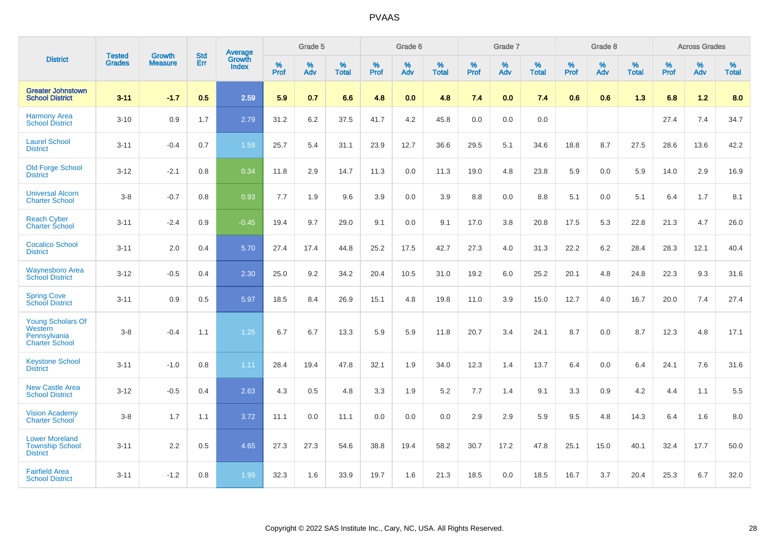# PVAAS

| District | Tested Grades | Growth Measure | Std Err | Average Growth Index | Grade 5 | | | Grade 6 | | | Grade 7 | | | Grade 8 | | | Across Grades | | |
|---|---|---|---|---|---|---|---|---|---|---|---|---|---|---|---|---|---|---|---|
| | | | | | % Prof | % Adv | % Total | % Prof | % Adv | % Total | % Prof | % Adv | % Total | % Prof | % Adv | % Total | % Prof | % Adv | % Total |
| **Greater Johnstown School District** | **3-11** | **-1.7** | **0.5** | **2.59** | **5.9** | **0.7** | **6.6** | **4.8** | **0.0** | **4.8** | **7.4** | **0.0** | **7.4** | **0.6** | **0.6** | **1.3** | **6.8** | **1.2** | **8.0** |
| Harmony Area School District | 3-10 | 0.9 | 1.7 | 2.79 | 31.2 | 6.2 | 37.5 | 41.7 | 4.2 | 45.8 | 0.0 | 0.0 | 0.0 | | | | 27.4 | 7.4 | 34.7 |
| Laurel School District | 3-11 | -0.4 | 0.7 | 1.59 | 25.7 | 5.4 | 31.1 | 23.9 | 12.7 | 36.6 | 29.5 | 5.1 | 34.6 | 18.8 | 8.7 | 27.5 | 28.6 | 13.6 | 42.2 |
| Old Forge School District | 3-12 | -2.1 | 0.8 | 0.34 | 11.8 | 2.9 | 14.7 | 11.3 | 0.0 | 11.3 | 19.0 | 4.8 | 23.8 | 5.9 | 0.0 | 5.9 | 14.0 | 2.9 | 16.9 |
| Universal Alcorn Charter School | 3-8 | -0.7 | 0.8 | 0.93 | 7.7 | 1.9 | 9.6 | 3.9 | 0.0 | 3.9 | 8.8 | 0.0 | 8.8 | 5.1 | 0.0 | 5.1 | 6.4 | 1.7 | 8.1 |
| Reach Cyber Charter School | 3-11 | -2.4 | 0.9 | -0.45 | 19.4 | 9.7 | 29.0 | 9.1 | 0.0 | 9.1 | 17.0 | 3.8 | 20.8 | 17.5 | 5.3 | 22.8 | 21.3 | 4.7 | 26.0 |
| Cocalico School District | 3-11 | 2.0 | 0.4 | 5.70 | 27.4 | 17.4 | 44.8 | 25.2 | 17.5 | 42.7 | 27.3 | 4.0 | 31.3 | 22.2 | 6.2 | 28.4 | 28.3 | 12.1 | 40.4 |
| Waynesboro Area School District | 3-12 | -0.5 | 0.4 | 2.30 | 25.0 | 9.2 | 34.2 | 20.4 | 10.5 | 31.0 | 19.2 | 6.0 | 25.2 | 20.1 | 4.8 | 24.8 | 22.3 | 9.3 | 31.6 |
| Spring Cove School District | 3-11 | 0.9 | 0.5 | 5.97 | 18.5 | 8.4 | 26.9 | 15.1 | 4.8 | 19.8 | 11.0 | 3.9 | 15.0 | 12.7 | 4.0 | 16.7 | 20.0 | 7.4 | 27.4 |
| Young Scholars Of Western Pennsylvania Charter School | 3-8 | -0.4 | 1.1 | 1.25 | 6.7 | 6.7 | 13.3 | 5.9 | 5.9 | 11.8 | 20.7 | 3.4 | 24.1 | 8.7 | 0.0 | 8.7 | 12.3 | 4.8 | 17.1 |
| Keystone School District | 3-11 | -1.0 | 0.8 | 1.11 | 28.4 | 19.4 | 47.8 | 32.1 | 1.9 | 34.0 | 12.3 | 1.4 | 13.7 | 6.4 | 0.0 | 6.4 | 24.1 | 7.6 | 31.6 |
| New Castle Area School District | 3-12 | -0.5 | 0.4 | 2.63 | 4.3 | 0.5 | 4.8 | 3.3 | 1.9 | 5.2 | 7.7 | 1.4 | 9.1 | 3.3 | 0.9 | 4.2 | 4.4 | 1.1 | 5.5 |
| Vision Academy Charter School | 3-8 | 1.7 | 1.1 | 3.72 | 11.1 | 0.0 | 11.1 | 0.0 | 0.0 | 0.0 | 2.9 | 2.9 | 5.9 | 9.5 | 4.8 | 14.3 | 6.4 | 1.6 | 8.0 |
| Lower Moreland Township School District | 3-11 | 2.2 | 0.5 | 4.65 | 27.3 | 27.3 | 54.6 | 38.8 | 19.4 | 58.2 | 30.7 | 17.2 | 47.8 | 25.1 | 15.0 | 40.1 | 32.4 | 17.7 | 50.0 |
| Fairfield Area School District | 3-11 | -1.2 | 0.8 | 1.99 | 32.3 | 1.6 | 33.9 | 19.7 | 1.6 | 21.3 | 18.5 | 0.0 | 18.5 | 16.7 | 3.7 | 20.4 | 25.3 | 6.7 | 32.0 |

Copyright © 2022 SAS Institute Inc., Cary, NC, USA. All Rights Reserved.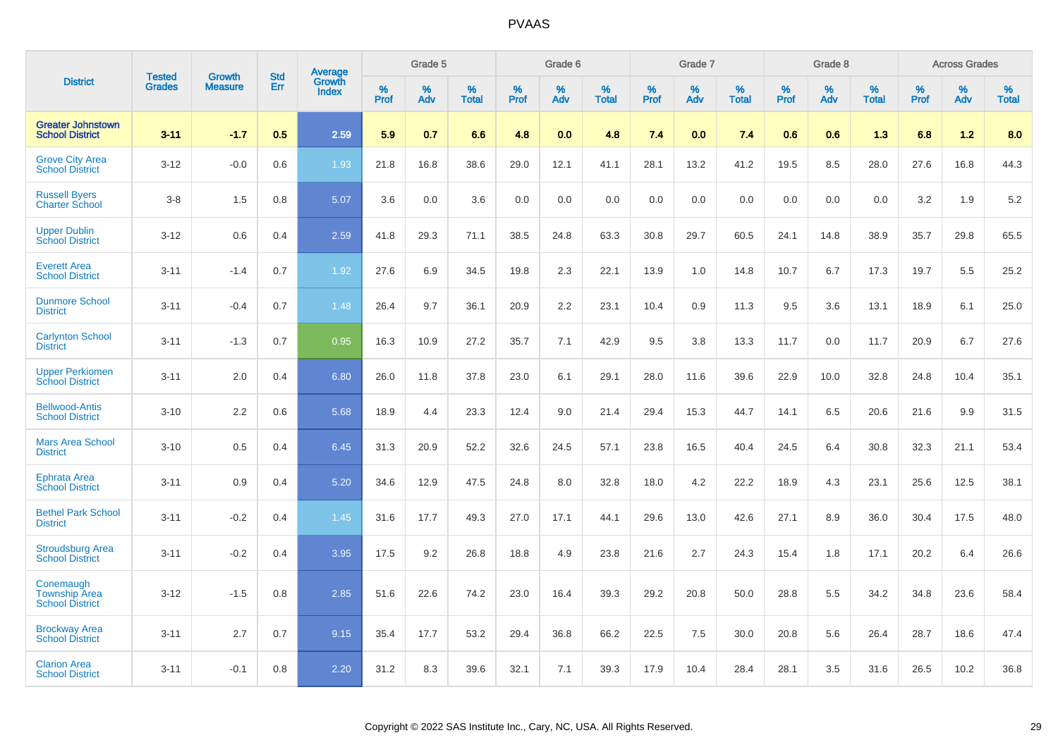# PVAAS

| District | Tested Grades | Growth Measure | Std Err | Average Growth Index | Grade 5 | | | Grade 6 | | | Grade 7 | | | Grade 8 | | | Across Grades | | |
|---|---|---|---|---|---|---|---|---|---|---|---|---|---|---|---|---|---|---|---|
| | | | | | % Prof | % Adv | % Total | % Prof | % Adv | % Total | % Prof | % Adv | % Total | % Prof | % Adv | % Total | % Prof | % Adv | % Total |
| **Greater Johnstown School District** | **3-11** | **-1.7** | **0.5** | **2.59** | **5.9** | **0.7** | **6.6** | **4.8** | **0.0** | **4.8** | **7.4** | **0.0** | **7.4** | **0.6** | **0.6** | **1.3** | **6.8** | **1.2** | **8.0** |
| Grove City Area School District | 3-12 | -0.0 | 0.6 | 1.93 | 21.8 | 16.8 | 38.6 | 29.0 | 12.1 | 41.1 | 28.1 | 13.2 | 41.2 | 19.5 | 8.5 | 28.0 | 27.6 | 16.8 | 44.3 |
| Russell Byers Charter School | 3-8 | 1.5 | 0.8 | 5.07 | 3.6 | 0.0 | 3.6 | 0.0 | 0.0 | 0.0 | 0.0 | 0.0 | 0.0 | 0.0 | 0.0 | 0.0 | 3.2 | 1.9 | 5.2 |
| Upper Dublin School District | 3-12 | 0.6 | 0.4 | 2.59 | 41.8 | 29.3 | 71.1 | 38.5 | 24.8 | 63.3 | 30.8 | 29.7 | 60.5 | 24.1 | 14.8 | 38.9 | 35.7 | 29.8 | 65.5 |
| Everett Area School District | 3-11 | -1.4 | 0.7 | 1.92 | 27.6 | 6.9 | 34.5 | 19.8 | 2.3 | 22.1 | 13.9 | 1.0 | 14.8 | 10.7 | 6.7 | 17.3 | 19.7 | 5.5 | 25.2 |
| Dunmore School District | 3-11 | -0.4 | 0.7 | 1.48 | 26.4 | 9.7 | 36.1 | 20.9 | 2.2 | 23.1 | 10.4 | 0.9 | 11.3 | 9.5 | 3.6 | 13.1 | 18.9 | 6.1 | 25.0 |
| Carlynton School District | 3-11 | -1.3 | 0.7 | 0.95 | 16.3 | 10.9 | 27.2 | 35.7 | 7.1 | 42.9 | 9.5 | 3.8 | 13.3 | 11.7 | 0.0 | 11.7 | 20.9 | 6.7 | 27.6 |
| Upper Perkiomen School District | 3-11 | 2.0 | 0.4 | 6.80 | 26.0 | 11.8 | 37.8 | 23.0 | 6.1 | 29.1 | 28.0 | 11.6 | 39.6 | 22.9 | 10.0 | 32.8 | 24.8 | 10.4 | 35.1 |
| Bellwood-Antis School District | 3-10 | 2.2 | 0.6 | 5.68 | 18.9 | 4.4 | 23.3 | 12.4 | 9.0 | 21.4 | 29.4 | 15.3 | 44.7 | 14.1 | 6.5 | 20.6 | 21.6 | 9.9 | 31.5 |
| Mars Area School District | 3-10 | 0.5 | 0.4 | 6.45 | 31.3 | 20.9 | 52.2 | 32.6 | 24.5 | 57.1 | 23.8 | 16.5 | 40.4 | 24.5 | 6.4 | 30.8 | 32.3 | 21.1 | 53.4 |
| Ephrata Area School District | 3-11 | 0.9 | 0.4 | 5.20 | 34.6 | 12.9 | 47.5 | 24.8 | 8.0 | 32.8 | 18.0 | 4.2 | 22.2 | 18.9 | 4.3 | 23.1 | 25.6 | 12.5 | 38.1 |
| Bethel Park School District | 3-11 | -0.2 | 0.4 | 1.45 | 31.6 | 17.7 | 49.3 | 27.0 | 17.1 | 44.1 | 29.6 | 13.0 | 42.6 | 27.1 | 8.9 | 36.0 | 30.4 | 17.5 | 48.0 |
| Stroudsburg Area School District | 3-11 | -0.2 | 0.4 | 3.95 | 17.5 | 9.2 | 26.8 | 18.8 | 4.9 | 23.8 | 21.6 | 2.7 | 24.3 | 15.4 | 1.8 | 17.1 | 20.2 | 6.4 | 26.6 |
| Conemaugh Township Area School District | 3-12 | -1.5 | 0.8 | 2.85 | 51.6 | 22.6 | 74.2 | 23.0 | 16.4 | 39.3 | 29.2 | 20.8 | 50.0 | 28.8 | 5.5 | 34.2 | 34.8 | 23.6 | 58.4 |
| Brockway Area School District | 3-11 | 2.7 | 0.7 | 9.15 | 35.4 | 17.7 | 53.2 | 29.4 | 36.8 | 66.2 | 22.5 | 7.5 | 30.0 | 20.8 | 5.6 | 26.4 | 28.7 | 18.6 | 47.4 |
| Clarion Area School District | 3-11 | -0.1 | 0.8 | 2.20 | 31.2 | 8.3 | 39.6 | 32.1 | 7.1 | 39.3 | 17.9 | 10.4 | 28.4 | 28.1 | 3.5 | 31.6 | 26.5 | 10.2 | 36.8 |

Copyright © 2022 SAS Institute Inc., Cary, NC, USA. All Rights Reserved.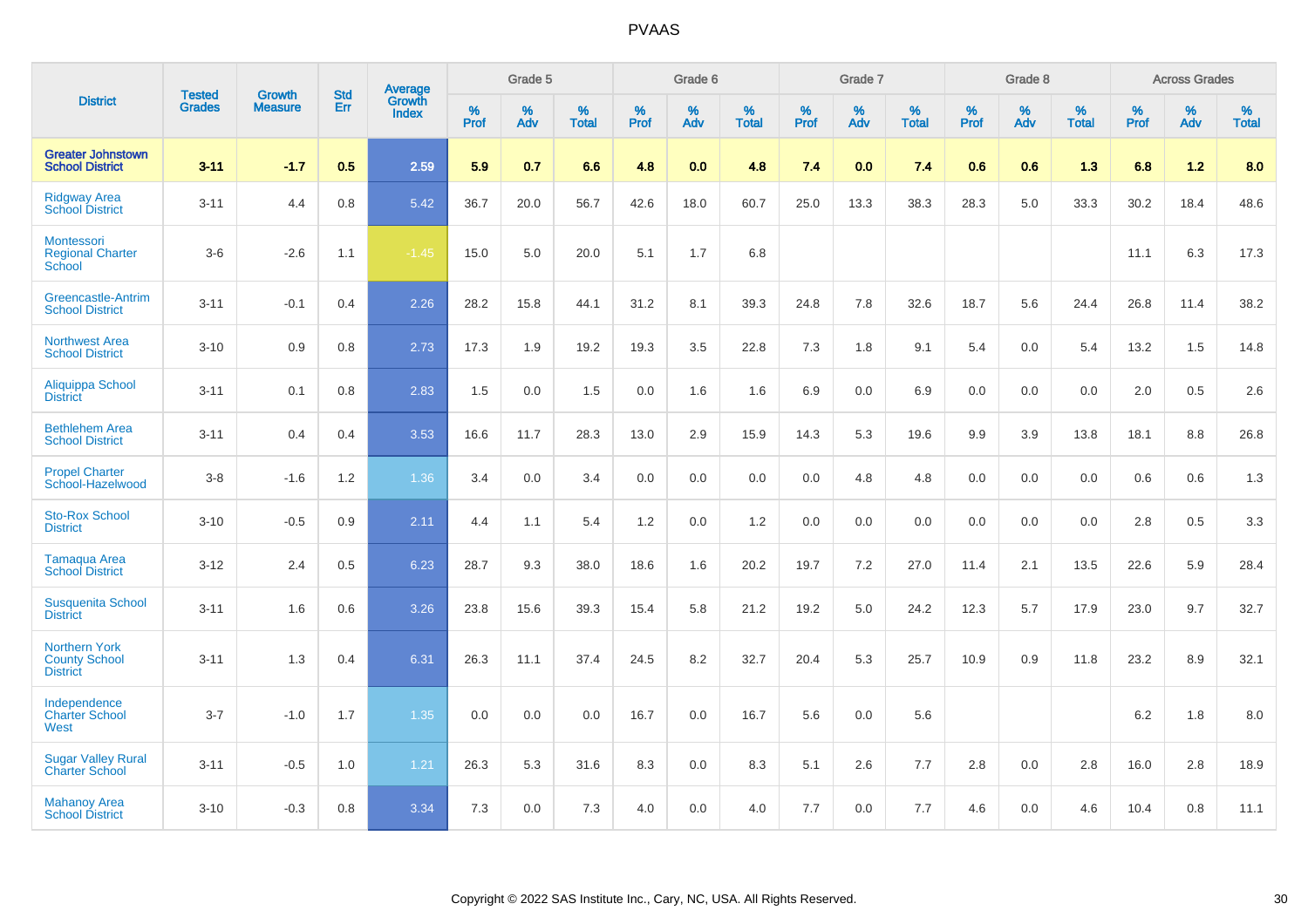| District | Tested Grades | Growth Measure | Std Err | Average Growth Index | Grade 5 | | | Grade 6 | | | Grade 7 | | | Grade 8 | | | Across Grades | | |
|---|---|---|---|---|---|---|---|---|---|---|---|---|---|---|---|---|---|---|---|
| | | | | | % Prof | % Adv | % Total | % Prof | % Adv | % Total | % Prof | % Adv | % Total | % Prof | % Adv | % Total | % Prof | % Adv | % Total |
| **Greater Johnstown School District** | **3-11** | **-1.7** | **0.5** | **2.59** | **5.9** | **0.7** | **6.6** | **4.8** | **0.0** | **4.8** | **7.4** | **0.0** | **7.4** | **0.6** | **0.6** | **1.3** | **6.8** | **1.2** | **8.0** |
| Ridgway Area School District | 3-11 | 4.4 | 0.8 | 5.42 | 36.7 | 20.0 | 56.7 | 42.6 | 18.0 | 60.7 | 25.0 | 13.3 | 38.3 | 28.3 | 5.0 | 33.3 | 30.2 | 18.4 | 48.6 |
| Montessori Regional Charter School | 3-6 | -2.6 | 1.1 | -1.45 | 15.0 | 5.0 | 20.0 | 5.1 | 1.7 | 6.8 | | | | | | | 11.1 | 6.3 | 17.3 |
| Greencastle-Antrim School District | 3-11 | -0.1 | 0.4 | 2.26 | 28.2 | 15.8 | 44.1 | 31.2 | 8.1 | 39.3 | 24.8 | 7.8 | 32.6 | 18.7 | 5.6 | 24.4 | 26.8 | 11.4 | 38.2 |
| Northwest Area School District | 3-10 | 0.9 | 0.8 | 2.73 | 17.3 | 1.9 | 19.2 | 19.3 | 3.5 | 22.8 | 7.3 | 1.8 | 9.1 | 5.4 | 0.0 | 5.4 | 13.2 | 1.5 | 14.8 |
| Aliquippa School District | 3-11 | 0.1 | 0.8 | 2.83 | 1.5 | 0.0 | 1.5 | 0.0 | 1.6 | 1.6 | 6.9 | 0.0 | 6.9 | 0.0 | 0.0 | 0.0 | 2.0 | 0.5 | 2.6 |
| Bethlehem Area School District | 3-11 | 0.4 | 0.4 | 3.53 | 16.6 | 11.7 | 28.3 | 13.0 | 2.9 | 15.9 | 14.3 | 5.3 | 19.6 | 9.9 | 3.9 | 13.8 | 18.1 | 8.8 | 26.8 |
| Propel Charter School-Hazelwood | 3-8 | -1.6 | 1.2 | 1.36 | 3.4 | 0.0 | 3.4 | 0.0 | 0.0 | 0.0 | 0.0 | 4.8 | 4.8 | 0.0 | 0.0 | 0.0 | 0.6 | 0.6 | 1.3 |
| Sto-Rox School District | 3-10 | -0.5 | 0.9 | 2.11 | 4.4 | 1.1 | 5.4 | 1.2 | 0.0 | 1.2 | 0.0 | 0.0 | 0.0 | 0.0 | 0.0 | 0.0 | 2.8 | 0.5 | 3.3 |
| Tamaqua Area School District | 3-12 | 2.4 | 0.5 | 6.23 | 28.7 | 9.3 | 38.0 | 18.6 | 1.6 | 20.2 | 19.7 | 7.2 | 27.0 | 11.4 | 2.1 | 13.5 | 22.6 | 5.9 | 28.4 |
| Susquenita School District | 3-11 | 1.6 | 0.6 | 3.26 | 23.8 | 15.6 | 39.3 | 15.4 | 5.8 | 21.2 | 19.2 | 5.0 | 24.2 | 12.3 | 5.7 | 17.9 | 23.0 | 9.7 | 32.7 |
| Northern York County School District | 3-11 | 1.3 | 0.4 | 6.31 | 26.3 | 11.1 | 37.4 | 24.5 | 8.2 | 32.7 | 20.4 | 5.3 | 25.7 | 10.9 | 0.9 | 11.8 | 23.2 | 8.9 | 32.1 |
| Independence Charter School West | 3-7 | -1.0 | 1.7 | 1.35 | 0.0 | 0.0 | 0.0 | 16.7 | 0.0 | 16.7 | 5.6 | 0.0 | 5.6 | | | | 6.2 | 1.8 | 8.0 |
| Sugar Valley Rural Charter School | 3-11 | -0.5 | 1.0 | 1.21 | 26.3 | 5.3 | 31.6 | 8.3 | 0.0 | 8.3 | 5.1 | 2.6 | 7.7 | 2.8 | 0.0 | 2.8 | 16.0 | 2.8 | 18.9 |
| Mahanoy Area School District | 3-10 | -0.3 | 0.8 | 3.34 | 7.3 | 0.0 | 7.3 | 4.0 | 0.0 | 4.0 | 7.7 | 0.0 | 7.7 | 4.6 | 0.0 | 4.6 | 10.4 | 0.8 | 11.1 |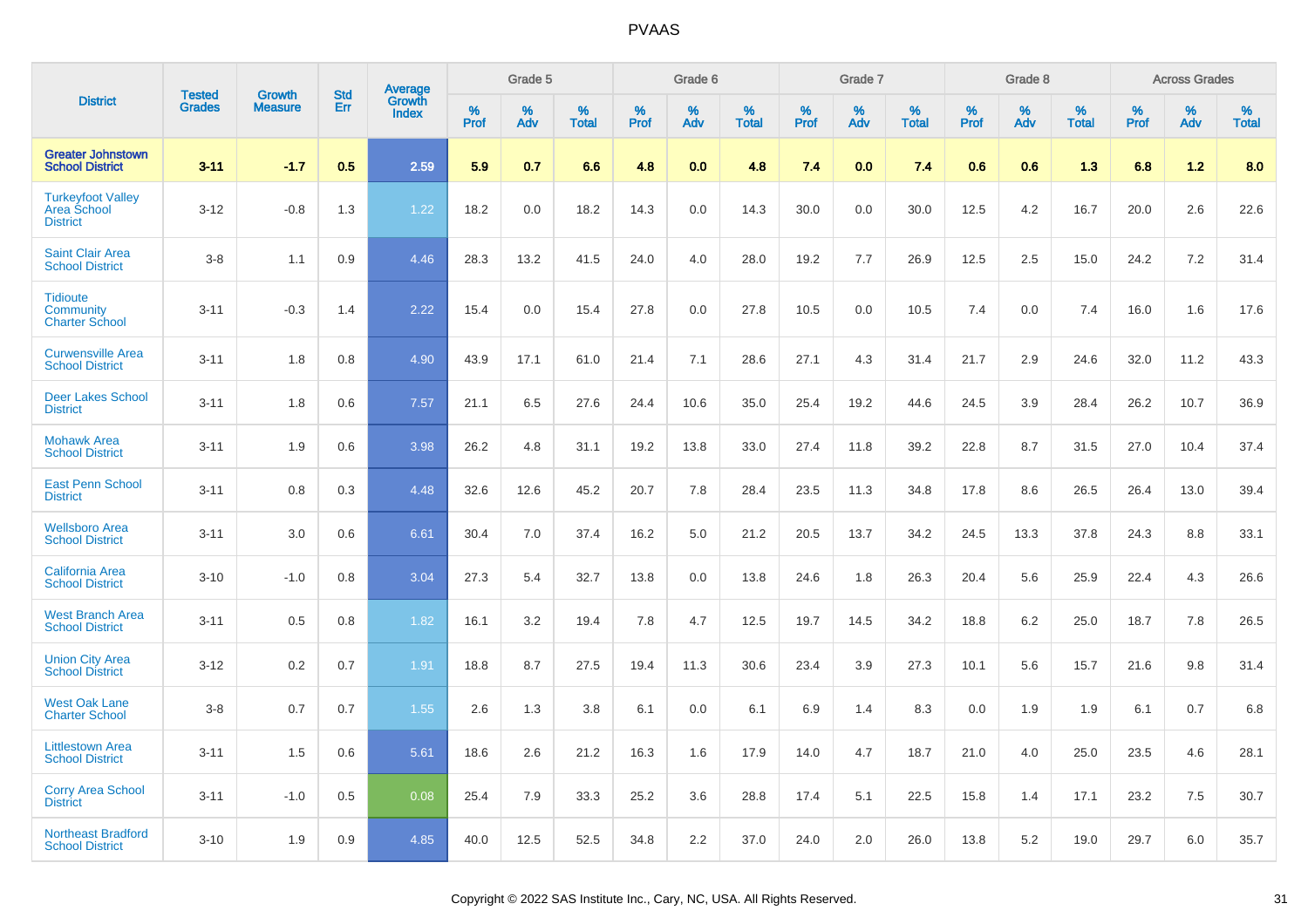# PVAAS

| District | Tested Grades | Growth Measure | Std Err | Average Growth Index | Grade 5 | | | Grade 6 | | | Grade 7 | | | Grade 8 | | | Across Grades | | |
|---|---|---|---|---|---|---|---|---|---|---|---|---|---|---|---|---|---|---|---|
| | | | | | % Prof | % Adv | % Total | % Prof | % Adv | % Total | % Prof | % Adv | % Total | % Prof | % Adv | % Total | % Prof | % Adv | % Total |
| **Greater Johnstown School District** | **3-11** | **-1.7** | **0.5** | **2.59** | **5.9** | **0.7** | **6.6** | **4.8** | **0.0** | **4.8** | **7.4** | **0.0** | **7.4** | **0.6** | **0.6** | **1.3** | **6.8** | **1.2** | **8.0** |
| Turkeyfoot Valley Area School District | 3-12 | -0.8 | 1.3 | 1.22 | 18.2 | 0.0 | 18.2 | 14.3 | 0.0 | 14.3 | 30.0 | 0.0 | 30.0 | 12.5 | 4.2 | 16.7 | 20.0 | 2.6 | 22.6 |
| Saint Clair Area School District | 3-8 | 1.1 | 0.9 | 4.46 | 28.3 | 13.2 | 41.5 | 24.0 | 4.0 | 28.0 | 19.2 | 7.7 | 26.9 | 12.5 | 2.5 | 15.0 | 24.2 | 7.2 | 31.4 |
| Tidioute Community Charter School | 3-11 | -0.3 | 1.4 | 2.22 | 15.4 | 0.0 | 15.4 | 27.8 | 0.0 | 27.8 | 10.5 | 0.0 | 10.5 | 7.4 | 0.0 | 7.4 | 16.0 | 1.6 | 17.6 |
| Curwensville Area School District | 3-11 | 1.8 | 0.8 | 4.90 | 43.9 | 17.1 | 61.0 | 21.4 | 7.1 | 28.6 | 27.1 | 4.3 | 31.4 | 21.7 | 2.9 | 24.6 | 32.0 | 11.2 | 43.3 |
| Deer Lakes School District | 3-11 | 1.8 | 0.6 | 7.57 | 21.1 | 6.5 | 27.6 | 24.4 | 10.6 | 35.0 | 25.4 | 19.2 | 44.6 | 24.5 | 3.9 | 28.4 | 26.2 | 10.7 | 36.9 |
| Mohawk Area School District | 3-11 | 1.9 | 0.6 | 3.98 | 26.2 | 4.8 | 31.1 | 19.2 | 13.8 | 33.0 | 27.4 | 11.8 | 39.2 | 22.8 | 8.7 | 31.5 | 27.0 | 10.4 | 37.4 |
| East Penn School District | 3-11 | 0.8 | 0.3 | 4.48 | 32.6 | 12.6 | 45.2 | 20.7 | 7.8 | 28.4 | 23.5 | 11.3 | 34.8 | 17.8 | 8.6 | 26.5 | 26.4 | 13.0 | 39.4 |
| Wellsboro Area School District | 3-11 | 3.0 | 0.6 | 6.61 | 30.4 | 7.0 | 37.4 | 16.2 | 5.0 | 21.2 | 20.5 | 13.7 | 34.2 | 24.5 | 13.3 | 37.8 | 24.3 | 8.8 | 33.1 |
| California Area School District | 3-10 | -1.0 | 0.8 | 3.04 | 27.3 | 5.4 | 32.7 | 13.8 | 0.0 | 13.8 | 24.6 | 1.8 | 26.3 | 20.4 | 5.6 | 25.9 | 22.4 | 4.3 | 26.6 |
| West Branch Area School District | 3-11 | 0.5 | 0.8 | 1.82 | 16.1 | 3.2 | 19.4 | 7.8 | 4.7 | 12.5 | 19.7 | 14.5 | 34.2 | 18.8 | 6.2 | 25.0 | 18.7 | 7.8 | 26.5 |
| Union City Area School District | 3-12 | 0.2 | 0.7 | 1.91 | 18.8 | 8.7 | 27.5 | 19.4 | 11.3 | 30.6 | 23.4 | 3.9 | 27.3 | 10.1 | 5.6 | 15.7 | 21.6 | 9.8 | 31.4 |
| West Oak Lane Charter School | 3-8 | 0.7 | 0.7 | 1.55 | 2.6 | 1.3 | 3.8 | 6.1 | 0.0 | 6.1 | 6.9 | 1.4 | 8.3 | 0.0 | 1.9 | 1.9 | 6.1 | 0.7 | 6.8 |
| Littlestown Area School District | 3-11 | 1.5 | 0.6 | 5.61 | 18.6 | 2.6 | 21.2 | 16.3 | 1.6 | 17.9 | 14.0 | 4.7 | 18.7 | 21.0 | 4.0 | 25.0 | 23.5 | 4.6 | 28.1 |
| Corry Area School District | 3-11 | -1.0 | 0.5 | 0.08 | 25.4 | 7.9 | 33.3 | 25.2 | 3.6 | 28.8 | 17.4 | 5.1 | 22.5 | 15.8 | 1.4 | 17.1 | 23.2 | 7.5 | 30.7 |
| Northeast Bradford School District | 3-10 | 1.9 | 0.9 | 4.85 | 40.0 | 12.5 | 52.5 | 34.8 | 2.2 | 37.0 | 24.0 | 2.0 | 26.0 | 13.8 | 5.2 | 19.0 | 29.7 | 6.0 | 35.7 |

Copyright © 2022 SAS Institute Inc., Cary, NC, USA. All Rights Reserved.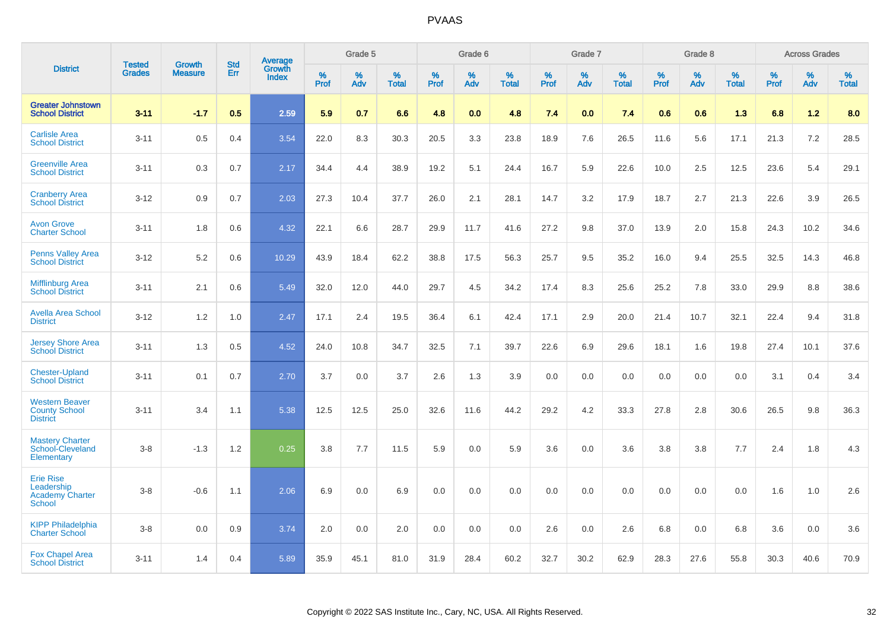# PVAAS

| District | Tested Grades | Growth Measure | Std Err | Average Growth Index | Grade 5 | | | Grade 6 | | | Grade 7 | | | Grade 8 | | | Across Grades | | |
|---|---|---|---|---|---|---|---|---|---|---|---|---|---|---|---|---|---|---|---|
| | | | | | % Prof | % Adv | % Total | % Prof | % Adv | % Total | % Prof | % Adv | % Total | % Prof | % Adv | % Total | % Prof | % Adv | % Total |
| **Greater Johnstown School District** | **3-11** | **-1.7** | **0.5** | **2.59** | **5.9** | **0.7** | **6.6** | **4.8** | **0.0** | **4.8** | **7.4** | **0.0** | **7.4** | **0.6** | **0.6** | **1.3** | **6.8** | **1.2** | **8.0** |
| Carlisle Area School District | 3-11 | 0.5 | 0.4 | 3.54 | 22.0 | 8.3 | 30.3 | 20.5 | 3.3 | 23.8 | 18.9 | 7.6 | 26.5 | 11.6 | 5.6 | 17.1 | 21.3 | 7.2 | 28.5 |
| Greenville Area School District | 3-11 | 0.3 | 0.7 | 2.17 | 34.4 | 4.4 | 38.9 | 19.2 | 5.1 | 24.4 | 16.7 | 5.9 | 22.6 | 10.0 | 2.5 | 12.5 | 23.6 | 5.4 | 29.1 |
| Cranberry Area School District | 3-12 | 0.9 | 0.7 | 2.03 | 27.3 | 10.4 | 37.7 | 26.0 | 2.1 | 28.1 | 14.7 | 3.2 | 17.9 | 18.7 | 2.7 | 21.3 | 22.6 | 3.9 | 26.5 |
| Avon Grove Charter School | 3-11 | 1.8 | 0.6 | 4.32 | 22.1 | 6.6 | 28.7 | 29.9 | 11.7 | 41.6 | 27.2 | 9.8 | 37.0 | 13.9 | 2.0 | 15.8 | 24.3 | 10.2 | 34.6 |
| Penns Valley Area School District | 3-12 | 5.2 | 0.6 | 10.29 | 43.9 | 18.4 | 62.2 | 38.8 | 17.5 | 56.3 | 25.7 | 9.5 | 35.2 | 16.0 | 9.4 | 25.5 | 32.5 | 14.3 | 46.8 |
| Mifflinburg Area School District | 3-11 | 2.1 | 0.6 | 5.49 | 32.0 | 12.0 | 44.0 | 29.7 | 4.5 | 34.2 | 17.4 | 8.3 | 25.6 | 25.2 | 7.8 | 33.0 | 29.9 | 8.8 | 38.6 |
| Avella Area School District | 3-12 | 1.2 | 1.0 | 2.47 | 17.1 | 2.4 | 19.5 | 36.4 | 6.1 | 42.4 | 17.1 | 2.9 | 20.0 | 21.4 | 10.7 | 32.1 | 22.4 | 9.4 | 31.8 |
| Jersey Shore Area School District | 3-11 | 1.3 | 0.5 | 4.52 | 24.0 | 10.8 | 34.7 | 32.5 | 7.1 | 39.7 | 22.6 | 6.9 | 29.6 | 18.1 | 1.6 | 19.8 | 27.4 | 10.1 | 37.6 |
| Chester-Upland School District | 3-11 | 0.1 | 0.7 | 2.70 | 3.7 | 0.0 | 3.7 | 2.6 | 1.3 | 3.9 | 0.0 | 0.0 | 0.0 | 0.0 | 0.0 | 0.0 | 3.1 | 0.4 | 3.4 |
| Western Beaver County School District | 3-11 | 3.4 | 1.1 | 5.38 | 12.5 | 12.5 | 25.0 | 32.6 | 11.6 | 44.2 | 29.2 | 4.2 | 33.3 | 27.8 | 2.8 | 30.6 | 26.5 | 9.8 | 36.3 |
| Mastery Charter School-Cleveland Elementary | 3-8 | -1.3 | 1.2 | 0.25 | 3.8 | 7.7 | 11.5 | 5.9 | 0.0 | 5.9 | 3.6 | 0.0 | 3.6 | 3.8 | 3.8 | 7.7 | 2.4 | 1.8 | 4.3 |
| Erie Rise Leadership Academy Charter School | 3-8 | -0.6 | 1.1 | 2.06 | 6.9 | 0.0 | 6.9 | 0.0 | 0.0 | 0.0 | 0.0 | 0.0 | 0.0 | 0.0 | 0.0 | 0.0 | 1.6 | 1.0 | 2.6 |
| KIPP Philadelphia Charter School | 3-8 | 0.0 | 0.9 | 3.74 | 2.0 | 0.0 | 2.0 | 0.0 | 0.0 | 0.0 | 2.6 | 0.0 | 2.6 | 6.8 | 0.0 | 6.8 | 3.6 | 0.0 | 3.6 |
| Fox Chapel Area School District | 3-11 | 1.4 | 0.4 | 5.89 | 35.9 | 45.1 | 81.0 | 31.9 | 28.4 | 60.2 | 32.7 | 30.2 | 62.9 | 28.3 | 27.6 | 55.8 | 30.3 | 40.6 | 70.9 |

Copyright © 2022 SAS Institute Inc., Cary, NC, USA. All Rights Reserved.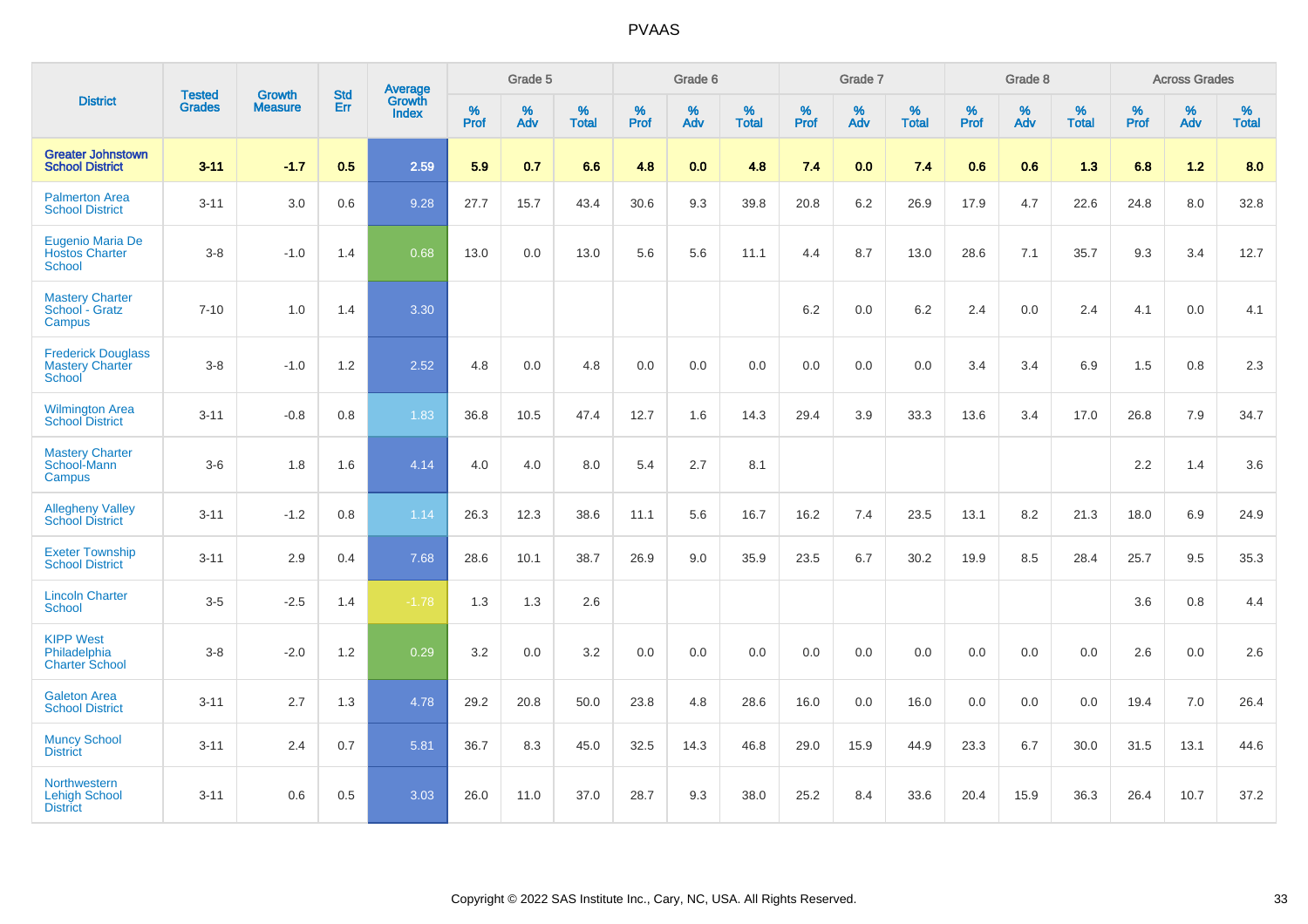# PVAAS

| District | Tested Grades | Growth Measure | Std Err | Average Growth Index | Grade 5 | | | Grade 6 | | | Grade 7 | | | Grade 8 | | | Across Grades | | |
|---|---|---|---|---|---|---|---|---|---|---|---|---|---|---|---|---|---|---|---|
| | | | | | % Prof | % Adv | % Total | % Prof | % Adv | % Total | % Prof | % Adv | % Total | % Prof | % Adv | % Total | % Prof | % Adv | % Total |
| **Greater Johnstown School District** | **3-11** | **-1.7** | **0.5** | **2.59** | **5.9** | **0.7** | **6.6** | **4.8** | **0.0** | **4.8** | **7.4** | **0.0** | **7.4** | **0.6** | **0.6** | **1.3** | **6.8** | **1.2** | **8.0** |
| Palmerton Area School District | 3-11 | 3.0 | 0.6 | 9.28 | 27.7 | 15.7 | 43.4 | 30.6 | 9.3 | 39.8 | 20.8 | 6.2 | 26.9 | 17.9 | 4.7 | 22.6 | 24.8 | 8.0 | 32.8 |
| Eugenio Maria De Hostos Charter School | 3-8 | -1.0 | 1.4 | 0.68 | 13.0 | 0.0 | 13.0 | 5.6 | 5.6 | 11.1 | 4.4 | 8.7 | 13.0 | 28.6 | 7.1 | 35.7 | 9.3 | 3.4 | 12.7 |
| Mastery Charter School - Gratz Campus | 7-10 | 1.0 | 1.4 | 3.30 | | | | | | | 6.2 | 0.0 | 6.2 | 2.4 | 0.0 | 2.4 | 4.1 | 0.0 | 4.1 |
| Frederick Douglass Mastery Charter School | 3-8 | -1.0 | 1.2 | 2.52 | 4.8 | 0.0 | 4.8 | 0.0 | 0.0 | 0.0 | 0.0 | 0.0 | 0.0 | 3.4 | 3.4 | 6.9 | 1.5 | 0.8 | 2.3 |
| Wilmington Area School District | 3-11 | -0.8 | 0.8 | 1.83 | 36.8 | 10.5 | 47.4 | 12.7 | 1.6 | 14.3 | 29.4 | 3.9 | 33.3 | 13.6 | 3.4 | 17.0 | 26.8 | 7.9 | 34.7 |
| Mastery Charter School-Mann Campus | 3-6 | 1.8 | 1.6 | 4.14 | 4.0 | 4.0 | 8.0 | 5.4 | 2.7 | 8.1 | | | | | | | 2.2 | 1.4 | 3.6 |
| Allegheny Valley School District | 3-11 | -1.2 | 0.8 | 1.14 | 26.3 | 12.3 | 38.6 | 11.1 | 5.6 | 16.7 | 16.2 | 7.4 | 23.5 | 13.1 | 8.2 | 21.3 | 18.0 | 6.9 | 24.9 |
| Exeter Township School District | 3-11 | 2.9 | 0.4 | 7.68 | 28.6 | 10.1 | 38.7 | 26.9 | 9.0 | 35.9 | 23.5 | 6.7 | 30.2 | 19.9 | 8.5 | 28.4 | 25.7 | 9.5 | 35.3 |
| Lincoln Charter School | 3-5 | -2.5 | 1.4 | -1.78 | 1.3 | 1.3 | 2.6 | | | | | | | | | | 3.6 | 0.8 | 4.4 |
| KIPP West Philadelphia Charter School | 3-8 | -2.0 | 1.2 | 0.29 | 3.2 | 0.0 | 3.2 | 0.0 | 0.0 | 0.0 | 0.0 | 0.0 | 0.0 | 0.0 | 0.0 | 0.0 | 2.6 | 0.0 | 2.6 |
| Galeton Area School District | 3-11 | 2.7 | 1.3 | 4.78 | 29.2 | 20.8 | 50.0 | 23.8 | 4.8 | 28.6 | 16.0 | 0.0 | 16.0 | 0.0 | 0.0 | 0.0 | 19.4 | 7.0 | 26.4 |
| Muncy School District | 3-11 | 2.4 | 0.7 | 5.81 | 36.7 | 8.3 | 45.0 | 32.5 | 14.3 | 46.8 | 29.0 | 15.9 | 44.9 | 23.3 | 6.7 | 30.0 | 31.5 | 13.1 | 44.6 |
| Northwestern Lehigh School District | 3-11 | 0.6 | 0.5 | 3.03 | 26.0 | 11.0 | 37.0 | 28.7 | 9.3 | 38.0 | 25.2 | 8.4 | 33.6 | 20.4 | 15.9 | 36.3 | 26.4 | 10.7 | 37.2 |

Copyright © 2022 SAS Institute Inc., Cary, NC, USA. All Rights Reserved.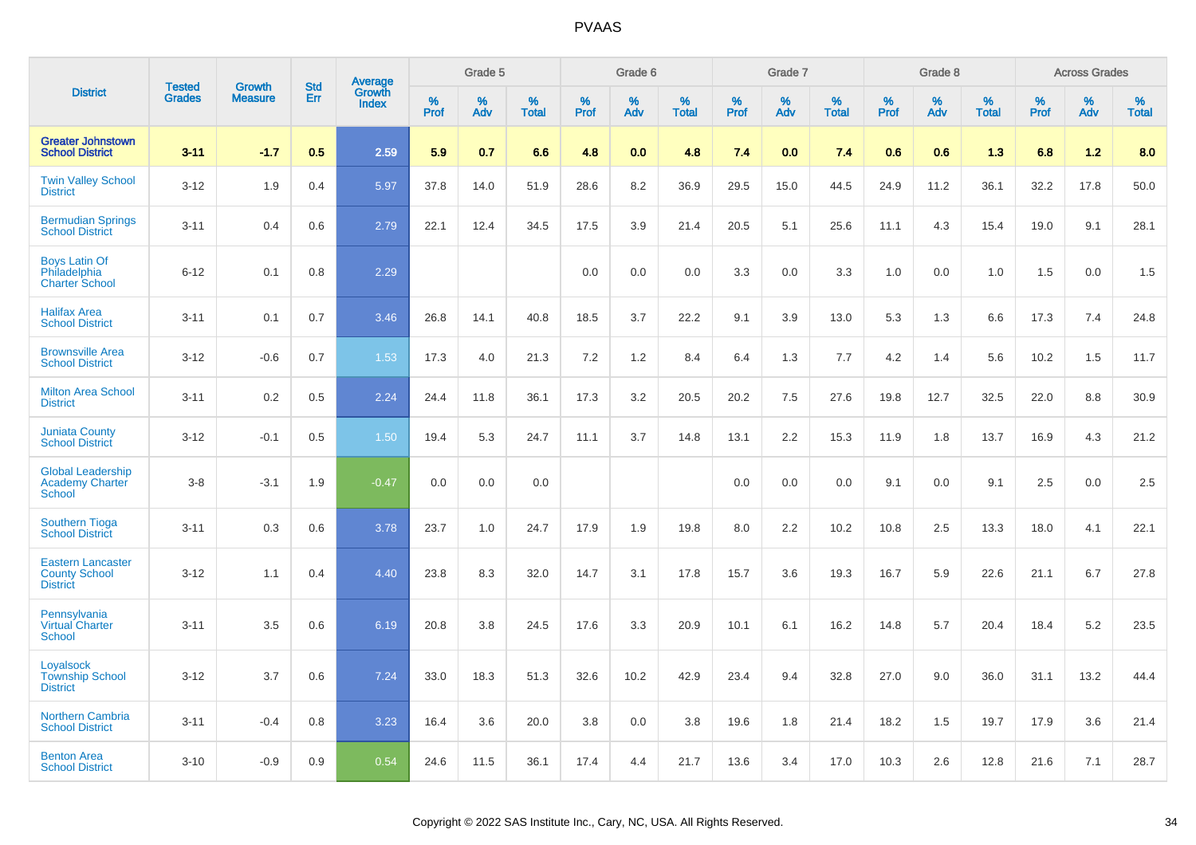# PVAAS

| District | Tested Grades | Growth Measure | Std Err | Average Growth Index | Grade 5 | | | Grade 6 | | | Grade 7 | | | Grade 8 | | | Across Grades | | |
|---|---|---|---|---|---|---|---|---|---|---|---|---|---|---|---|---|---|---|---|
| | | | | | % Prof | % Adv | % Total | % Prof | % Adv | % Total | % Prof | % Adv | % Total | % Prof | % Adv | % Total | % Prof | % Adv | % Total |
| **Greater Johnstown School District** | **3-11** | **-1.7** | **0.5** | **2.59** | **5.9** | **0.7** | **6.6** | **4.8** | **0.0** | **4.8** | **7.4** | **0.0** | **7.4** | **0.6** | **0.6** | **1.3** | **6.8** | **1.2** | **8.0** |
| Twin Valley School District | 3-12 | 1.9 | 0.4 | 5.97 | 37.8 | 14.0 | 51.9 | 28.6 | 8.2 | 36.9 | 29.5 | 15.0 | 44.5 | 24.9 | 11.2 | 36.1 | 32.2 | 17.8 | 50.0 |
| Bermudian Springs School District | 3-11 | 0.4 | 0.6 | 2.79 | 22.1 | 12.4 | 34.5 | 17.5 | 3.9 | 21.4 | 20.5 | 5.1 | 25.6 | 11.1 | 4.3 | 15.4 | 19.0 | 9.1 | 28.1 |
| Boys Latin Of Philadelphia Charter School | 6-12 | 0.1 | 0.8 | 2.29 | | | | 0.0 | 0.0 | 0.0 | 3.3 | 0.0 | 3.3 | 1.0 | 0.0 | 1.0 | 1.5 | 0.0 | 1.5 |
| Halifax Area School District | 3-11 | 0.1 | 0.7 | 3.46 | 26.8 | 14.1 | 40.8 | 18.5 | 3.7 | 22.2 | 9.1 | 3.9 | 13.0 | 5.3 | 1.3 | 6.6 | 17.3 | 7.4 | 24.8 |
| Brownsville Area School District | 3-12 | -0.6 | 0.7 | 1.53 | 17.3 | 4.0 | 21.3 | 7.2 | 1.2 | 8.4 | 6.4 | 1.3 | 7.7 | 4.2 | 1.4 | 5.6 | 10.2 | 1.5 | 11.7 |
| Milton Area School District | 3-11 | 0.2 | 0.5 | 2.24 | 24.4 | 11.8 | 36.1 | 17.3 | 3.2 | 20.5 | 20.2 | 7.5 | 27.6 | 19.8 | 12.7 | 32.5 | 22.0 | 8.8 | 30.9 |
| Juniata County School District | 3-12 | -0.1 | 0.5 | 1.50 | 19.4 | 5.3 | 24.7 | 11.1 | 3.7 | 14.8 | 13.1 | 2.2 | 15.3 | 11.9 | 1.8 | 13.7 | 16.9 | 4.3 | 21.2 |
| Global Leadership Academy Charter School | 3-8 | -3.1 | 1.9 | -0.47 | 0.0 | 0.0 | 0.0 | | | | 0.0 | 0.0 | 0.0 | 9.1 | 0.0 | 9.1 | 2.5 | 0.0 | 2.5 |
| Southern Tioga School District | 3-11 | 0.3 | 0.6 | 3.78 | 23.7 | 1.0 | 24.7 | 17.9 | 1.9 | 19.8 | 8.0 | 2.2 | 10.2 | 10.8 | 2.5 | 13.3 | 18.0 | 4.1 | 22.1 |
| Eastern Lancaster County School District | 3-12 | 1.1 | 0.4 | 4.40 | 23.8 | 8.3 | 32.0 | 14.7 | 3.1 | 17.8 | 15.7 | 3.6 | 19.3 | 16.7 | 5.9 | 22.6 | 21.1 | 6.7 | 27.8 |
| Pennsylvania Virtual Charter School | 3-11 | 3.5 | 0.6 | 6.19 | 20.8 | 3.8 | 24.5 | 17.6 | 3.3 | 20.9 | 10.1 | 6.1 | 16.2 | 14.8 | 5.7 | 20.4 | 18.4 | 5.2 | 23.5 |
| Loyalsock Township School District | 3-12 | 3.7 | 0.6 | 7.24 | 33.0 | 18.3 | 51.3 | 32.6 | 10.2 | 42.9 | 23.4 | 9.4 | 32.8 | 27.0 | 9.0 | 36.0 | 31.1 | 13.2 | 44.4 |
| Northern Cambria School District | 3-11 | -0.4 | 0.8 | 3.23 | 16.4 | 3.6 | 20.0 | 3.8 | 0.0 | 3.8 | 19.6 | 1.8 | 21.4 | 18.2 | 1.5 | 19.7 | 17.9 | 3.6 | 21.4 |
| Benton Area School District | 3-10 | -0.9 | 0.9 | 0.54 | 24.6 | 11.5 | 36.1 | 17.4 | 4.4 | 21.7 | 13.6 | 3.4 | 17.0 | 10.3 | 2.6 | 12.8 | 21.6 | 7.1 | 28.7 |

Copyright © 2022 SAS Institute Inc., Cary, NC, USA. All Rights Reserved.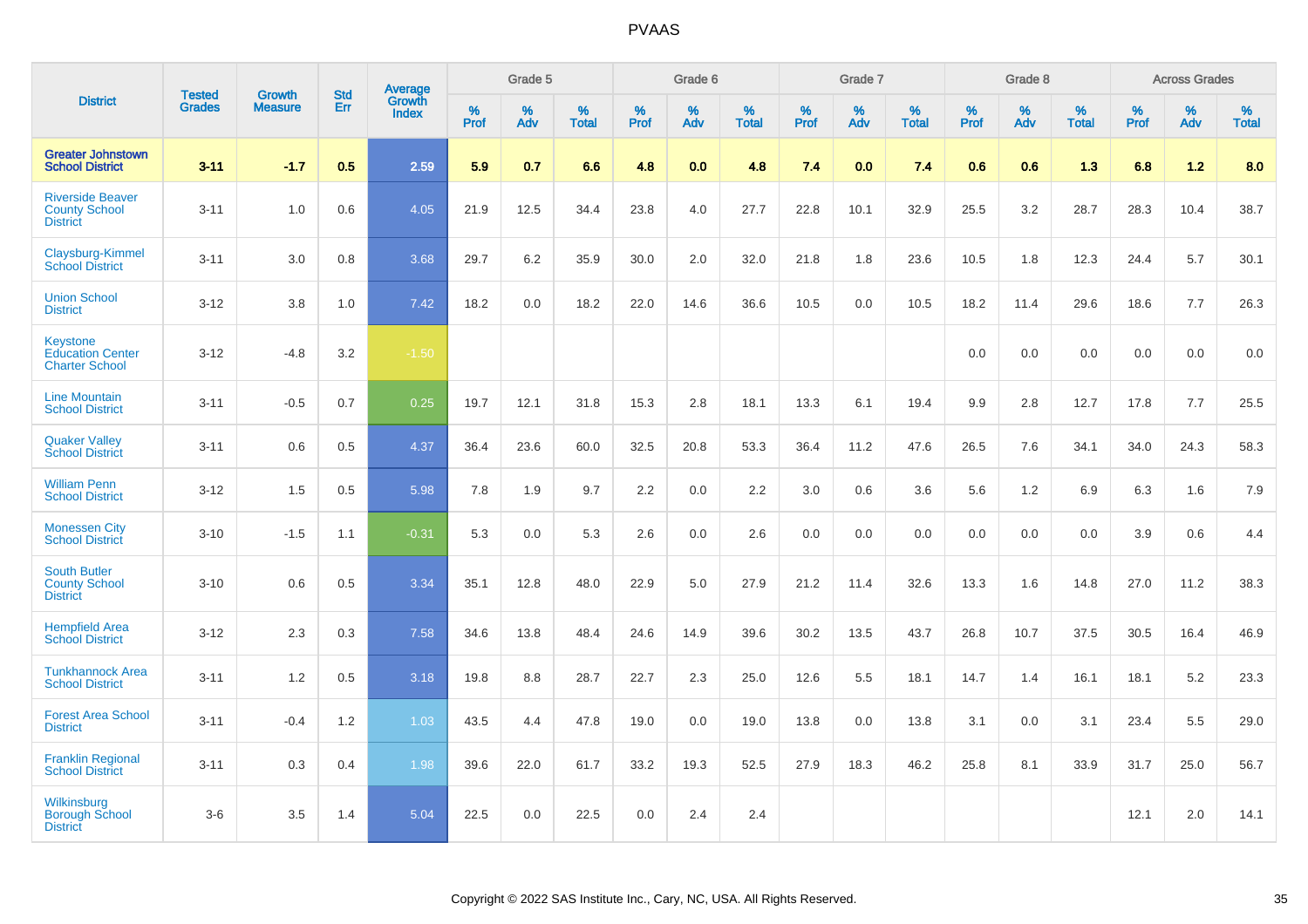# PVAAS

| District | Tested Grades | Growth Measure | Std Err | Average Growth Index | Grade 5 | | | Grade 6 | | | Grade 7 | | | Grade 8 | | | Across Grades | | |
|---|---|---|---|---|---|---|---|---|---|---|---|---|---|---|---|---|---|---|---|
| | | | | | % Prof | % Adv | % Total | % Prof | % Adv | % Total | % Prof | % Adv | % Total | % Prof | % Adv | % Total | % Prof | % Adv | % Total |
| **Greater Johnstown School District** | **3-11** | **-1.7** | **0.5** | **2.59** | **5.9** | **0.7** | **6.6** | **4.8** | **0.0** | **4.8** | **7.4** | **0.0** | **7.4** | **0.6** | **0.6** | **1.3** | **6.8** | **1.2** | **8.0** |
| Riverside Beaver County School District | 3-11 | 1.0 | 0.6 | 4.05 | 21.9 | 12.5 | 34.4 | 23.8 | 4.0 | 27.7 | 22.8 | 10.1 | 32.9 | 25.5 | 3.2 | 28.7 | 28.3 | 10.4 | 38.7 |
| Claysburg-Kimmel School District | 3-11 | 3.0 | 0.8 | 3.68 | 29.7 | 6.2 | 35.9 | 30.0 | 2.0 | 32.0 | 21.8 | 1.8 | 23.6 | 10.5 | 1.8 | 12.3 | 24.4 | 5.7 | 30.1 |
| Union School District | 3-12 | 3.8 | 1.0 | 7.42 | 18.2 | 0.0 | 18.2 | 22.0 | 14.6 | 36.6 | 10.5 | 0.0 | 10.5 | 18.2 | 11.4 | 29.6 | 18.6 | 7.7 | 26.3 |
| Keystone Education Center Charter School | 3-12 | -4.8 | 3.2 | -1.50 | | | | | | | | | | 0.0 | 0.0 | 0.0 | 0.0 | 0.0 | 0.0 |
| Line Mountain School District | 3-11 | -0.5 | 0.7 | 0.25 | 19.7 | 12.1 | 31.8 | 15.3 | 2.8 | 18.1 | 13.3 | 6.1 | 19.4 | 9.9 | 2.8 | 12.7 | 17.8 | 7.7 | 25.5 |
| Quaker Valley School District | 3-11 | 0.6 | 0.5 | 4.37 | 36.4 | 23.6 | 60.0 | 32.5 | 20.8 | 53.3 | 36.4 | 11.2 | 47.6 | 26.5 | 7.6 | 34.1 | 34.0 | 24.3 | 58.3 |
| William Penn School District | 3-12 | 1.5 | 0.5 | 5.98 | 7.8 | 1.9 | 9.7 | 2.2 | 0.0 | 2.2 | 3.0 | 0.6 | 3.6 | 5.6 | 1.2 | 6.9 | 6.3 | 1.6 | 7.9 |
| Monessen City School District | 3-10 | -1.5 | 1.1 | -0.31 | 5.3 | 0.0 | 5.3 | 2.6 | 0.0 | 2.6 | 0.0 | 0.0 | 0.0 | 0.0 | 0.0 | 0.0 | 3.9 | 0.6 | 4.4 |
| South Butler County School District | 3-10 | 0.6 | 0.5 | 3.34 | 35.1 | 12.8 | 48.0 | 22.9 | 5.0 | 27.9 | 21.2 | 11.4 | 32.6 | 13.3 | 1.6 | 14.8 | 27.0 | 11.2 | 38.3 |
| Hempfield Area School District | 3-12 | 2.3 | 0.3 | 7.58 | 34.6 | 13.8 | 48.4 | 24.6 | 14.9 | 39.6 | 30.2 | 13.5 | 43.7 | 26.8 | 10.7 | 37.5 | 30.5 | 16.4 | 46.9 |
| Tunkhannock Area School District | 3-11 | 1.2 | 0.5 | 3.18 | 19.8 | 8.8 | 28.7 | 22.7 | 2.3 | 25.0 | 12.6 | 5.5 | 18.1 | 14.7 | 1.4 | 16.1 | 18.1 | 5.2 | 23.3 |
| Forest Area School District | 3-11 | -0.4 | 1.2 | 1.03 | 43.5 | 4.4 | 47.8 | 19.0 | 0.0 | 19.0 | 13.8 | 0.0 | 13.8 | 3.1 | 0.0 | 3.1 | 23.4 | 5.5 | 29.0 |
| Franklin Regional School District | 3-11 | 0.3 | 0.4 | 1.98 | 39.6 | 22.0 | 61.7 | 33.2 | 19.3 | 52.5 | 27.9 | 18.3 | 46.2 | 25.8 | 8.1 | 33.9 | 31.7 | 25.0 | 56.7 |
| Wilkinsburg Borough School District | 3-6 | 3.5 | 1.4 | 5.04 | 22.5 | 0.0 | 22.5 | 0.0 | 2.4 | 2.4 | | | | | | | 12.1 | 2.0 | 14.1 |

Copyright © 2022 SAS Institute Inc., Cary, NC, USA. All Rights Reserved.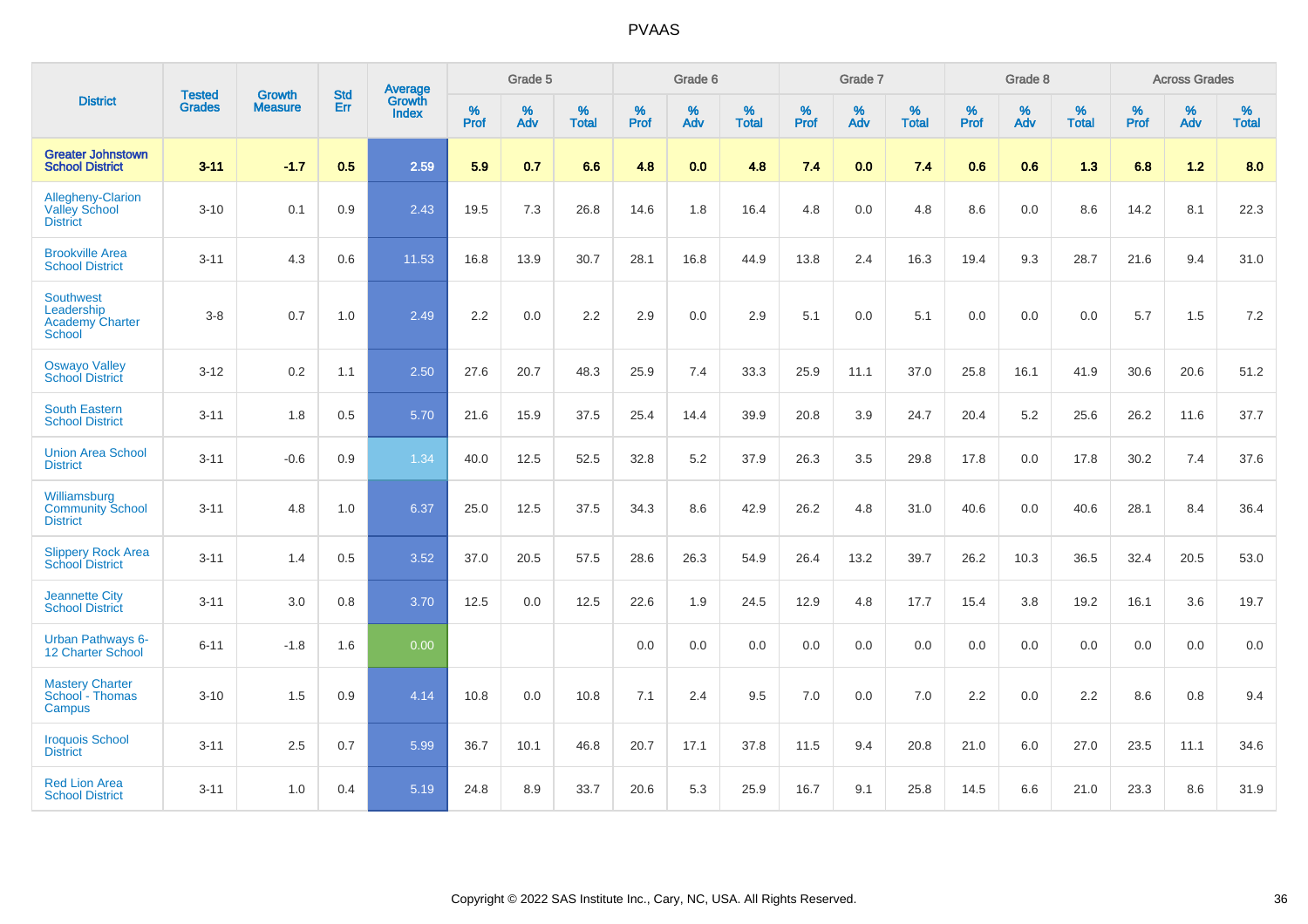# PVAAS

| District | Tested Grades | Growth Measure | Std Err | Average Growth Index | Grade 5 | | | Grade 6 | | | Grade 7 | | | Grade 8 | | | Across Grades | | |
|---|---|---|---|---|---|---|---|---|---|---|---|---|---|---|---|---|---|---|---|
| | | | | | % Prof | % Adv | % Total | % Prof | % Adv | % Total | % Prof | % Adv | % Total | % Prof | % Adv | % Total | % Prof | % Adv | % Total |
| **Greater Johnstown School District** | **3-11** | **-1.7** | **0.5** | **2.59** | **5.9** | **0.7** | **6.6** | **4.8** | **0.0** | **4.8** | **7.4** | **0.0** | **7.4** | **0.6** | **0.6** | **1.3** | **6.8** | **1.2** | **8.0** |
| Allegheny-Clarion Valley School District | 3-10 | 0.1 | 0.9 | 2.43 | 19.5 | 7.3 | 26.8 | 14.6 | 1.8 | 16.4 | 4.8 | 0.0 | 4.8 | 8.6 | 0.0 | 8.6 | 14.2 | 8.1 | 22.3 |
| Brookville Area School District | 3-11 | 4.3 | 0.6 | 11.53 | 16.8 | 13.9 | 30.7 | 28.1 | 16.8 | 44.9 | 13.8 | 2.4 | 16.3 | 19.4 | 9.3 | 28.7 | 21.6 | 9.4 | 31.0 |
| Southwest Leadership Academy Charter School | 3-8 | 0.7 | 1.0 | 2.49 | 2.2 | 0.0 | 2.2 | 2.9 | 0.0 | 2.9 | 5.1 | 0.0 | 5.1 | 0.0 | 0.0 | 0.0 | 5.7 | 1.5 | 7.2 |
| Oswayo Valley School District | 3-12 | 0.2 | 1.1 | 2.50 | 27.6 | 20.7 | 48.3 | 25.9 | 7.4 | 33.3 | 25.9 | 11.1 | 37.0 | 25.8 | 16.1 | 41.9 | 30.6 | 20.6 | 51.2 |
| South Eastern School District | 3-11 | 1.8 | 0.5 | 5.70 | 21.6 | 15.9 | 37.5 | 25.4 | 14.4 | 39.9 | 20.8 | 3.9 | 24.7 | 20.4 | 5.2 | 25.6 | 26.2 | 11.6 | 37.7 |
| Union Area School District | 3-11 | -0.6 | 0.9 | 1.34 | 40.0 | 12.5 | 52.5 | 32.8 | 5.2 | 37.9 | 26.3 | 3.5 | 29.8 | 17.8 | 0.0 | 17.8 | 30.2 | 7.4 | 37.6 |
| Williamsburg Community School District | 3-11 | 4.8 | 1.0 | 6.37 | 25.0 | 12.5 | 37.5 | 34.3 | 8.6 | 42.9 | 26.2 | 4.8 | 31.0 | 40.6 | 0.0 | 40.6 | 28.1 | 8.4 | 36.4 |
| Slippery Rock Area School District | 3-11 | 1.4 | 0.5 | 3.52 | 37.0 | 20.5 | 57.5 | 28.6 | 26.3 | 54.9 | 26.4 | 13.2 | 39.7 | 26.2 | 10.3 | 36.5 | 32.4 | 20.5 | 53.0 |
| Jeannette City School District | 3-11 | 3.0 | 0.8 | 3.70 | 12.5 | 0.0 | 12.5 | 22.6 | 1.9 | 24.5 | 12.9 | 4.8 | 17.7 | 15.4 | 3.8 | 19.2 | 16.1 | 3.6 | 19.7 |
| Urban Pathways 6-12 Charter School | 6-11 | -1.8 | 1.6 | 0.00 | | | | 0.0 | 0.0 | 0.0 | 0.0 | 0.0 | 0.0 | 0.0 | 0.0 | 0.0 | 0.0 | 0.0 | 0.0 |
| Mastery Charter School - Thomas Campus | 3-10 | 1.5 | 0.9 | 4.14 | 10.8 | 0.0 | 10.8 | 7.1 | 2.4 | 9.5 | 7.0 | 0.0 | 7.0 | 2.2 | 0.0 | 2.2 | 8.6 | 0.8 | 9.4 |
| Iroquois School District | 3-11 | 2.5 | 0.7 | 5.99 | 36.7 | 10.1 | 46.8 | 20.7 | 17.1 | 37.8 | 11.5 | 9.4 | 20.8 | 21.0 | 6.0 | 27.0 | 23.5 | 11.1 | 34.6 |
| Red Lion Area School District | 3-11 | 1.0 | 0.4 | 5.19 | 24.8 | 8.9 | 33.7 | 20.6 | 5.3 | 25.9 | 16.7 | 9.1 | 25.8 | 14.5 | 6.6 | 21.0 | 23.3 | 8.6 | 31.9 |

Copyright © 2022 SAS Institute Inc., Cary, NC, USA. All Rights Reserved.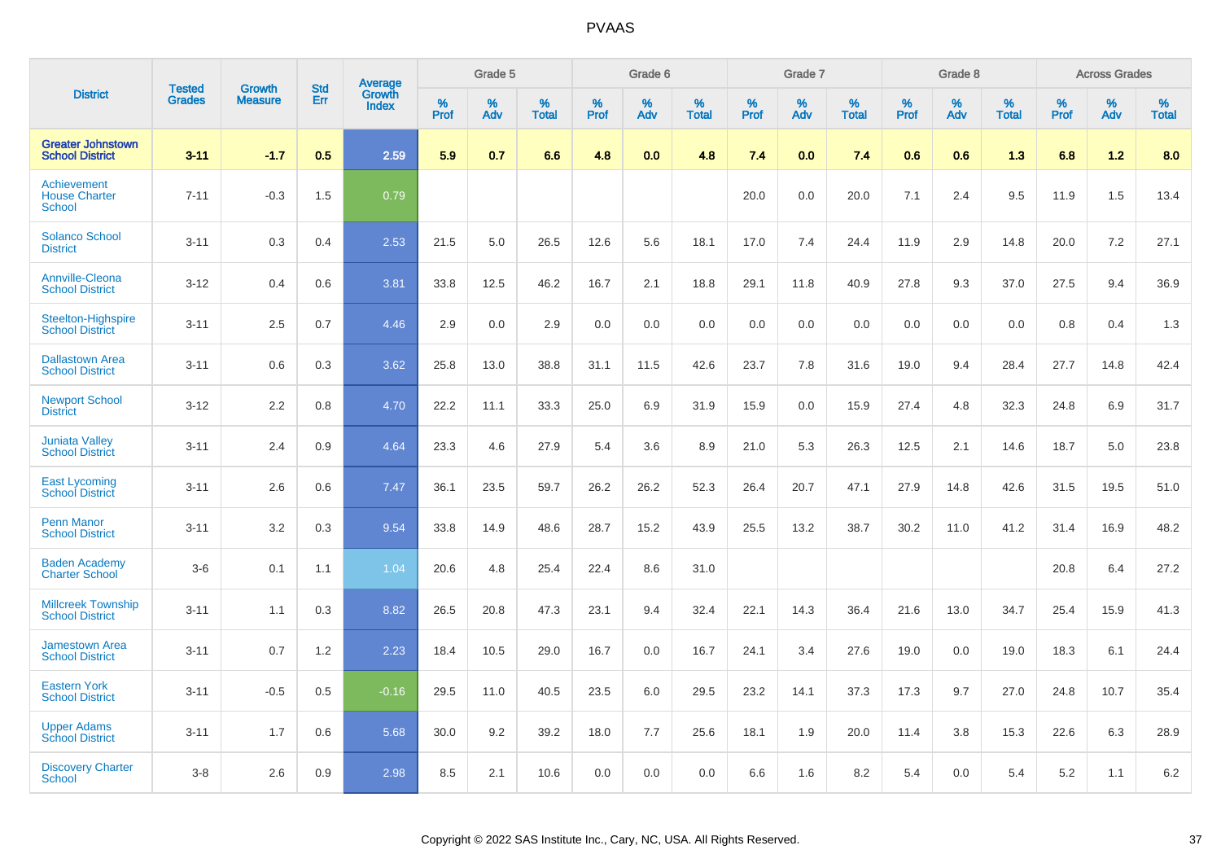# PVAAS

| District | Tested Grades | Growth Measure | Std Err | Average Growth Index | Grade 5 | | | Grade 6 | | | Grade 7 | | | Grade 8 | | | Across Grades | | |
|---|---|---|---|---|---|---|---|---|---|---|---|---|---|---|---|---|---|---|---|
| | | | | | % Prof | % Adv | % Total | % Prof | % Adv | % Total | % Prof | % Adv | % Total | % Prof | % Adv | % Total | % Prof | % Adv | % Total |
| **Greater Johnstown School District** | **3-11** | **-1.7** | **0.5** | **2.59** | **5.9** | **0.7** | **6.6** | **4.8** | **0.0** | **4.8** | **7.4** | **0.0** | **7.4** | **0.6** | **0.6** | **1.3** | **6.8** | **1.2** | **8.0** |
| Achievement House Charter School | 7-11 | -0.3 | 1.5 | 0.79 | | | | | | | 20.0 | 0.0 | 20.0 | 7.1 | 2.4 | 9.5 | 11.9 | 1.5 | 13.4 |
| Solanco School District | 3-11 | 0.3 | 0.4 | 2.53 | 21.5 | 5.0 | 26.5 | 12.6 | 5.6 | 18.1 | 17.0 | 7.4 | 24.4 | 11.9 | 2.9 | 14.8 | 20.0 | 7.2 | 27.1 |
| Annville-Cleona School District | 3-12 | 0.4 | 0.6 | 3.81 | 33.8 | 12.5 | 46.2 | 16.7 | 2.1 | 18.8 | 29.1 | 11.8 | 40.9 | 27.8 | 9.3 | 37.0 | 27.5 | 9.4 | 36.9 |
| Steelton-Highspire School District | 3-11 | 2.5 | 0.7 | 4.46 | 2.9 | 0.0 | 2.9 | 0.0 | 0.0 | 0.0 | 0.0 | 0.0 | 0.0 | 0.0 | 0.0 | 0.0 | 0.8 | 0.4 | 1.3 |
| Dallastown Area School District | 3-11 | 0.6 | 0.3 | 3.62 | 25.8 | 13.0 | 38.8 | 31.1 | 11.5 | 42.6 | 23.7 | 7.8 | 31.6 | 19.0 | 9.4 | 28.4 | 27.7 | 14.8 | 42.4 |
| Newport School District | 3-12 | 2.2 | 0.8 | 4.70 | 22.2 | 11.1 | 33.3 | 25.0 | 6.9 | 31.9 | 15.9 | 0.0 | 15.9 | 27.4 | 4.8 | 32.3 | 24.8 | 6.9 | 31.7 |
| Juniata Valley School District | 3-11 | 2.4 | 0.9 | 4.64 | 23.3 | 4.6 | 27.9 | 5.4 | 3.6 | 8.9 | 21.0 | 5.3 | 26.3 | 12.5 | 2.1 | 14.6 | 18.7 | 5.0 | 23.8 |
| East Lycoming School District | 3-11 | 2.6 | 0.6 | 7.47 | 36.1 | 23.5 | 59.7 | 26.2 | 26.2 | 52.3 | 26.4 | 20.7 | 47.1 | 27.9 | 14.8 | 42.6 | 31.5 | 19.5 | 51.0 |
| Penn Manor School District | 3-11 | 3.2 | 0.3 | 9.54 | 33.8 | 14.9 | 48.6 | 28.7 | 15.2 | 43.9 | 25.5 | 13.2 | 38.7 | 30.2 | 11.0 | 41.2 | 31.4 | 16.9 | 48.2 |
| Baden Academy Charter School | 3-6 | 0.1 | 1.1 | 1.04 | 20.6 | 4.8 | 25.4 | 22.4 | 8.6 | 31.0 | | | | | | | 20.8 | 6.4 | 27.2 |
| Millcreek Township School District | 3-11 | 1.1 | 0.3 | 8.82 | 26.5 | 20.8 | 47.3 | 23.1 | 9.4 | 32.4 | 22.1 | 14.3 | 36.4 | 21.6 | 13.0 | 34.7 | 25.4 | 15.9 | 41.3 |
| Jamestown Area School District | 3-11 | 0.7 | 1.2 | 2.23 | 18.4 | 10.5 | 29.0 | 16.7 | 0.0 | 16.7 | 24.1 | 3.4 | 27.6 | 19.0 | 0.0 | 19.0 | 18.3 | 6.1 | 24.4 |
| Eastern York School District | 3-11 | -0.5 | 0.5 | -0.16 | 29.5 | 11.0 | 40.5 | 23.5 | 6.0 | 29.5 | 23.2 | 14.1 | 37.3 | 17.3 | 9.7 | 27.0 | 24.8 | 10.7 | 35.4 |
| Upper Adams School District | 3-11 | 1.7 | 0.6 | 5.68 | 30.0 | 9.2 | 39.2 | 18.0 | 7.7 | 25.6 | 18.1 | 1.9 | 20.0 | 11.4 | 3.8 | 15.3 | 22.6 | 6.3 | 28.9 |
| Discovery Charter School | 3-8 | 2.6 | 0.9 | 2.98 | 8.5 | 2.1 | 10.6 | 0.0 | 0.0 | 0.0 | 6.6 | 1.6 | 8.2 | 5.4 | 0.0 | 5.4 | 5.2 | 1.1 | 6.2 |

Copyright © 2022 SAS Institute Inc., Cary, NC, USA. All Rights Reserved.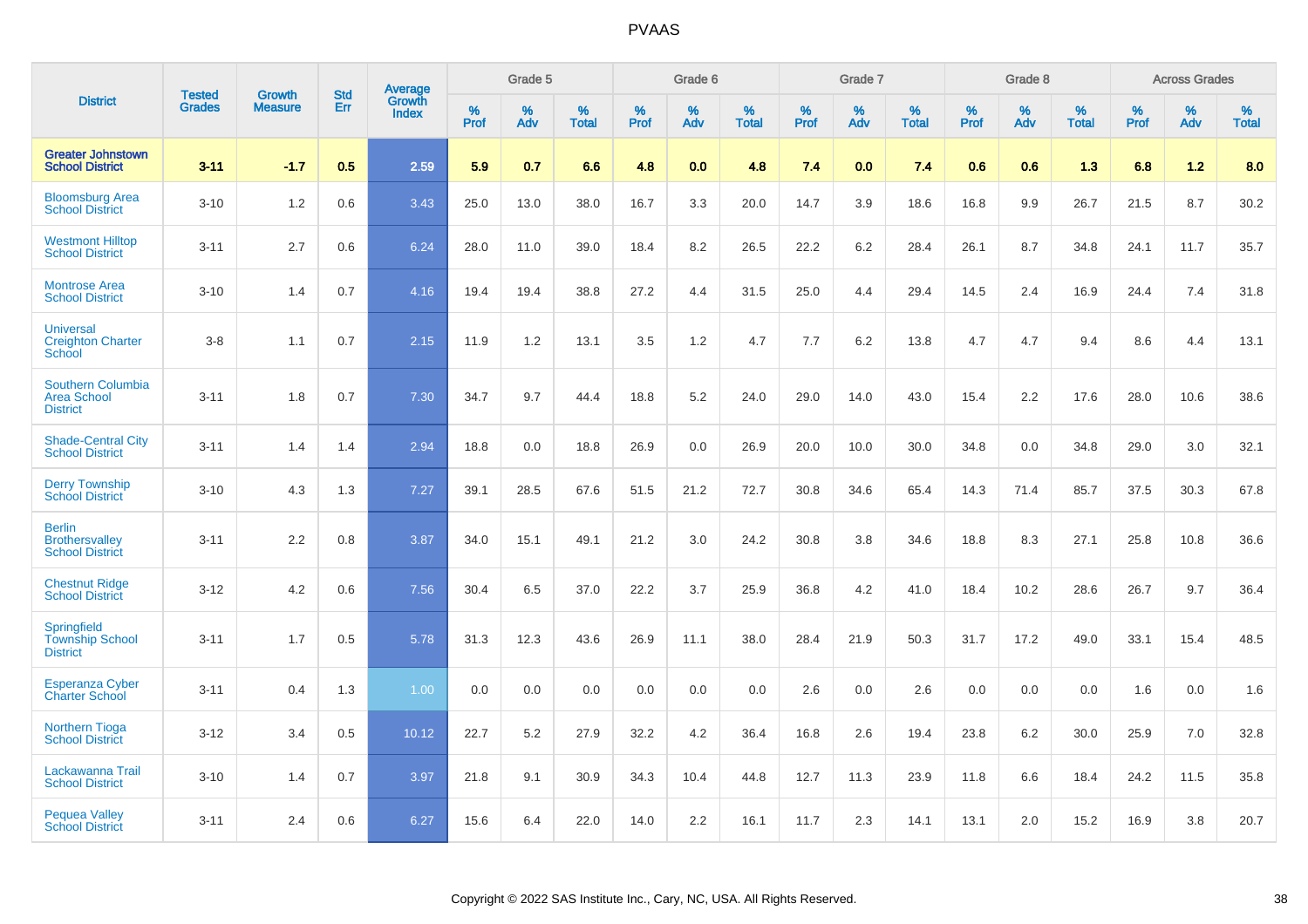# PVAAS

| District | Tested Grades | Growth Measure | Std Err | Average Growth Index | Grade 5 | | | Grade 6 | | | Grade 7 | | | Grade 8 | | | Across Grades | | |
|---|---|---|---|---|---|---|---|---|---|---|---|---|---|---|---|---|---|---|---|
| | | | | | % Prof | % Adv | % Total | % Prof | % Adv | % Total | % Prof | % Adv | % Total | % Prof | % Adv | % Total | % Prof | % Adv | % Total |
| **Greater Johnstown School District** | **3-11** | **-1.7** | **0.5** | **2.59** | **5.9** | **0.7** | **6.6** | **4.8** | **0.0** | **4.8** | **7.4** | **0.0** | **7.4** | **0.6** | **0.6** | **1.3** | **6.8** | **1.2** | **8.0** |
| Bloomsburg Area School District | 3-10 | 1.2 | 0.6 | 3.43 | 25.0 | 13.0 | 38.0 | 16.7 | 3.3 | 20.0 | 14.7 | 3.9 | 18.6 | 16.8 | 9.9 | 26.7 | 21.5 | 8.7 | 30.2 |
| Westmont Hilltop School District | 3-11 | 2.7 | 0.6 | 6.24 | 28.0 | 11.0 | 39.0 | 18.4 | 8.2 | 26.5 | 22.2 | 6.2 | 28.4 | 26.1 | 8.7 | 34.8 | 24.1 | 11.7 | 35.7 |
| Montrose Area School District | 3-10 | 1.4 | 0.7 | 4.16 | 19.4 | 19.4 | 38.8 | 27.2 | 4.4 | 31.5 | 25.0 | 4.4 | 29.4 | 14.5 | 2.4 | 16.9 | 24.4 | 7.4 | 31.8 |
| Universal Creighton Charter School | 3-8 | 1.1 | 0.7 | 2.15 | 11.9 | 1.2 | 13.1 | 3.5 | 1.2 | 4.7 | 7.7 | 6.2 | 13.8 | 4.7 | 4.7 | 9.4 | 8.6 | 4.4 | 13.1 |
| Southern Columbia Area School District | 3-11 | 1.8 | 0.7 | 7.30 | 34.7 | 9.7 | 44.4 | 18.8 | 5.2 | 24.0 | 29.0 | 14.0 | 43.0 | 15.4 | 2.2 | 17.6 | 28.0 | 10.6 | 38.6 |
| Shade-Central City School District | 3-11 | 1.4 | 1.4 | 2.94 | 18.8 | 0.0 | 18.8 | 26.9 | 0.0 | 26.9 | 20.0 | 10.0 | 30.0 | 34.8 | 0.0 | 34.8 | 29.0 | 3.0 | 32.1 |
| Derry Township School District | 3-10 | 4.3 | 1.3 | 7.27 | 39.1 | 28.5 | 67.6 | 51.5 | 21.2 | 72.7 | 30.8 | 34.6 | 65.4 | 14.3 | 71.4 | 85.7 | 37.5 | 30.3 | 67.8 |
| Berlin Brothersvalley School District | 3-11 | 2.2 | 0.8 | 3.87 | 34.0 | 15.1 | 49.1 | 21.2 | 3.0 | 24.2 | 30.8 | 3.8 | 34.6 | 18.8 | 8.3 | 27.1 | 25.8 | 10.8 | 36.6 |
| Chestnut Ridge School District | 3-12 | 4.2 | 0.6 | 7.56 | 30.4 | 6.5 | 37.0 | 22.2 | 3.7 | 25.9 | 36.8 | 4.2 | 41.0 | 18.4 | 10.2 | 28.6 | 26.7 | 9.7 | 36.4 |
| Springfield Township School District | 3-11 | 1.7 | 0.5 | 5.78 | 31.3 | 12.3 | 43.6 | 26.9 | 11.1 | 38.0 | 28.4 | 21.9 | 50.3 | 31.7 | 17.2 | 49.0 | 33.1 | 15.4 | 48.5 |
| Esperanza Cyber Charter School | 3-11 | 0.4 | 1.3 | 1.00 | 0.0 | 0.0 | 0.0 | 0.0 | 0.0 | 0.0 | 2.6 | 0.0 | 2.6 | 0.0 | 0.0 | 0.0 | 1.6 | 0.0 | 1.6 |
| Northern Tioga School District | 3-12 | 3.4 | 0.5 | 10.12 | 22.7 | 5.2 | 27.9 | 32.2 | 4.2 | 36.4 | 16.8 | 2.6 | 19.4 | 23.8 | 6.2 | 30.0 | 25.9 | 7.0 | 32.8 |
| Lackawanna Trail School District | 3-10 | 1.4 | 0.7 | 3.97 | 21.8 | 9.1 | 30.9 | 34.3 | 10.4 | 44.8 | 12.7 | 11.3 | 23.9 | 11.8 | 6.6 | 18.4 | 24.2 | 11.5 | 35.8 |
| Pequea Valley School District | 3-11 | 2.4 | 0.6 | 6.27 | 15.6 | 6.4 | 22.0 | 14.0 | 2.2 | 16.1 | 11.7 | 2.3 | 14.1 | 13.1 | 2.0 | 15.2 | 16.9 | 3.8 | 20.7 |

Copyright © 2022 SAS Institute Inc., Cary, NC, USA. All Rights Reserved.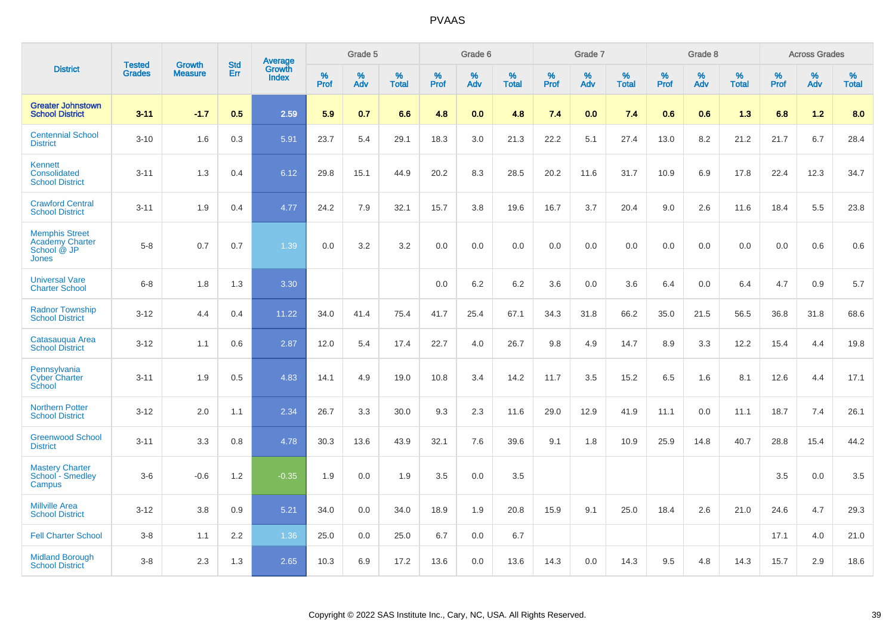# PVAAS

| District | Tested Grades | Growth Measure | Std Err | Average Growth Index | Grade 5 | | | Grade 6 | | | Grade 7 | | | Grade 8 | | | Across Grades | | |
|---|---|---|---|---|---|---|---|---|---|---|---|---|---|---|---|---|---|---|---|
| | | | | | % Prof | % Adv | % Total | % Prof | % Adv | % Total | % Prof | % Adv | % Total | % Prof | % Adv | % Total | % Prof | % Adv | % Total |
| **Greater Johnstown School District** | **3-11** | **-1.7** | **0.5** | **2.59** | **5.9** | **0.7** | **6.6** | **4.8** | **0.0** | **4.8** | **7.4** | **0.0** | **7.4** | **0.6** | **0.6** | **1.3** | **6.8** | **1.2** | **8.0** |
| Centennial School District | 3-10 | 1.6 | 0.3 | 5.91 | 23.7 | 5.4 | 29.1 | 18.3 | 3.0 | 21.3 | 22.2 | 5.1 | 27.4 | 13.0 | 8.2 | 21.2 | 21.7 | 6.7 | 28.4 |
| Kennett Consolidated School District | 3-11 | 1.3 | 0.4 | 6.12 | 29.8 | 15.1 | 44.9 | 20.2 | 8.3 | 28.5 | 20.2 | 11.6 | 31.7 | 10.9 | 6.9 | 17.8 | 22.4 | 12.3 | 34.7 |
| Crawford Central School District | 3-11 | 1.9 | 0.4 | 4.77 | 24.2 | 7.9 | 32.1 | 15.7 | 3.8 | 19.6 | 16.7 | 3.7 | 20.4 | 9.0 | 2.6 | 11.6 | 18.4 | 5.5 | 23.8 |
| Memphis Street Academy Charter School @ JP Jones | 5-8 | 0.7 | 0.7 | 1.39 | 0.0 | 3.2 | 3.2 | 0.0 | 0.0 | 0.0 | 0.0 | 0.0 | 0.0 | 0.0 | 0.0 | 0.0 | 0.0 | 0.6 | 0.6 |
| Universal Vare Charter School | 6-8 | 1.8 | 1.3 | 3.30 | | | | 0.0 | 6.2 | 6.2 | 3.6 | 0.0 | 3.6 | 6.4 | 0.0 | 6.4 | 4.7 | 0.9 | 5.7 |
| Radnor Township School District | 3-12 | 4.4 | 0.4 | 11.22 | 34.0 | 41.4 | 75.4 | 41.7 | 25.4 | 67.1 | 34.3 | 31.8 | 66.2 | 35.0 | 21.5 | 56.5 | 36.8 | 31.8 | 68.6 |
| Catasauqua Area School District | 3-12 | 1.1 | 0.6 | 2.87 | 12.0 | 5.4 | 17.4 | 22.7 | 4.0 | 26.7 | 9.8 | 4.9 | 14.7 | 8.9 | 3.3 | 12.2 | 15.4 | 4.4 | 19.8 |
| Pennsylvania Cyber Charter School | 3-11 | 1.9 | 0.5 | 4.83 | 14.1 | 4.9 | 19.0 | 10.8 | 3.4 | 14.2 | 11.7 | 3.5 | 15.2 | 6.5 | 1.6 | 8.1 | 12.6 | 4.4 | 17.1 |
| Northern Potter School District | 3-12 | 2.0 | 1.1 | 2.34 | 26.7 | 3.3 | 30.0 | 9.3 | 2.3 | 11.6 | 29.0 | 12.9 | 41.9 | 11.1 | 0.0 | 11.1 | 18.7 | 7.4 | 26.1 |
| Greenwood School District | 3-11 | 3.3 | 0.8 | 4.78 | 30.3 | 13.6 | 43.9 | 32.1 | 7.6 | 39.6 | 9.1 | 1.8 | 10.9 | 25.9 | 14.8 | 40.7 | 28.8 | 15.4 | 44.2 |
| Mastery Charter School - Smedley Campus | 3-6 | -0.6 | 1.2 | -0.35 | 1.9 | 0.0 | 1.9 | 3.5 | 0.0 | 3.5 | | | | | | | 3.5 | 0.0 | 3.5 |
| Millville Area School District | 3-12 | 3.8 | 0.9 | 5.21 | 34.0 | 0.0 | 34.0 | 18.9 | 1.9 | 20.8 | 15.9 | 9.1 | 25.0 | 18.4 | 2.6 | 21.0 | 24.6 | 4.7 | 29.3 |
| Fell Charter School | 3-8 | 1.1 | 2.2 | 1.36 | 25.0 | 0.0 | 25.0 | 6.7 | 0.0 | 6.7 | | | | | | | 17.1 | 4.0 | 21.0 |
| Midland Borough School District | 3-8 | 2.3 | 1.3 | 2.65 | 10.3 | 6.9 | 17.2 | 13.6 | 0.0 | 13.6 | 14.3 | 0.0 | 14.3 | 9.5 | 4.8 | 14.3 | 15.7 | 2.9 | 18.6 |

Copyright © 2022 SAS Institute Inc., Cary, NC, USA. All Rights Reserved.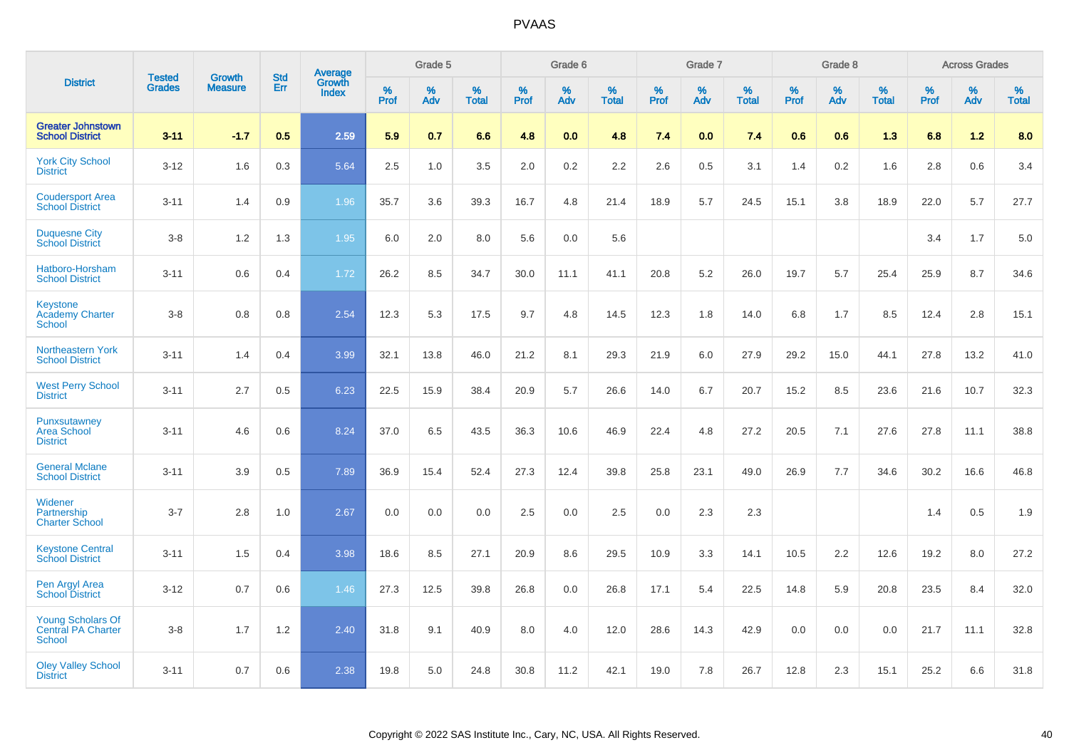# PVAAS

| District | Tested Grades | Growth Measure | Std Err | Average Growth Index | Grade 5 | | | Grade 6 | | | Grade 7 | | | Grade 8 | | | Across Grades | | |
|---|---|---|---|---|---|---|---|---|---|---|---|---|---|---|---|---|---|---|---|
| | | | | | % Prof | % Adv | % Total | % Prof | % Adv | % Total | % Prof | % Adv | % Total | % Prof | % Adv | % Total | % Prof | % Adv | % Total |
| **Greater Johnstown School District** | **3-11** | **-1.7** | **0.5** | **2.59** | **5.9** | **0.7** | **6.6** | **4.8** | **0.0** | **4.8** | **7.4** | **0.0** | **7.4** | **0.6** | **0.6** | **1.3** | **6.8** | **1.2** | **8.0** |
| York City School District | 3-12 | 1.6 | 0.3 | 5.64 | 2.5 | 1.0 | 3.5 | 2.0 | 0.2 | 2.2 | 2.6 | 0.5 | 3.1 | 1.4 | 0.2 | 1.6 | 2.8 | 0.6 | 3.4 |
| Coudersport Area School District | 3-11 | 1.4 | 0.9 | 1.96 | 35.7 | 3.6 | 39.3 | 16.7 | 4.8 | 21.4 | 18.9 | 5.7 | 24.5 | 15.1 | 3.8 | 18.9 | 22.0 | 5.7 | 27.7 |
| Duquesne City School District | 3-8 | 1.2 | 1.3 | 1.95 | 6.0 | 2.0 | 8.0 | 5.6 | 0.0 | 5.6 | | | | | | | 3.4 | 1.7 | 5.0 |
| Hatboro-Horsham School District | 3-11 | 0.6 | 0.4 | 1.72 | 26.2 | 8.5 | 34.7 | 30.0 | 11.1 | 41.1 | 20.8 | 5.2 | 26.0 | 19.7 | 5.7 | 25.4 | 25.9 | 8.7 | 34.6 |
| Keystone Academy Charter School | 3-8 | 0.8 | 0.8 | 2.54 | 12.3 | 5.3 | 17.5 | 9.7 | 4.8 | 14.5 | 12.3 | 1.8 | 14.0 | 6.8 | 1.7 | 8.5 | 12.4 | 2.8 | 15.1 |
| Northeastern York School District | 3-11 | 1.4 | 0.4 | 3.99 | 32.1 | 13.8 | 46.0 | 21.2 | 8.1 | 29.3 | 21.9 | 6.0 | 27.9 | 29.2 | 15.0 | 44.1 | 27.8 | 13.2 | 41.0 |
| West Perry School District | 3-11 | 2.7 | 0.5 | 6.23 | 22.5 | 15.9 | 38.4 | 20.9 | 5.7 | 26.6 | 14.0 | 6.7 | 20.7 | 15.2 | 8.5 | 23.6 | 21.6 | 10.7 | 32.3 |
| Punxsutawney Area School District | 3-11 | 4.6 | 0.6 | 8.24 | 37.0 | 6.5 | 43.5 | 36.3 | 10.6 | 46.9 | 22.4 | 4.8 | 27.2 | 20.5 | 7.1 | 27.6 | 27.8 | 11.1 | 38.8 |
| General Mclane School District | 3-11 | 3.9 | 0.5 | 7.89 | 36.9 | 15.4 | 52.4 | 27.3 | 12.4 | 39.8 | 25.8 | 23.1 | 49.0 | 26.9 | 7.7 | 34.6 | 30.2 | 16.6 | 46.8 |
| Widener Partnership Charter School | 3-7 | 2.8 | 1.0 | 2.67 | 0.0 | 0.0 | 0.0 | 2.5 | 0.0 | 2.5 | 0.0 | 2.3 | 2.3 | | | | 1.4 | 0.5 | 1.9 |
| Keystone Central School District | 3-11 | 1.5 | 0.4 | 3.98 | 18.6 | 8.5 | 27.1 | 20.9 | 8.6 | 29.5 | 10.9 | 3.3 | 14.1 | 10.5 | 2.2 | 12.6 | 19.2 | 8.0 | 27.2 |
| Pen Argyl Area School District | 3-12 | 0.7 | 0.6 | 1.46 | 27.3 | 12.5 | 39.8 | 26.8 | 0.0 | 26.8 | 17.1 | 5.4 | 22.5 | 14.8 | 5.9 | 20.8 | 23.5 | 8.4 | 32.0 |
| Young Scholars Of Central PA Charter School | 3-8 | 1.7 | 1.2 | 2.40 | 31.8 | 9.1 | 40.9 | 8.0 | 4.0 | 12.0 | 28.6 | 14.3 | 42.9 | 0.0 | 0.0 | 0.0 | 21.7 | 11.1 | 32.8 |
| Oley Valley School District | 3-11 | 0.7 | 0.6 | 2.38 | 19.8 | 5.0 | 24.8 | 30.8 | 11.2 | 42.1 | 19.0 | 7.8 | 26.7 | 12.8 | 2.3 | 15.1 | 25.2 | 6.6 | 31.8 |

Copyright © 2022 SAS Institute Inc., Cary, NC, USA. All Rights Reserved.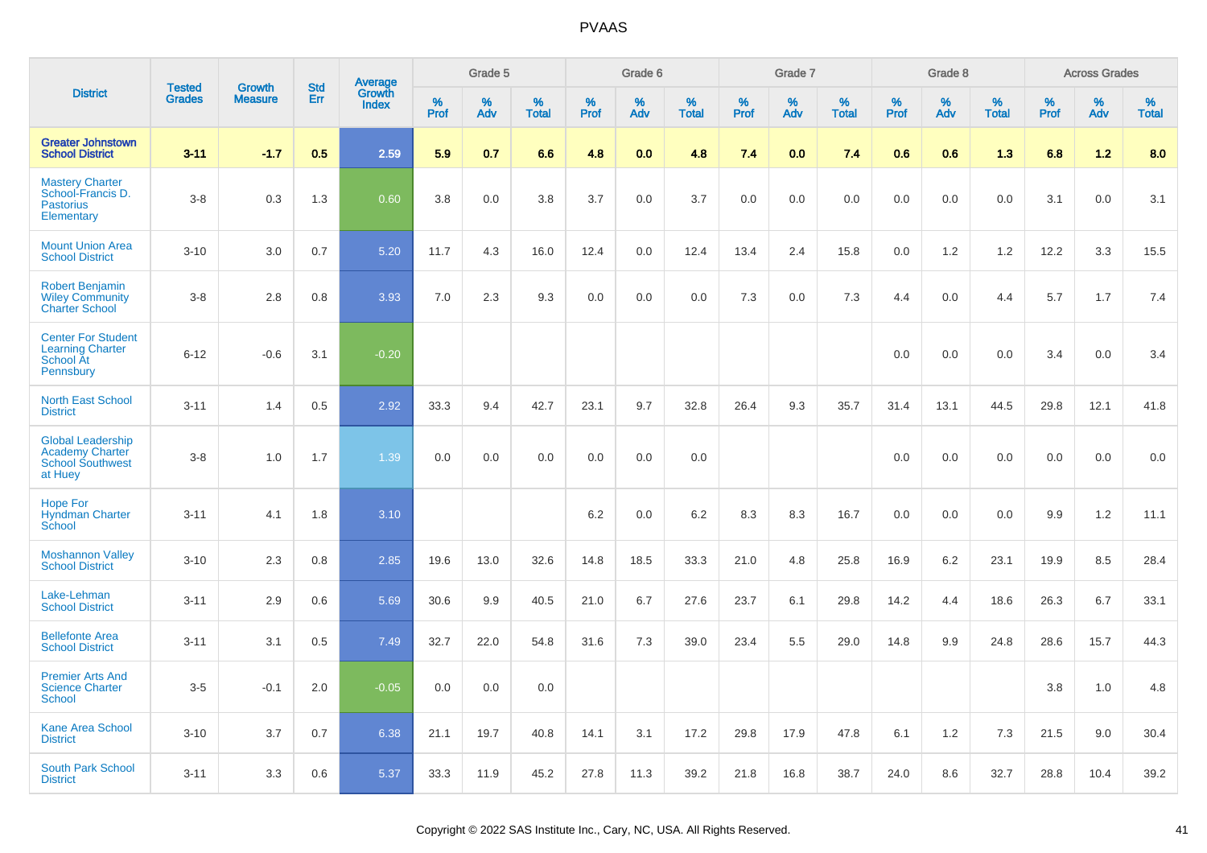# PVAAS

| District | Tested Grades | Growth Measure | Std Err | Average Growth Index | Grade 5 | | | Grade 6 | | | Grade 7 | | | Grade 8 | | | Across Grades | | |
|---|---|---|---|---|---|---|---|---|---|---|---|---|---|---|---|---|---|---|---|
| | | | | | % Prof | % Adv | % Total | % Prof | % Adv | % Total | % Prof | % Adv | % Total | % Prof | % Adv | % Total | % Prof | % Adv | % Total |
| **Greater Johnstown School District** | **3-11** | **-1.7** | **0.5** | **2.59** | **5.9** | **0.7** | **6.6** | **4.8** | **0.0** | **4.8** | **7.4** | **0.0** | **7.4** | **0.6** | **0.6** | **1.3** | **6.8** | **1.2** | **8.0** |
| Mastery Charter School-Francis D. Pastorius Elementary | 3-8 | 0.3 | 1.3 | 0.60 | 3.8 | 0.0 | 3.8 | 3.7 | 0.0 | 3.7 | 0.0 | 0.0 | 0.0 | 0.0 | 0.0 | 0.0 | 3.1 | 0.0 | 3.1 |
| Mount Union Area School District | 3-10 | 3.0 | 0.7 | 5.20 | 11.7 | 4.3 | 16.0 | 12.4 | 0.0 | 12.4 | 13.4 | 2.4 | 15.8 | 0.0 | 1.2 | 1.2 | 12.2 | 3.3 | 15.5 |
| Robert Benjamin Wiley Community Charter School | 3-8 | 2.8 | 0.8 | 3.93 | 7.0 | 2.3 | 9.3 | 0.0 | 0.0 | 0.0 | 7.3 | 0.0 | 7.3 | 4.4 | 0.0 | 4.4 | 5.7 | 1.7 | 7.4 |
| Center For Student Learning Charter School At Pennsbury | 6-12 | -0.6 | 3.1 | -0.20 | | | | | | | | | | 0.0 | 0.0 | 0.0 | 3.4 | 0.0 | 3.4 |
| North East School District | 3-11 | 1.4 | 0.5 | 2.92 | 33.3 | 9.4 | 42.7 | 23.1 | 9.7 | 32.8 | 26.4 | 9.3 | 35.7 | 31.4 | 13.1 | 44.5 | 29.8 | 12.1 | 41.8 |
| Global Leadership Academy Charter School Southwest at Huey | 3-8 | 1.0 | 1.7 | 1.39 | 0.0 | 0.0 | 0.0 | 0.0 | 0.0 | 0.0 | | | | 0.0 | 0.0 | 0.0 | 0.0 | 0.0 | 0.0 |
| Hope For Hyndman Charter School | 3-11 | 4.1 | 1.8 | 3.10 | | | | 6.2 | 0.0 | 6.2 | 8.3 | 8.3 | 16.7 | 0.0 | 0.0 | 0.0 | 9.9 | 1.2 | 11.1 |
| Moshannon Valley School District | 3-10 | 2.3 | 0.8 | 2.85 | 19.6 | 13.0 | 32.6 | 14.8 | 18.5 | 33.3 | 21.0 | 4.8 | 25.8 | 16.9 | 6.2 | 23.1 | 19.9 | 8.5 | 28.4 |
| Lake-Lehman School District | 3-11 | 2.9 | 0.6 | 5.69 | 30.6 | 9.9 | 40.5 | 21.0 | 6.7 | 27.6 | 23.7 | 6.1 | 29.8 | 14.2 | 4.4 | 18.6 | 26.3 | 6.7 | 33.1 |
| Bellefonte Area School District | 3-11 | 3.1 | 0.5 | 7.49 | 32.7 | 22.0 | 54.8 | 31.6 | 7.3 | 39.0 | 23.4 | 5.5 | 29.0 | 14.8 | 9.9 | 24.8 | 28.6 | 15.7 | 44.3 |
| Premier Arts And Science Charter School | 3-5 | -0.1 | 2.0 | -0.05 | 0.0 | 0.0 | 0.0 | | | | | | | | | | 3.8 | 1.0 | 4.8 |
| Kane Area School District | 3-10 | 3.7 | 0.7 | 6.38 | 21.1 | 19.7 | 40.8 | 14.1 | 3.1 | 17.2 | 29.8 | 17.9 | 47.8 | 6.1 | 1.2 | 7.3 | 21.5 | 9.0 | 30.4 |
| South Park School District | 3-11 | 3.3 | 0.6 | 5.37 | 33.3 | 11.9 | 45.2 | 27.8 | 11.3 | 39.2 | 21.8 | 16.8 | 38.7 | 24.0 | 8.6 | 32.7 | 28.8 | 10.4 | 39.2 |

Copyright © 2022 SAS Institute Inc., Cary, NC, USA. All Rights Reserved.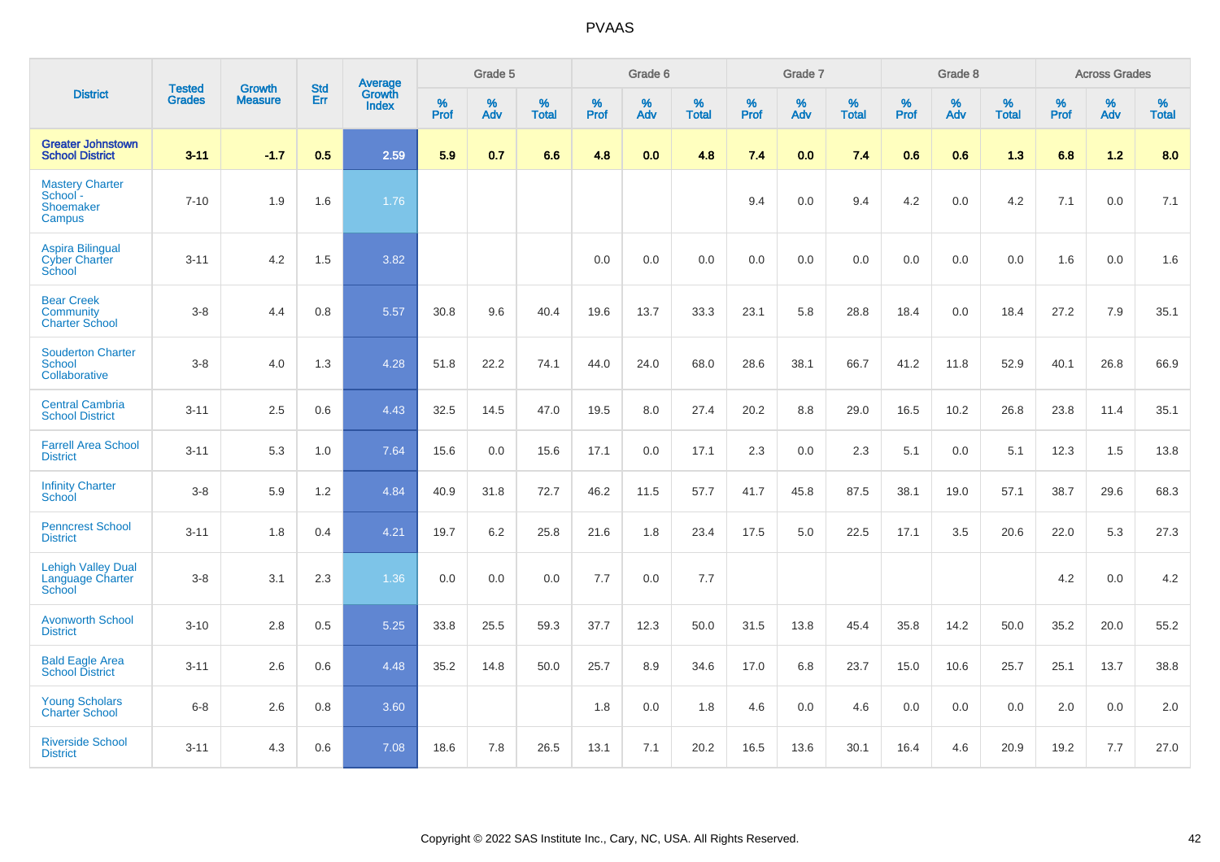# PVAAS

| District | Tested Grades | Growth Measure | Std Err | Average Growth Index | Grade 5 | | | Grade 6 | | | Grade 7 | | | Grade 8 | | | Across Grades | | |
|---|---|---|---|---|---|---|---|---|---|---|---|---|---|---|---|---|---|---|---|
| | | | | | % Prof | % Adv | % Total | % Prof | % Adv | % Total | % Prof | % Adv | % Total | % Prof | % Adv | % Total | % Prof | % Adv | % Total |
| **Greater Johnstown School District** | **3-11** | **-1.7** | **0.5** | **2.59** | **5.9** | **0.7** | **6.6** | **4.8** | **0.0** | **4.8** | **7.4** | **0.0** | **7.4** | **0.6** | **0.6** | **1.3** | **6.8** | **1.2** | **8.0** |
| Mastery Charter School - Shoemaker Campus | 7-10 | 1.9 | 1.6 | 1.76 | | | | | | | 9.4 | 0.0 | 9.4 | 4.2 | 0.0 | 4.2 | 7.1 | 0.0 | 7.1 |
| Aspira Bilingual Cyber Charter School | 3-11 | 4.2 | 1.5 | 3.82 | | | | 0.0 | 0.0 | 0.0 | 0.0 | 0.0 | 0.0 | 0.0 | 0.0 | 0.0 | 1.6 | 0.0 | 1.6 |
| Bear Creek Community Charter School | 3-8 | 4.4 | 0.8 | 5.57 | 30.8 | 9.6 | 40.4 | 19.6 | 13.7 | 33.3 | 23.1 | 5.8 | 28.8 | 18.4 | 0.0 | 18.4 | 27.2 | 7.9 | 35.1 |
| Souderton Charter School Collaborative | 3-8 | 4.0 | 1.3 | 4.28 | 51.8 | 22.2 | 74.1 | 44.0 | 24.0 | 68.0 | 28.6 | 38.1 | 66.7 | 41.2 | 11.8 | 52.9 | 40.1 | 26.8 | 66.9 |
| Central Cambria School District | 3-11 | 2.5 | 0.6 | 4.43 | 32.5 | 14.5 | 47.0 | 19.5 | 8.0 | 27.4 | 20.2 | 8.8 | 29.0 | 16.5 | 10.2 | 26.8 | 23.8 | 11.4 | 35.1 |
| Farrell Area School District | 3-11 | 5.3 | 1.0 | 7.64 | 15.6 | 0.0 | 15.6 | 17.1 | 0.0 | 17.1 | 2.3 | 0.0 | 2.3 | 5.1 | 0.0 | 5.1 | 12.3 | 1.5 | 13.8 |
| Infinity Charter School | 3-8 | 5.9 | 1.2 | 4.84 | 40.9 | 31.8 | 72.7 | 46.2 | 11.5 | 57.7 | 41.7 | 45.8 | 87.5 | 38.1 | 19.0 | 57.1 | 38.7 | 29.6 | 68.3 |
| Penncrest School District | 3-11 | 1.8 | 0.4 | 4.21 | 19.7 | 6.2 | 25.8 | 21.6 | 1.8 | 23.4 | 17.5 | 5.0 | 22.5 | 17.1 | 3.5 | 20.6 | 22.0 | 5.3 | 27.3 |
| Lehigh Valley Dual Language Charter School | 3-8 | 3.1 | 2.3 | 1.36 | 0.0 | 0.0 | 0.0 | 7.7 | 0.0 | 7.7 | | | | | | | 4.2 | 0.0 | 4.2 |
| Avonworth School District | 3-10 | 2.8 | 0.5 | 5.25 | 33.8 | 25.5 | 59.3 | 37.7 | 12.3 | 50.0 | 31.5 | 13.8 | 45.4 | 35.8 | 14.2 | 50.0 | 35.2 | 20.0 | 55.2 |
| Bald Eagle Area School District | 3-11 | 2.6 | 0.6 | 4.48 | 35.2 | 14.8 | 50.0 | 25.7 | 8.9 | 34.6 | 17.0 | 6.8 | 23.7 | 15.0 | 10.6 | 25.7 | 25.1 | 13.7 | 38.8 |
| Young Scholars Charter School | 6-8 | 2.6 | 0.8 | 3.60 | | | | 1.8 | 0.0 | 1.8 | 4.6 | 0.0 | 4.6 | 0.0 | 0.0 | 0.0 | 2.0 | 0.0 | 2.0 |
| Riverside School District | 3-11 | 4.3 | 0.6 | 7.08 | 18.6 | 7.8 | 26.5 | 13.1 | 7.1 | 20.2 | 16.5 | 13.6 | 30.1 | 16.4 | 4.6 | 20.9 | 19.2 | 7.7 | 27.0 |

Copyright © 2022 SAS Institute Inc., Cary, NC, USA. All Rights Reserved.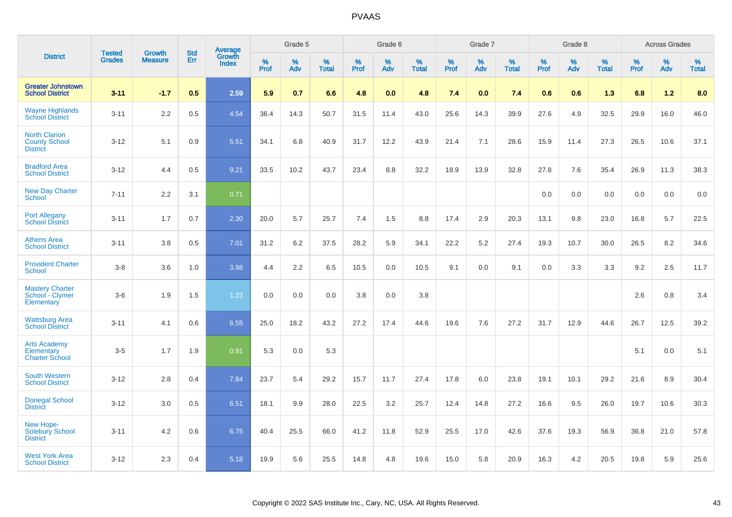| District | Tested Grades | Growth Measure | Std Err | Average Growth Index | Grade 5 | | | Grade 6 | | | Grade 7 | | | Grade 8 | | | Across Grades | | |
|---|---|---|---|---|---|---|---|---|---|---|---|---|---|---|---|---|---|---|---|
| | | | | | % Prof | % Adv | % Total | % Prof | % Adv | % Total | % Prof | % Adv | % Total | % Prof | % Adv | % Total | % Prof | % Adv | % Total |
| **Greater Johnstown School District** | **3-11** | **-1.7** | **0.5** | **2.59** | **5.9** | **0.7** | **6.6** | **4.8** | **0.0** | **4.8** | **7.4** | **0.0** | **7.4** | **0.6** | **0.6** | **1.3** | **6.8** | **1.2** | **8.0** |
| Wayne Highlands School District | 3-11 | 2.2 | 0.5 | 4.54 | 36.4 | 14.3 | 50.7 | 31.5 | 11.4 | 43.0 | 25.6 | 14.3 | 39.9 | 27.6 | 4.9 | 32.5 | 29.9 | 16.0 | 46.0 |
| North Clarion County School District | 3-12 | 5.1 | 0.9 | 5.51 | 34.1 | 6.8 | 40.9 | 31.7 | 12.2 | 43.9 | 21.4 | 7.1 | 28.6 | 15.9 | 11.4 | 27.3 | 26.5 | 10.6 | 37.1 |
| Bradford Area School District | 3-12 | 4.4 | 0.5 | 9.21 | 33.5 | 10.2 | 43.7 | 23.4 | 8.8 | 32.2 | 18.9 | 13.9 | 32.8 | 27.8 | 7.6 | 35.4 | 26.9 | 11.3 | 38.3 |
| New Day Charter School | 7-11 | 2.2 | 3.1 | 0.71 | | | | | | | | | | 0.0 | 0.0 | 0.0 | 0.0 | 0.0 | 0.0 |
| Port Allegany School District | 3-11 | 1.7 | 0.7 | 2.30 | 20.0 | 5.7 | 25.7 | 7.4 | 1.5 | 8.8 | 17.4 | 2.9 | 20.3 | 13.1 | 9.8 | 23.0 | 16.8 | 5.7 | 22.5 |
| Athens Area School District | 3-11 | 3.8 | 0.5 | 7.01 | 31.2 | 6.2 | 37.5 | 28.2 | 5.9 | 34.1 | 22.2 | 5.2 | 27.4 | 19.3 | 10.7 | 30.0 | 26.5 | 8.2 | 34.6 |
| Provident Charter School | 3-8 | 3.6 | 1.0 | 3.98 | 4.4 | 2.2 | 6.5 | 10.5 | 0.0 | 10.5 | 9.1 | 0.0 | 9.1 | 0.0 | 3.3 | 3.3 | 9.2 | 2.5 | 11.7 |
| Mastery Charter School - Clymer Elementary | 3-6 | 1.9 | 1.5 | 1.23 | 0.0 | 0.0 | 0.0 | 3.8 | 0.0 | 3.8 | | | | | | | 2.6 | 0.8 | 3.4 |
| Wattsburg Area School District | 3-11 | 4.1 | 0.6 | 6.55 | 25.0 | 18.2 | 43.2 | 27.2 | 17.4 | 44.6 | 19.6 | 7.6 | 27.2 | 31.7 | 12.9 | 44.6 | 26.7 | 12.5 | 39.2 |
| Arts Academy Elementary Charter School | 3-5 | 1.7 | 1.9 | 0.91 | 5.3 | 0.0 | 5.3 | | | | | | | | | | 5.1 | 0.0 | 5.1 |
| South Western School District | 3-12 | 2.8 | 0.4 | 7.84 | 23.7 | 5.4 | 29.2 | 15.7 | 11.7 | 27.4 | 17.8 | 6.0 | 23.8 | 19.1 | 10.1 | 29.2 | 21.6 | 8.9 | 30.4 |
| Donegal School District | 3-12 | 3.0 | 0.5 | 6.51 | 18.1 | 9.9 | 28.0 | 22.5 | 3.2 | 25.7 | 12.4 | 14.8 | 27.2 | 16.6 | 9.5 | 26.0 | 19.7 | 10.6 | 30.3 |
| New Hope-Solebury School District | 3-11 | 4.2 | 0.6 | 6.75 | 40.4 | 25.5 | 66.0 | 41.2 | 11.8 | 52.9 | 25.5 | 17.0 | 42.6 | 37.6 | 19.3 | 56.9 | 36.8 | 21.0 | 57.8 |
| West York Area School District | 3-12 | 2.3 | 0.4 | 5.18 | 19.9 | 5.6 | 25.5 | 14.8 | 4.8 | 19.6 | 15.0 | 5.8 | 20.9 | 16.3 | 4.2 | 20.5 | 19.8 | 5.9 | 25.6 |

Copyright © 2022 SAS Institute Inc., Cary, NC, USA. All Rights Reserved.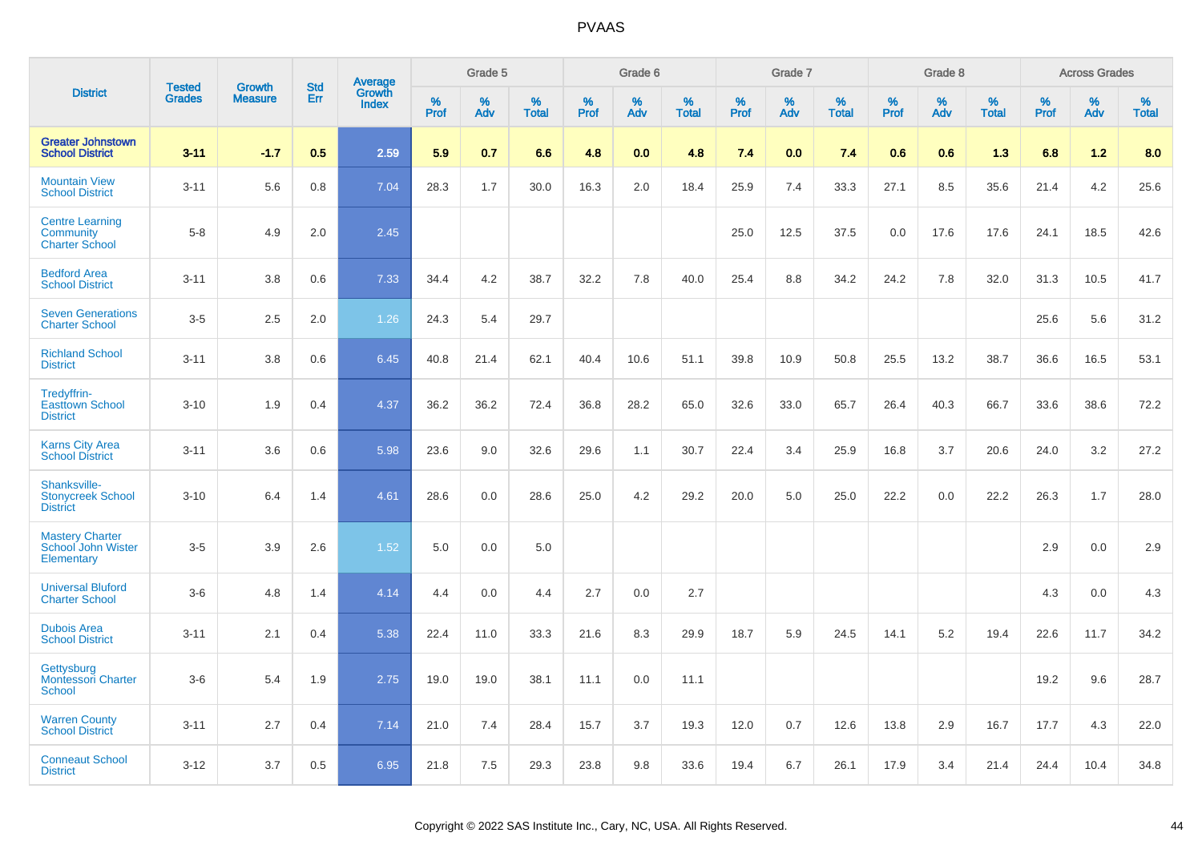# PVAAS

| District | Tested Grades | Growth Measure | Std Err | Average Growth Index | Grade 5 | | | Grade 6 | | | Grade 7 | | | Grade 8 | | | Across Grades | | |
|---|---|---|---|---|---|---|---|---|---|---|---|---|---|---|---|---|---|---|---|
| | | | | | % Prof | % Adv | % Total | % Prof | % Adv | % Total | % Prof | % Adv | % Total | % Prof | % Adv | % Total | % Prof | % Adv | % Total |
| **Greater Johnstown School District** | **3-11** | **-1.7** | **0.5** | **2.59** | **5.9** | **0.7** | **6.6** | **4.8** | **0.0** | **4.8** | **7.4** | **0.0** | **7.4** | **0.6** | **0.6** | **1.3** | **6.8** | **1.2** | **8.0** |
| Mountain View School District | 3-11 | 5.6 | 0.8 | 7.04 | 28.3 | 1.7 | 30.0 | 16.3 | 2.0 | 18.4 | 25.9 | 7.4 | 33.3 | 27.1 | 8.5 | 35.6 | 21.4 | 4.2 | 25.6 |
| Centre Learning Community Charter School | 5-8 | 4.9 | 2.0 | 2.45 | | | | | | | 25.0 | 12.5 | 37.5 | 0.0 | 17.6 | 17.6 | 24.1 | 18.5 | 42.6 |
| Bedford Area School District | 3-11 | 3.8 | 0.6 | 7.33 | 34.4 | 4.2 | 38.7 | 32.2 | 7.8 | 40.0 | 25.4 | 8.8 | 34.2 | 24.2 | 7.8 | 32.0 | 31.3 | 10.5 | 41.7 |
| Seven Generations Charter School | 3-5 | 2.5 | 2.0 | 1.26 | 24.3 | 5.4 | 29.7 | | | | | | | | | | 25.6 | 5.6 | 31.2 |
| Richland School District | 3-11 | 3.8 | 0.6 | 6.45 | 40.8 | 21.4 | 62.1 | 40.4 | 10.6 | 51.1 | 39.8 | 10.9 | 50.8 | 25.5 | 13.2 | 38.7 | 36.6 | 16.5 | 53.1 |
| Tredyffrin-Easttown School District | 3-10 | 1.9 | 0.4 | 4.37 | 36.2 | 36.2 | 72.4 | 36.8 | 28.2 | 65.0 | 32.6 | 33.0 | 65.7 | 26.4 | 40.3 | 66.7 | 33.6 | 38.6 | 72.2 |
| Karns City Area School District | 3-11 | 3.6 | 0.6 | 5.98 | 23.6 | 9.0 | 32.6 | 29.6 | 1.1 | 30.7 | 22.4 | 3.4 | 25.9 | 16.8 | 3.7 | 20.6 | 24.0 | 3.2 | 27.2 |
| Shanksville-Stonycreek School District | 3-10 | 6.4 | 1.4 | 4.61 | 28.6 | 0.0 | 28.6 | 25.0 | 4.2 | 29.2 | 20.0 | 5.0 | 25.0 | 22.2 | 0.0 | 22.2 | 26.3 | 1.7 | 28.0 |
| Mastery Charter School John Wister Elementary | 3-5 | 3.9 | 2.6 | 1.52 | 5.0 | 0.0 | 5.0 | | | | | | | | | | 2.9 | 0.0 | 2.9 |
| Universal Bluford Charter School | 3-6 | 4.8 | 1.4 | 4.14 | 4.4 | 0.0 | 4.4 | 2.7 | 0.0 | 2.7 | | | | | | | 4.3 | 0.0 | 4.3 |
| Dubois Area School District | 3-11 | 2.1 | 0.4 | 5.38 | 22.4 | 11.0 | 33.3 | 21.6 | 8.3 | 29.9 | 18.7 | 5.9 | 24.5 | 14.1 | 5.2 | 19.4 | 22.6 | 11.7 | 34.2 |
| Gettysburg Montessori Charter School | 3-6 | 5.4 | 1.9 | 2.75 | 19.0 | 19.0 | 38.1 | 11.1 | 0.0 | 11.1 | | | | | | | 19.2 | 9.6 | 28.7 |
| Warren County School District | 3-11 | 2.7 | 0.4 | 7.14 | 21.0 | 7.4 | 28.4 | 15.7 | 3.7 | 19.3 | 12.0 | 0.7 | 12.6 | 13.8 | 2.9 | 16.7 | 17.7 | 4.3 | 22.0 |
| Conneaut School District | 3-12 | 3.7 | 0.5 | 6.95 | 21.8 | 7.5 | 29.3 | 23.8 | 9.8 | 33.6 | 19.4 | 6.7 | 26.1 | 17.9 | 3.4 | 21.4 | 24.4 | 10.4 | 34.8 |

Copyright © 2022 SAS Institute Inc., Cary, NC, USA. All Rights Reserved.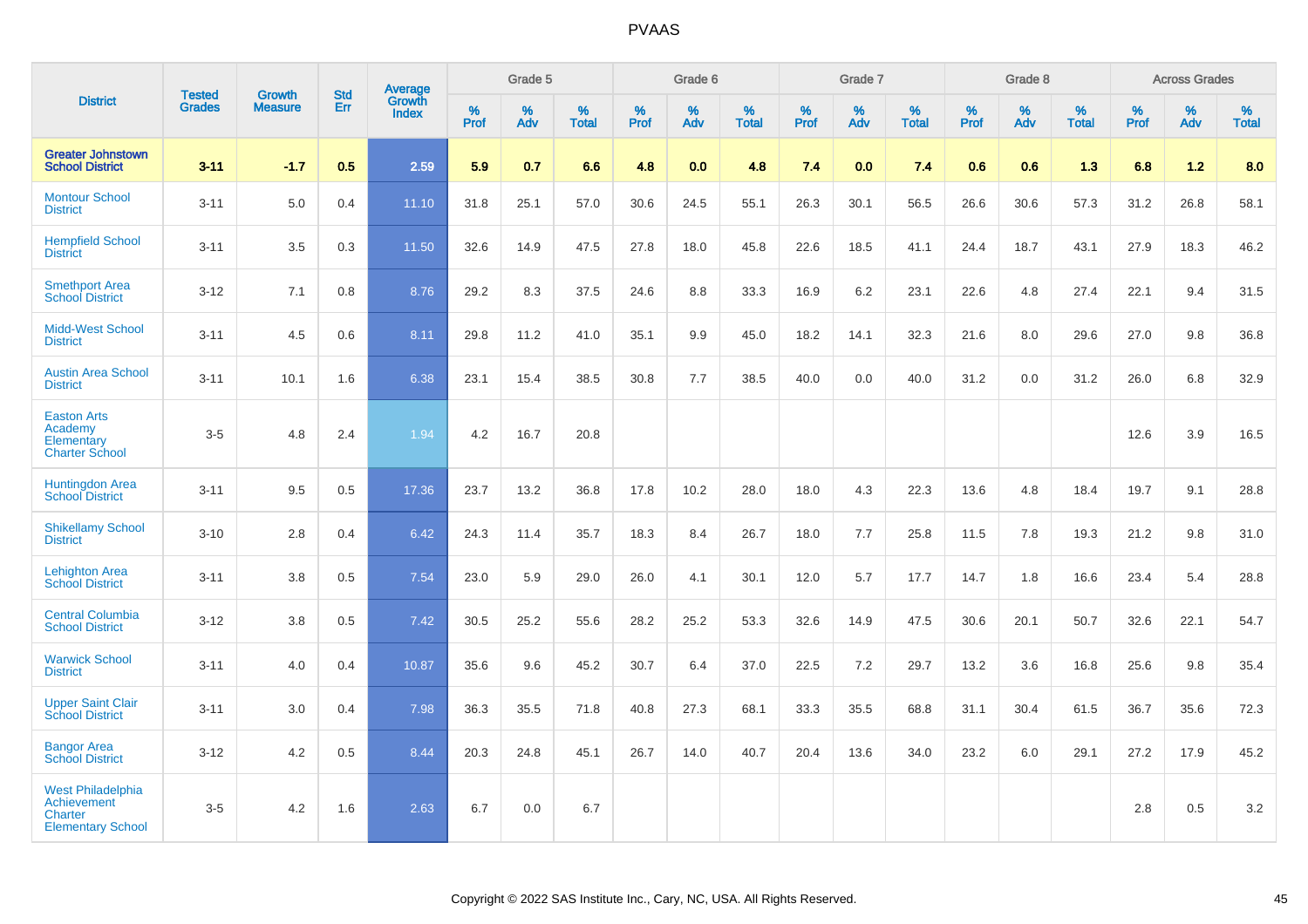# PVAAS

| District | Tested Grades | Growth Measure | Std Err | Average Growth Index | Grade 5 | | | Grade 6 | | | Grade 7 | | | Grade 8 | | | Across Grades | | |
|---|---|---|---|---|---|---|---|---|---|---|---|---|---|---|---|---|---|---|---|
| | | | | | % Prof | % Adv | % Total | % Prof | % Adv | % Total | % Prof | % Adv | % Total | % Prof | % Adv | % Total | % Prof | % Adv | % Total |
| **Greater Johnstown School District** | **3-11** | **-1.7** | **0.5** | **2.59** | **5.9** | **0.7** | **6.6** | **4.8** | **0.0** | **4.8** | **7.4** | **0.0** | **7.4** | **0.6** | **0.6** | **1.3** | **6.8** | **1.2** | **8.0** |
| Montour School District | 3-11 | 5.0 | 0.4 | 11.10 | 31.8 | 25.1 | 57.0 | 30.6 | 24.5 | 55.1 | 26.3 | 30.1 | 56.5 | 26.6 | 30.6 | 57.3 | 31.2 | 26.8 | 58.1 |
| Hempfield School District | 3-11 | 3.5 | 0.3 | 11.50 | 32.6 | 14.9 | 47.5 | 27.8 | 18.0 | 45.8 | 22.6 | 18.5 | 41.1 | 24.4 | 18.7 | 43.1 | 27.9 | 18.3 | 46.2 |
| Smethport Area School District | 3-12 | 7.1 | 0.8 | 8.76 | 29.2 | 8.3 | 37.5 | 24.6 | 8.8 | 33.3 | 16.9 | 6.2 | 23.1 | 22.6 | 4.8 | 27.4 | 22.1 | 9.4 | 31.5 |
| Midd-West School District | 3-11 | 4.5 | 0.6 | 8.11 | 29.8 | 11.2 | 41.0 | 35.1 | 9.9 | 45.0 | 18.2 | 14.1 | 32.3 | 21.6 | 8.0 | 29.6 | 27.0 | 9.8 | 36.8 |
| Austin Area School District | 3-11 | 10.1 | 1.6 | 6.38 | 23.1 | 15.4 | 38.5 | 30.8 | 7.7 | 38.5 | 40.0 | 0.0 | 40.0 | 31.2 | 0.0 | 31.2 | 26.0 | 6.8 | 32.9 |
| Easton Arts Academy Elementary Charter School | 3-5 | 4.8 | 2.4 | 1.94 | 4.2 | 16.7 | 20.8 | | | | | | | | | | 12.6 | 3.9 | 16.5 |
| Huntingdon Area School District | 3-11 | 9.5 | 0.5 | 17.36 | 23.7 | 13.2 | 36.8 | 17.8 | 10.2 | 28.0 | 18.0 | 4.3 | 22.3 | 13.6 | 4.8 | 18.4 | 19.7 | 9.1 | 28.8 |
| Shikellamy School District | 3-10 | 2.8 | 0.4 | 6.42 | 24.3 | 11.4 | 35.7 | 18.3 | 8.4 | 26.7 | 18.0 | 7.7 | 25.8 | 11.5 | 7.8 | 19.3 | 21.2 | 9.8 | 31.0 |
| Lehighton Area School District | 3-11 | 3.8 | 0.5 | 7.54 | 23.0 | 5.9 | 29.0 | 26.0 | 4.1 | 30.1 | 12.0 | 5.7 | 17.7 | 14.7 | 1.8 | 16.6 | 23.4 | 5.4 | 28.8 |
| Central Columbia School District | 3-12 | 3.8 | 0.5 | 7.42 | 30.5 | 25.2 | 55.6 | 28.2 | 25.2 | 53.3 | 32.6 | 14.9 | 47.5 | 30.6 | 20.1 | 50.7 | 32.6 | 22.1 | 54.7 |
| Warwick School District | 3-11 | 4.0 | 0.4 | 10.87 | 35.6 | 9.6 | 45.2 | 30.7 | 6.4 | 37.0 | 22.5 | 7.2 | 29.7 | 13.2 | 3.6 | 16.8 | 25.6 | 9.8 | 35.4 |
| Upper Saint Clair School District | 3-11 | 3.0 | 0.4 | 7.98 | 36.3 | 35.5 | 71.8 | 40.8 | 27.3 | 68.1 | 33.3 | 35.5 | 68.8 | 31.1 | 30.4 | 61.5 | 36.7 | 35.6 | 72.3 |
| Bangor Area School District | 3-12 | 4.2 | 0.5 | 8.44 | 20.3 | 24.8 | 45.1 | 26.7 | 14.0 | 40.7 | 20.4 | 13.6 | 34.0 | 23.2 | 6.0 | 29.1 | 27.2 | 17.9 | 45.2 |
| West Philadelphia Achievement Charter Elementary School | 3-5 | 4.2 | 1.6 | 2.63 | 6.7 | 0.0 | 6.7 | | | | | | | | | | 2.8 | 0.5 | 3.2 |

Copyright © 2022 SAS Institute Inc., Cary, NC, USA. All Rights Reserved.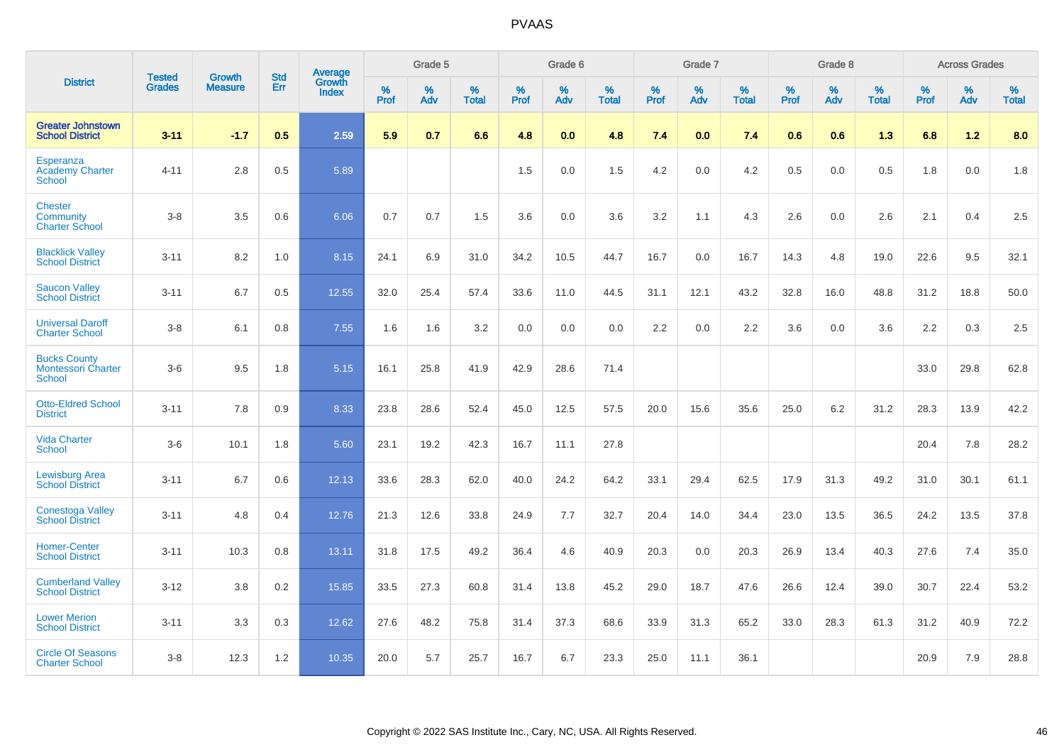# PVAAS

| District | Tested Grades | Growth Measure | Std Err | Average Growth Index | Grade 5 | | | Grade 6 | | | Grade 7 | | | Grade 8 | | | Across Grades | | |
|---|---|---|---|---|---|---|---|---|---|---|---|---|---|---|---|---|---|---|---|
| | | | | | % Prof | % Adv | % Total | % Prof | % Adv | % Total | % Prof | % Adv | % Total | % Prof | % Adv | % Total | % Prof | % Adv | % Total |
| **Greater Johnstown School District** | **3-11** | **-1.7** | **0.5** | **2.59** | **5.9** | **0.7** | **6.6** | **4.8** | **0.0** | **4.8** | **7.4** | **0.0** | **7.4** | **0.6** | **0.6** | **1.3** | **6.8** | **1.2** | **8.0** |
| Esperanza Academy Charter School | 4-11 | 2.8 | 0.5 | 5.89 | | | | 1.5 | 0.0 | 1.5 | 4.2 | 0.0 | 4.2 | 0.5 | 0.0 | 0.5 | 1.8 | 0.0 | 1.8 |
| Chester Community Charter School | 3-8 | 3.5 | 0.6 | 6.06 | 0.7 | 0.7 | 1.5 | 3.6 | 0.0 | 3.6 | 3.2 | 1.1 | 4.3 | 2.6 | 0.0 | 2.6 | 2.1 | 0.4 | 2.5 |
| Blacklick Valley School District | 3-11 | 8.2 | 1.0 | 8.15 | 24.1 | 6.9 | 31.0 | 34.2 | 10.5 | 44.7 | 16.7 | 0.0 | 16.7 | 14.3 | 4.8 | 19.0 | 22.6 | 9.5 | 32.1 |
| Saucon Valley School District | 3-11 | 6.7 | 0.5 | 12.55 | 32.0 | 25.4 | 57.4 | 33.6 | 11.0 | 44.5 | 31.1 | 12.1 | 43.2 | 32.8 | 16.0 | 48.8 | 31.2 | 18.8 | 50.0 |
| Universal Daroff Charter School | 3-8 | 6.1 | 0.8 | 7.55 | 1.6 | 1.6 | 3.2 | 0.0 | 0.0 | 0.0 | 2.2 | 0.0 | 2.2 | 3.6 | 0.0 | 3.6 | 2.2 | 0.3 | 2.5 |
| Bucks County Montessori Charter School | 3-6 | 9.5 | 1.8 | 5.15 | 16.1 | 25.8 | 41.9 | 42.9 | 28.6 | 71.4 | | | | | | | 33.0 | 29.8 | 62.8 |
| Otto-Eldred School District | 3-11 | 7.8 | 0.9 | 8.33 | 23.8 | 28.6 | 52.4 | 45.0 | 12.5 | 57.5 | 20.0 | 15.6 | 35.6 | 25.0 | 6.2 | 31.2 | 28.3 | 13.9 | 42.2 |
| Vida Charter School | 3-6 | 10.1 | 1.8 | 5.60 | 23.1 | 19.2 | 42.3 | 16.7 | 11.1 | 27.8 | | | | | | | 20.4 | 7.8 | 28.2 |
| Lewisburg Area School District | 3-11 | 6.7 | 0.6 | 12.13 | 33.6 | 28.3 | 62.0 | 40.0 | 24.2 | 64.2 | 33.1 | 29.4 | 62.5 | 17.9 | 31.3 | 49.2 | 31.0 | 30.1 | 61.1 |
| Conestoga Valley School District | 3-11 | 4.8 | 0.4 | 12.76 | 21.3 | 12.6 | 33.8 | 24.9 | 7.7 | 32.7 | 20.4 | 14.0 | 34.4 | 23.0 | 13.5 | 36.5 | 24.2 | 13.5 | 37.8 |
| Homer-Center School District | 3-11 | 10.3 | 0.8 | 13.11 | 31.8 | 17.5 | 49.2 | 36.4 | 4.6 | 40.9 | 20.3 | 0.0 | 20.3 | 26.9 | 13.4 | 40.3 | 27.6 | 7.4 | 35.0 |
| Cumberland Valley School District | 3-12 | 3.8 | 0.2 | 15.85 | 33.5 | 27.3 | 60.8 | 31.4 | 13.8 | 45.2 | 29.0 | 18.7 | 47.6 | 26.6 | 12.4 | 39.0 | 30.7 | 22.4 | 53.2 |
| Lower Merion School District | 3-11 | 3.3 | 0.3 | 12.62 | 27.6 | 48.2 | 75.8 | 31.4 | 37.3 | 68.6 | 33.9 | 31.3 | 65.2 | 33.0 | 28.3 | 61.3 | 31.2 | 40.9 | 72.2 |
| Circle Of Seasons Charter School | 3-8 | 12.3 | 1.2 | 10.35 | 20.0 | 5.7 | 25.7 | 16.7 | 6.7 | 23.3 | 25.0 | 11.1 | 36.1 | | | | 20.9 | 7.9 | 28.8 |

Copyright © 2022 SAS Institute Inc., Cary, NC, USA. All Rights Reserved.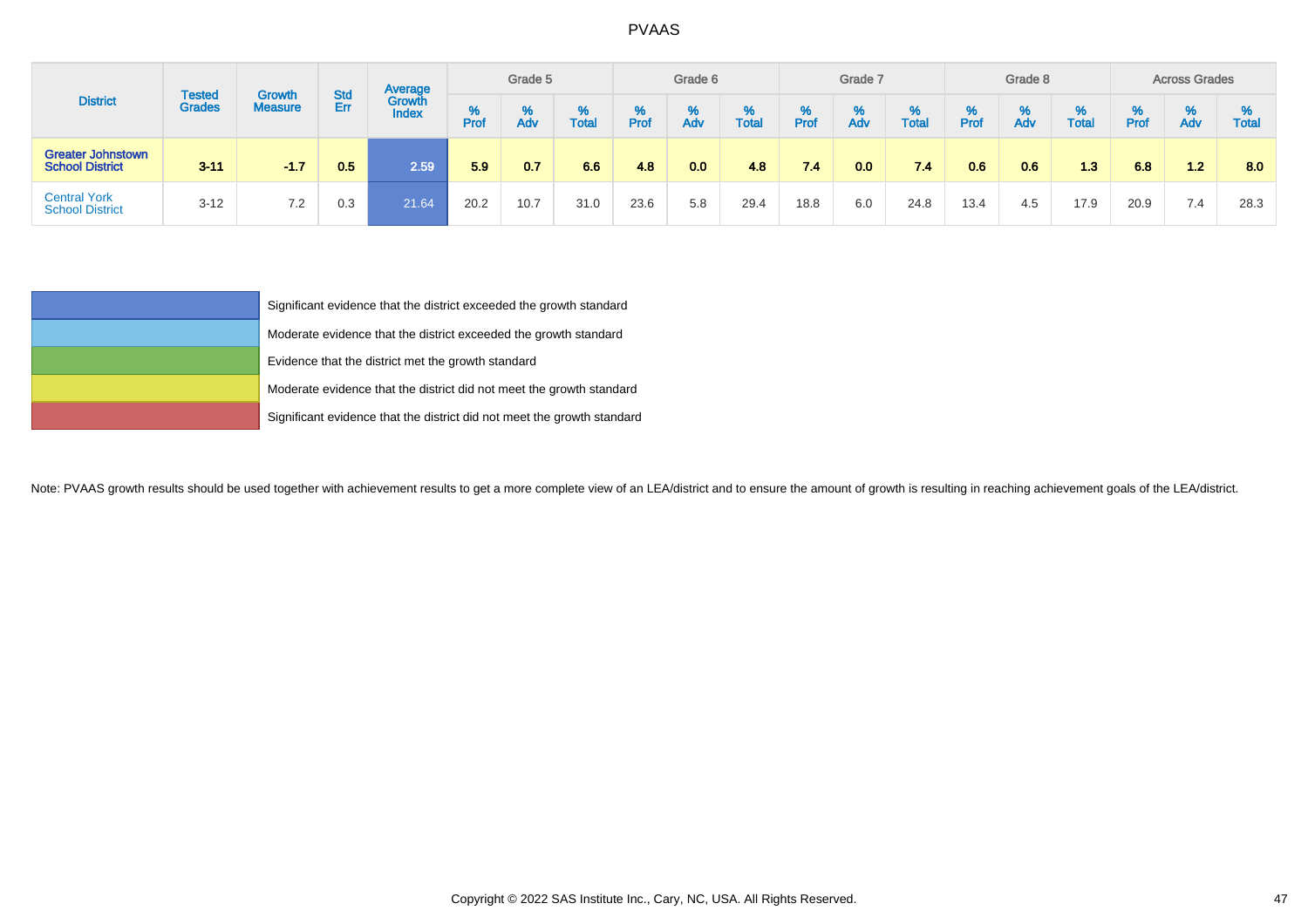PVAAS

| District | Tested Grades | Growth Measure | Std Err | Average Growth Index | Grade 5 | | | Grade 6 | | | Grade 7 | | | Grade 8 | | | Across Grades | | |
|---|---|---|---|---|---|---|---|---|---|---|---|---|---|---|---|---|---|---|---|
| | | | | | % Prof | % Adv | % Total | % Prof | % Adv | % Total | % Prof | % Adv | % Total | % Prof | % Adv | % Total | % Prof | % Adv | % Total |
| **Greater Johnstown School District** | **3-11** | **-1.7** | **0.5** | **2.59** | **5.9** | **0.7** | **6.6** | **4.8** | **0.0** | **4.8** | **7.4** | **0.0** | **7.4** | **0.6** | **0.6** | **1.3** | **6.8** | **1.2** | **8.0** |
| Central York School District | 3-12 | 7.2 | 0.3 | 21.64 | 20.2 | 10.7 | 31.0 | 23.6 | 5.8 | 29.4 | 18.8 | 6.0 | 24.8 | 13.4 | 4.5 | 17.9 | 20.9 | 7.4 | 28.3 |

Significant evidence that the district exceeded the growth standard

Moderate evidence that the district exceeded the growth standard

Evidence that the district met the growth standard

Moderate evidence that the district did not meet the growth standard

Significant evidence that the district did not meet the growth standard

Note: PVAAS growth results should be used together with achievement results to get a more complete view of an LEA/district and to ensure the amount of growth is resulting in reaching achievement goals of the LEA/district.

Copyright © 2022 SAS Institute Inc., Cary, NC, USA. All Rights Reserved.